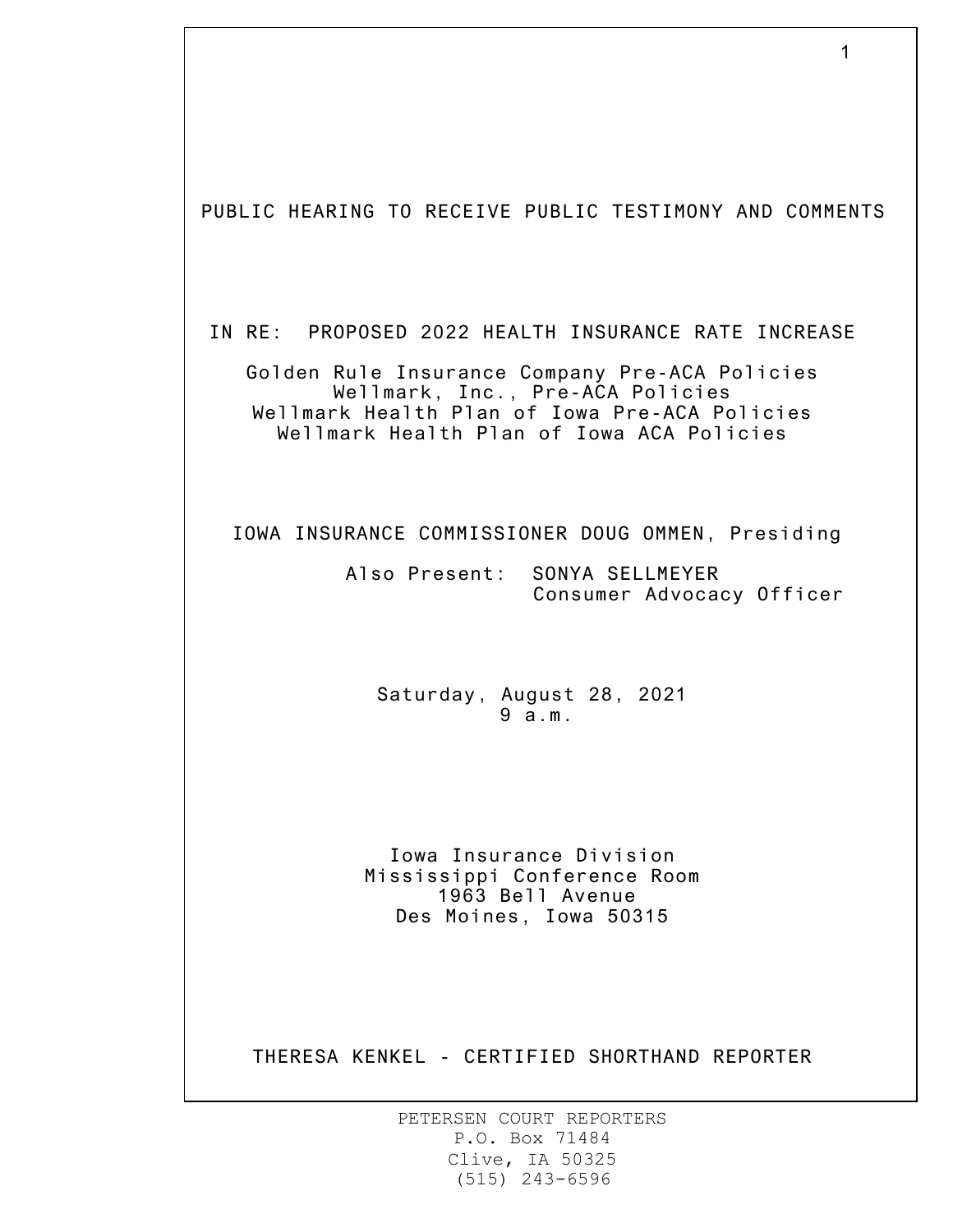# PUBLIC HEARING TO RECEIVE PUBLIC TESTIMONY AND COMMENTS

## IN RE: PROPOSED 2022 HEALTH INSURANCE RATE INCREASE

Golden Rule Insurance Company Pre-ACA Policies
Wellmark, Inc., Pre-ACA Policies
Wellmark Health Plan of Iowa Pre-ACA Policies
Wellmark Health Plan of Iowa ACA Policies

IOWA INSURANCE COMMISSIONER DOUG OMMEN, Presiding

Also Present: SONYA SELLMEYER
Consumer Advocacy Officer

Saturday, August 28, 2021
9 a.m.

Iowa Insurance Division
Mississippi Conference Room
1963 Bell Avenue
Des Moines, Iowa 50315

THERESA KENKEL - CERTIFIED SHORTHAND REPORTER

PETERSEN COURT REPORTERS
P.O. Box 71484
Clive, IA 50325
(515) 243-6596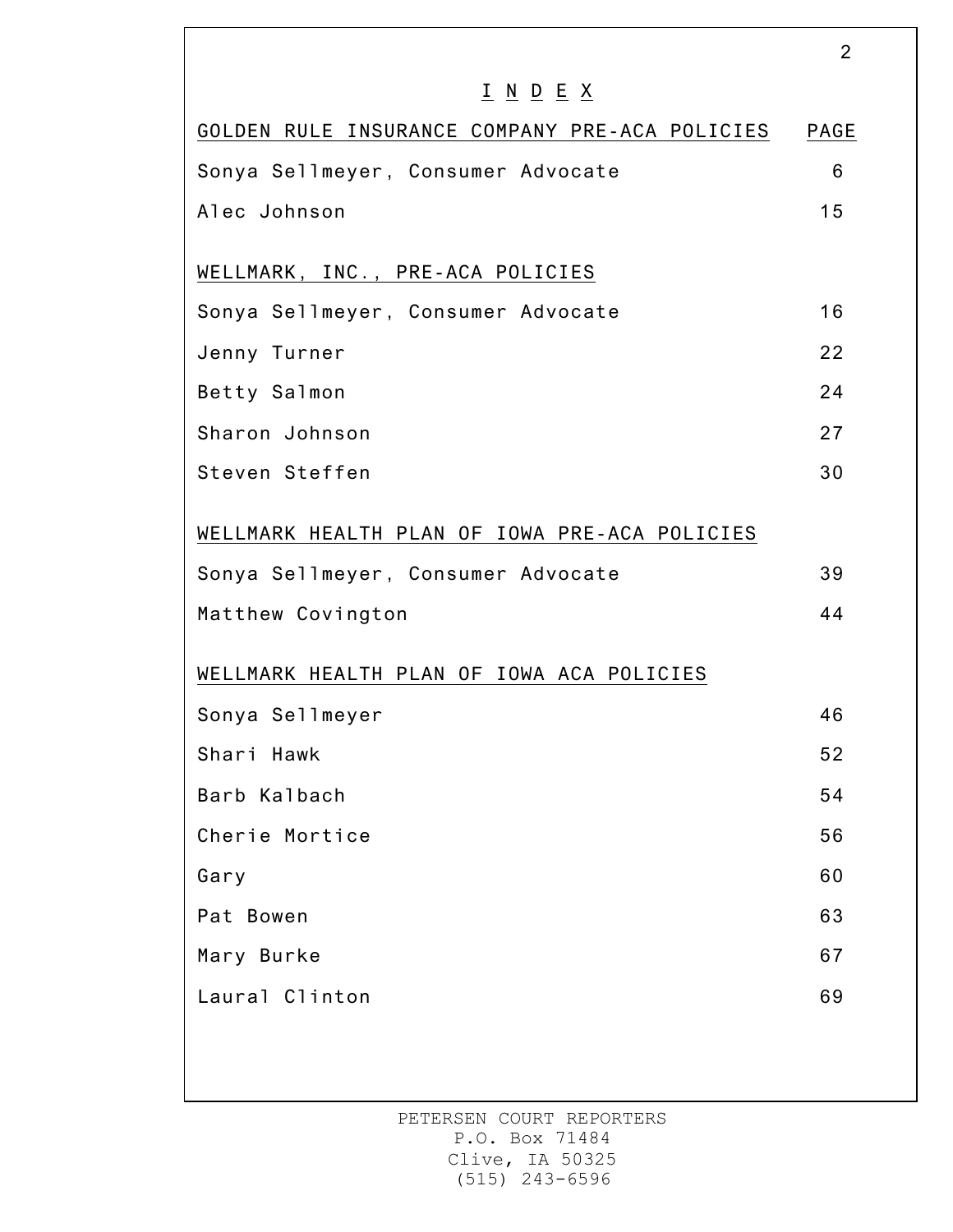# I N D E X

| GOLDEN RULE INSURANCE COMPANY PRE-ACA POLICIES | PAGE |
|---|---|
| Sonya Sellmeyer, Consumer Advocate | 6 |
| Alec Johnson | 15 |
| **WELLMARK, INC., PRE-ACA POLICIES** | |
| Sonya Sellmeyer, Consumer Advocate | 16 |
| Jenny Turner | 22 |
| Betty Salmon | 24 |
| Sharon Johnson | 27 |
| Steven Steffen | 30 |
| **WELLMARK HEALTH PLAN OF IOWA PRE-ACA POLICIES** | |
| Sonya Sellmeyer, Consumer Advocate | 39 |
| Matthew Covington | 44 |
| **WELLMARK HEALTH PLAN OF IOWA ACA POLICIES** | |
| Sonya Sellmeyer | 46 |
| Shari Hawk | 52 |
| Barb Kalbach | 54 |
| Cherie Mortice | 56 |
| Gary | 60 |
| Pat Bowen | 63 |
| Mary Burke | 67 |
| Laural Clinton | 69 |

PETERSEN COURT REPORTERS
P.O. Box 71484
Clive, IA 50325
(515) 243-6596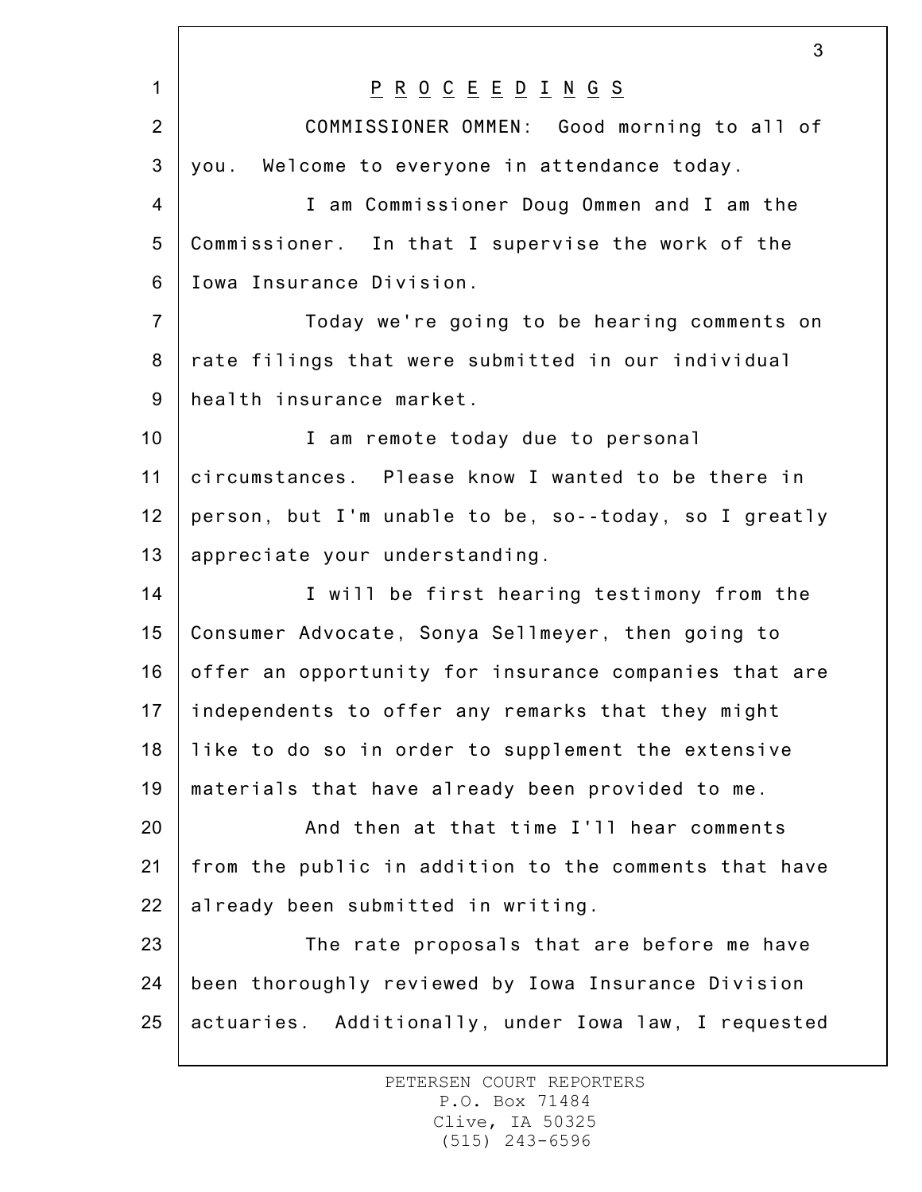P R O C E E D I N G S

COMMISSIONER OMMEN: Good morning to all of you. Welcome to everyone in attendance today.

I am Commissioner Doug Ommen and I am the Commissioner. In that I supervise the work of the Iowa Insurance Division.

Today we're going to be hearing comments on rate filings that were submitted in our individual health insurance market.

I am remote today due to personal circumstances. Please know I wanted to be there in person, but I'm unable to be, so--today, so I greatly appreciate your understanding.

I will be first hearing testimony from the Consumer Advocate, Sonya Sellmeyer, then going to offer an opportunity for insurance companies that are independents to offer any remarks that they might like to do so in order to supplement the extensive materials that have already been provided to me.

And then at that time I'll hear comments from the public in addition to the comments that have already been submitted in writing.

The rate proposals that are before me have been thoroughly reviewed by Iowa Insurance Division actuaries. Additionally, under Iowa law, I requested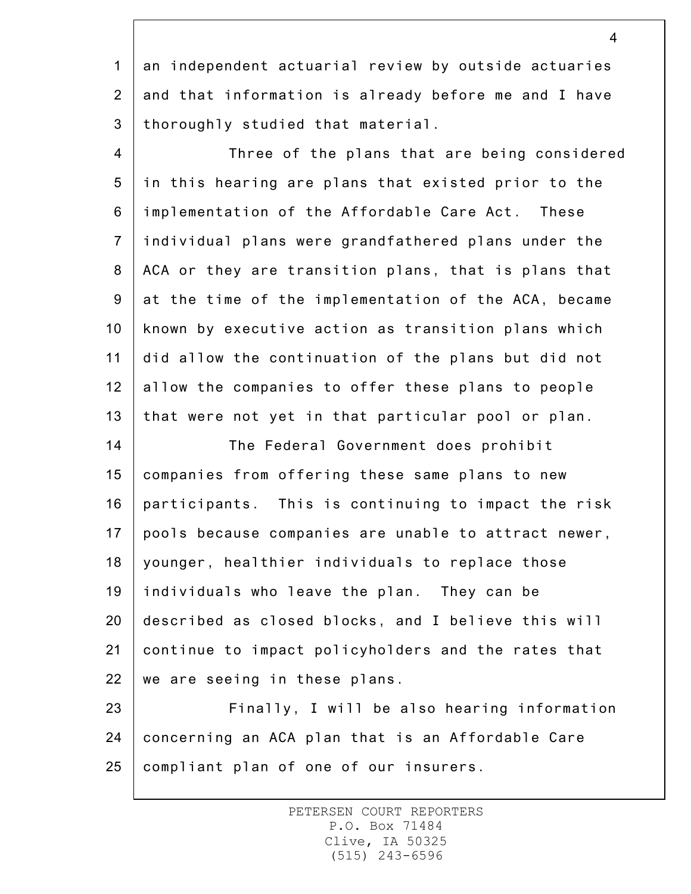an independent actuarial review by outside actuaries and that information is already before me and I have thoroughly studied that material.

Three of the plans that are being considered in this hearing are plans that existed prior to the implementation of the Affordable Care Act. These individual plans were grandfathered plans under the ACA or they are transition plans, that is plans that at the time of the implementation of the ACA, became known by executive action as transition plans which did allow the continuation of the plans but did not allow the companies to offer these plans to people that were not yet in that particular pool or plan.

The Federal Government does prohibit companies from offering these same plans to new participants. This is continuing to impact the risk pools because companies are unable to attract newer, younger, healthier individuals to replace those individuals who leave the plan. They can be described as closed blocks, and I believe this will continue to impact policyholders and the rates that we are seeing in these plans.

Finally, I will be also hearing information concerning an ACA plan that is an Affordable Care compliant plan of one of our insurers.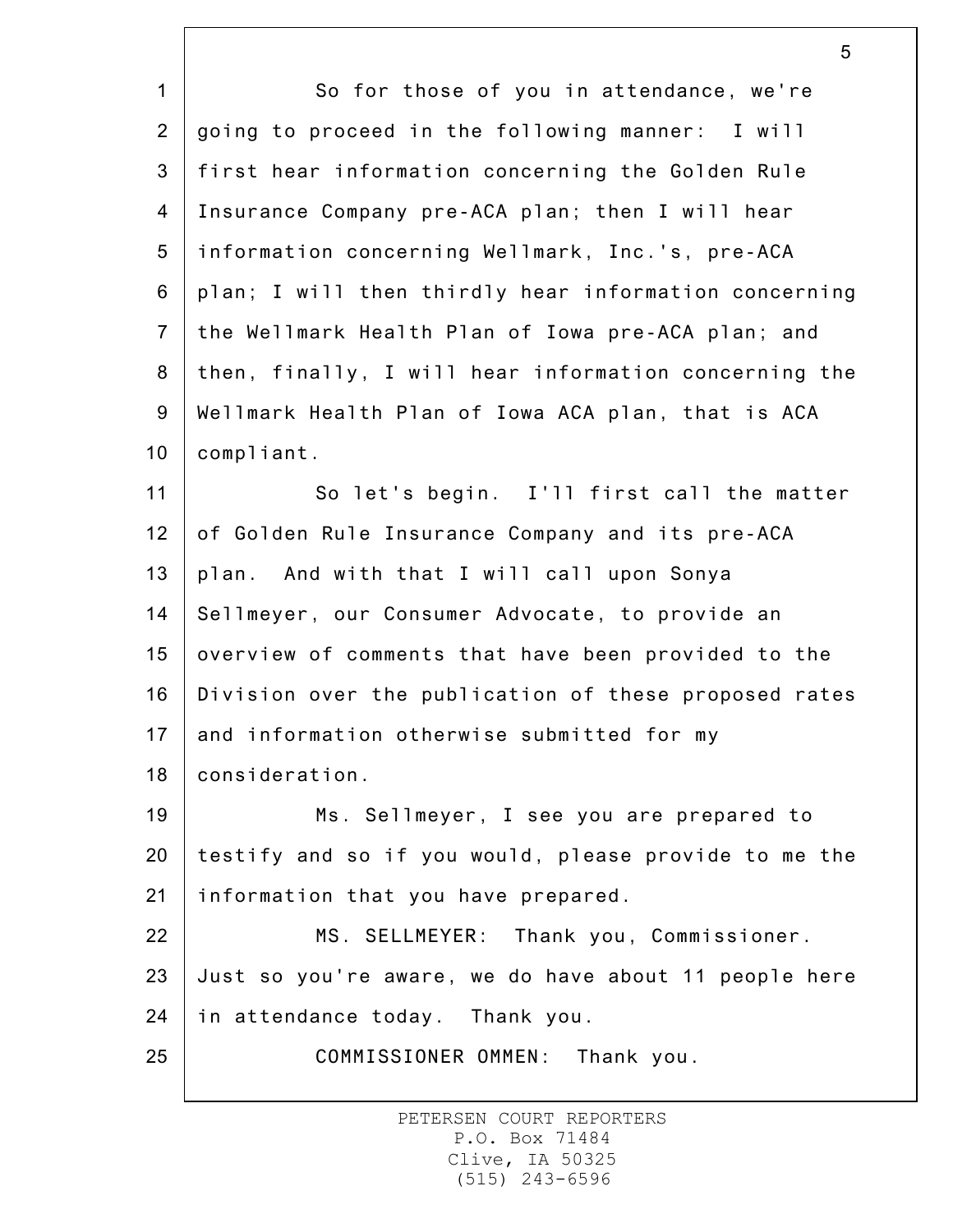So for those of you in attendance, we're going to proceed in the following manner: I will first hear information concerning the Golden Rule Insurance Company pre-ACA plan; then I will hear information concerning Wellmark, Inc.'s, pre-ACA plan; I will then thirdly hear information concerning the Wellmark Health Plan of Iowa pre-ACA plan; and then, finally, I will hear information concerning the Wellmark Health Plan of Iowa ACA plan, that is ACA compliant.

So let's begin. I'll first call the matter of Golden Rule Insurance Company and its pre-ACA plan. And with that I will call upon Sonya Sellmeyer, our Consumer Advocate, to provide an overview of comments that have been provided to the Division over the publication of these proposed rates and information otherwise submitted for my consideration.

Ms. Sellmeyer, I see you are prepared to testify and so if you would, please provide to me the information that you have prepared.

MS. SELLMEYER: Thank you, Commissioner. Just so you're aware, we do have about 11 people here in attendance today. Thank you.

COMMISSIONER OMMEN: Thank you.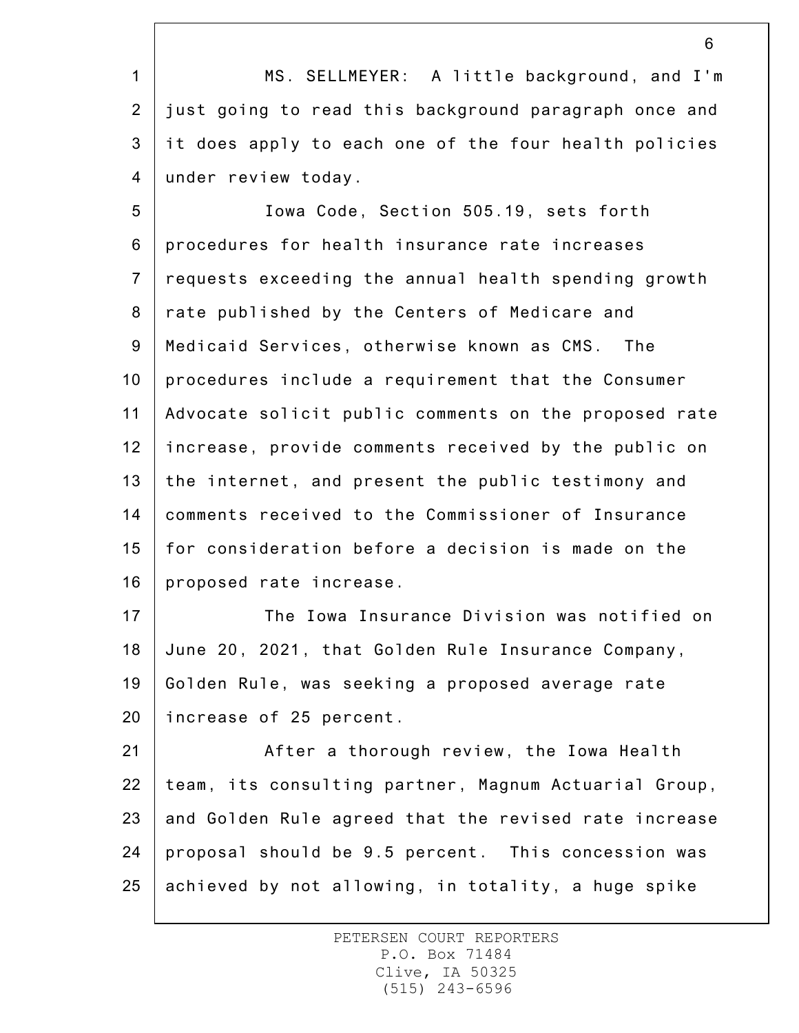MS. SELLMEYER: A little background, and I'm just going to read this background paragraph once and it does apply to each one of the four health policies under review today.

Iowa Code, Section 505.19, sets forth procedures for health insurance rate increases requests exceeding the annual health spending growth rate published by the Centers of Medicare and Medicaid Services, otherwise known as CMS. The procedures include a requirement that the Consumer Advocate solicit public comments on the proposed rate increase, provide comments received by the public on the internet, and present the public testimony and comments received to the Commissioner of Insurance for consideration before a decision is made on the proposed rate increase.

The Iowa Insurance Division was notified on June 20, 2021, that Golden Rule Insurance Company, Golden Rule, was seeking a proposed average rate increase of 25 percent.

After a thorough review, the Iowa Health team, its consulting partner, Magnum Actuarial Group, and Golden Rule agreed that the revised rate increase proposal should be 9.5 percent. This concession was achieved by not allowing, in totality, a huge spike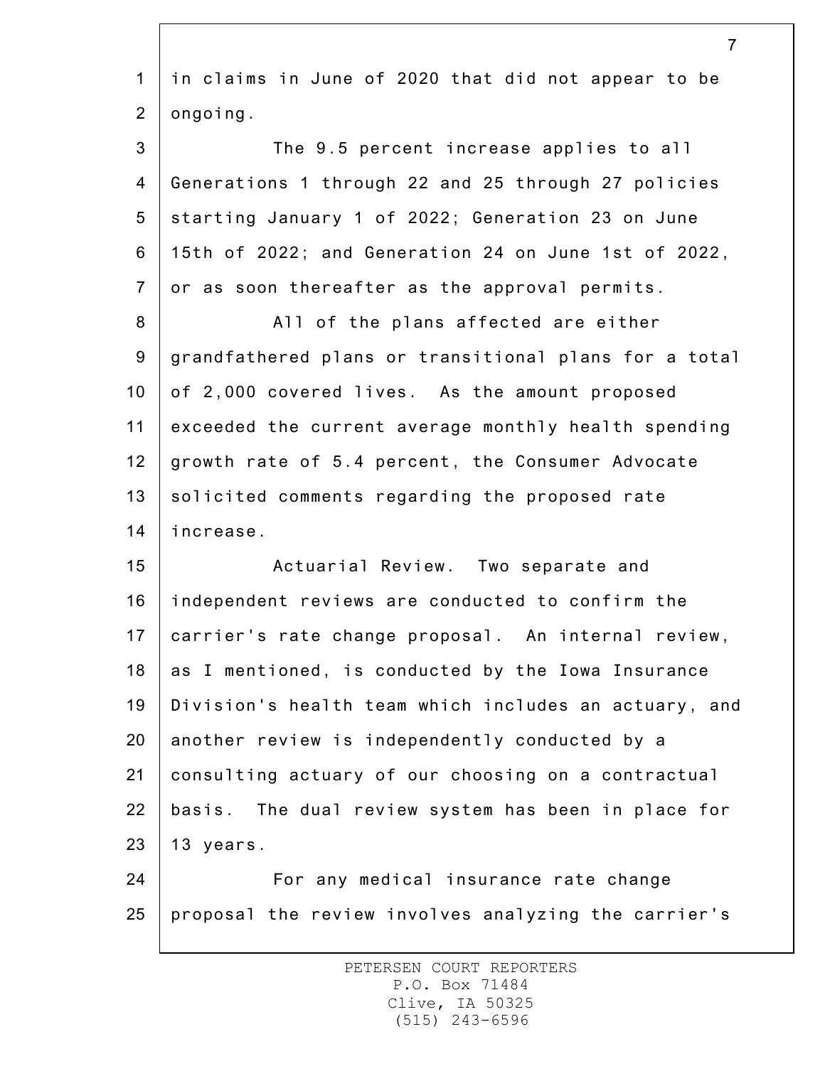in claims in June of 2020 that did not appear to be ongoing.

The 9.5 percent increase applies to all Generations 1 through 22 and 25 through 27 policies starting January 1 of 2022; Generation 23 on June 15th of 2022; and Generation 24 on June 1st of 2022, or as soon thereafter as the approval permits.

All of the plans affected are either grandfathered plans or transitional plans for a total of 2,000 covered lives. As the amount proposed exceeded the current average monthly health spending growth rate of 5.4 percent, the Consumer Advocate solicited comments regarding the proposed rate increase.

Actuarial Review. Two separate and independent reviews are conducted to confirm the carrier's rate change proposal. An internal review, as I mentioned, is conducted by the Iowa Insurance Division's health team which includes an actuary, and another review is independently conducted by a consulting actuary of our choosing on a contractual basis. The dual review system has been in place for 13 years.

For any medical insurance rate change proposal the review involves analyzing the carrier's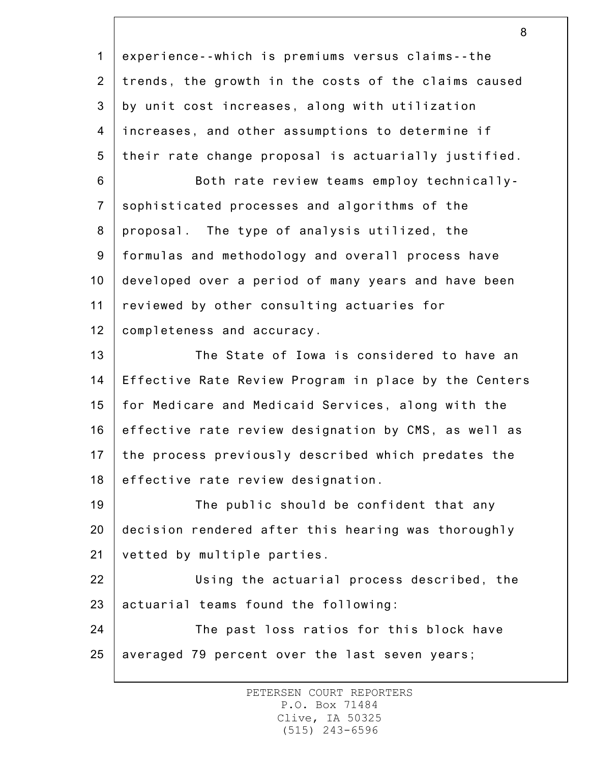experience--which is premiums versus claims--the trends, the growth in the costs of the claims caused by unit cost increases, along with utilization increases, and other assumptions to determine if their rate change proposal is actuarially justified.

Both rate review teams employ technically-sophisticated processes and algorithms of the proposal. The type of analysis utilized, the formulas and methodology and overall process have developed over a period of many years and have been reviewed by other consulting actuaries for completeness and accuracy.

The State of Iowa is considered to have an Effective Rate Review Program in place by the Centers for Medicare and Medicaid Services, along with the effective rate review designation by CMS, as well as the process previously described which predates the effective rate review designation.

The public should be confident that any decision rendered after this hearing was thoroughly vetted by multiple parties.

Using the actuarial process described, the actuarial teams found the following:

The past loss ratios for this block have averaged 79 percent over the last seven years;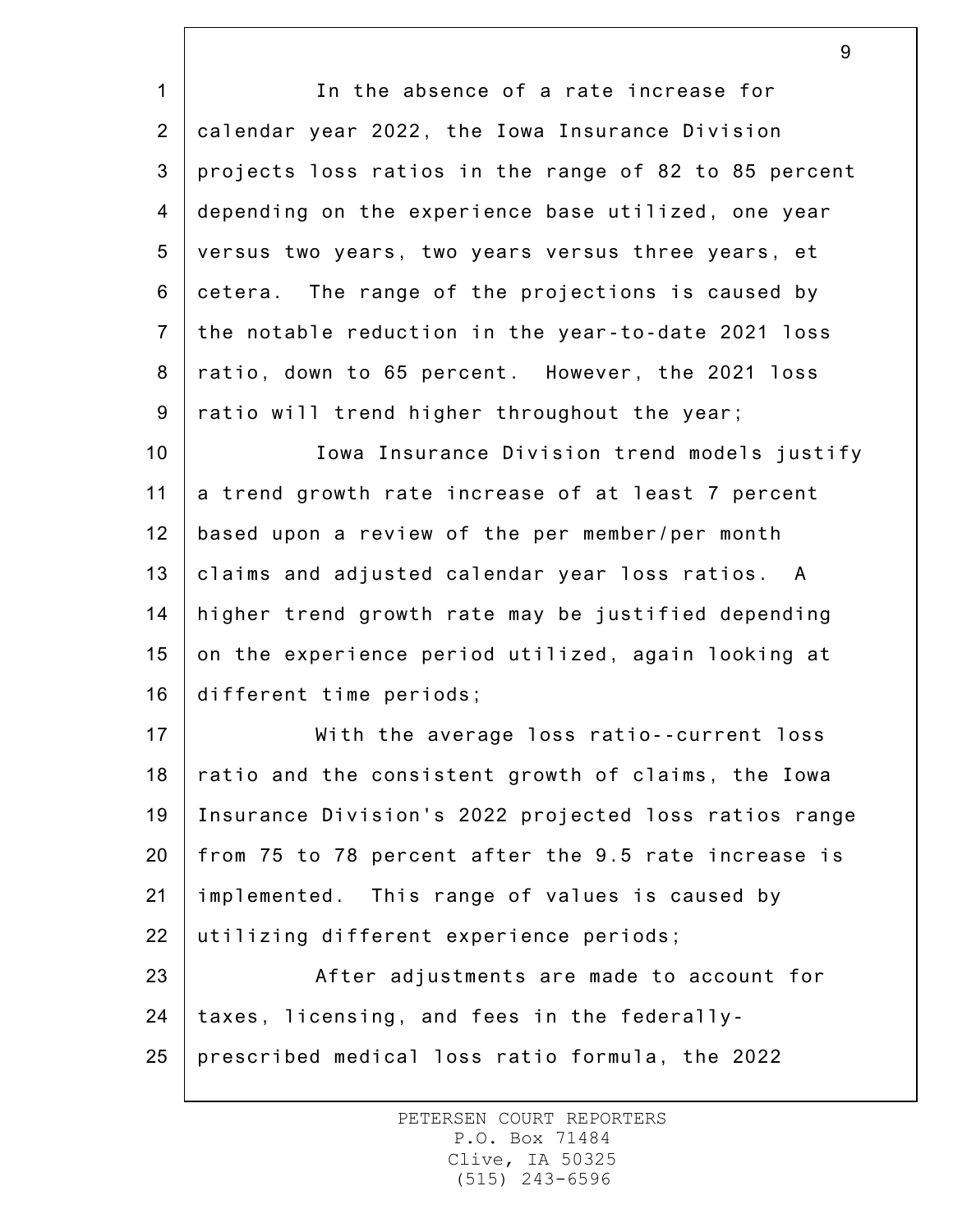In the absence of a rate increase for calendar year 2022, the Iowa Insurance Division projects loss ratios in the range of 82 to 85 percent depending on the experience base utilized, one year versus two years, two years versus three years, et cetera. The range of the projections is caused by the notable reduction in the year-to-date 2021 loss ratio, down to 65 percent. However, the 2021 loss ratio will trend higher throughout the year;

Iowa Insurance Division trend models justify a trend growth rate increase of at least 7 percent based upon a review of the per member/per month claims and adjusted calendar year loss ratios. A higher trend growth rate may be justified depending on the experience period utilized, again looking at different time periods;

With the average loss ratio--current loss ratio and the consistent growth of claims, the Iowa Insurance Division's 2022 projected loss ratios range from 75 to 78 percent after the 9.5 rate increase is implemented. This range of values is caused by utilizing different experience periods;

After adjustments are made to account for taxes, licensing, and fees in the federally-prescribed medical loss ratio formula, the 2022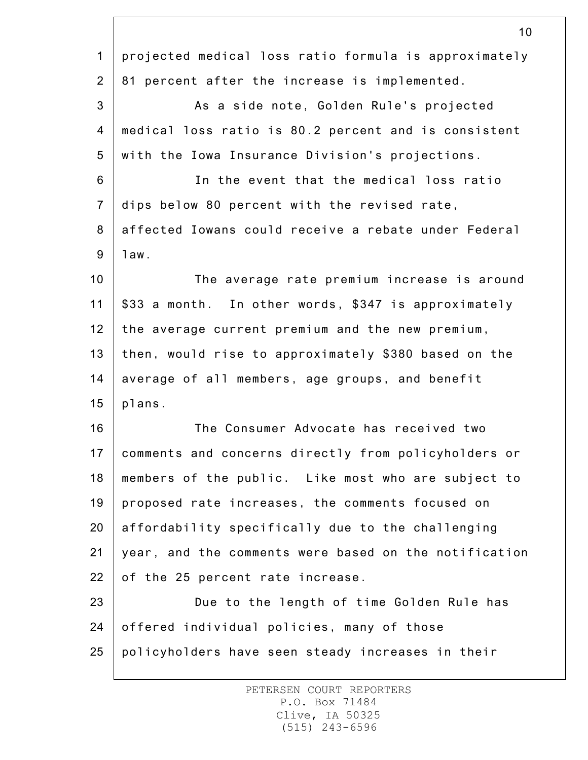projected medical loss ratio formula is approximately 81 percent after the increase is implemented.

As a side note, Golden Rule's projected medical loss ratio is 80.2 percent and is consistent with the Iowa Insurance Division's projections.

In the event that the medical loss ratio dips below 80 percent with the revised rate, affected Iowans could receive a rebate under Federal law.

The average rate premium increase is around $33 a month. In other words, $347 is approximately the average current premium and the new premium, then, would rise to approximately $380 based on the average of all members, age groups, and benefit plans.

The Consumer Advocate has received two comments and concerns directly from policyholders or members of the public. Like most who are subject to proposed rate increases, the comments focused on affordability specifically due to the challenging year, and the comments were based on the notification of the 25 percent rate increase.

Due to the length of time Golden Rule has offered individual policies, many of those policyholders have seen steady increases in their

PETERSEN COURT REPORTERS
P.O. Box 71484
Clive, IA 50325
(515) 243-6596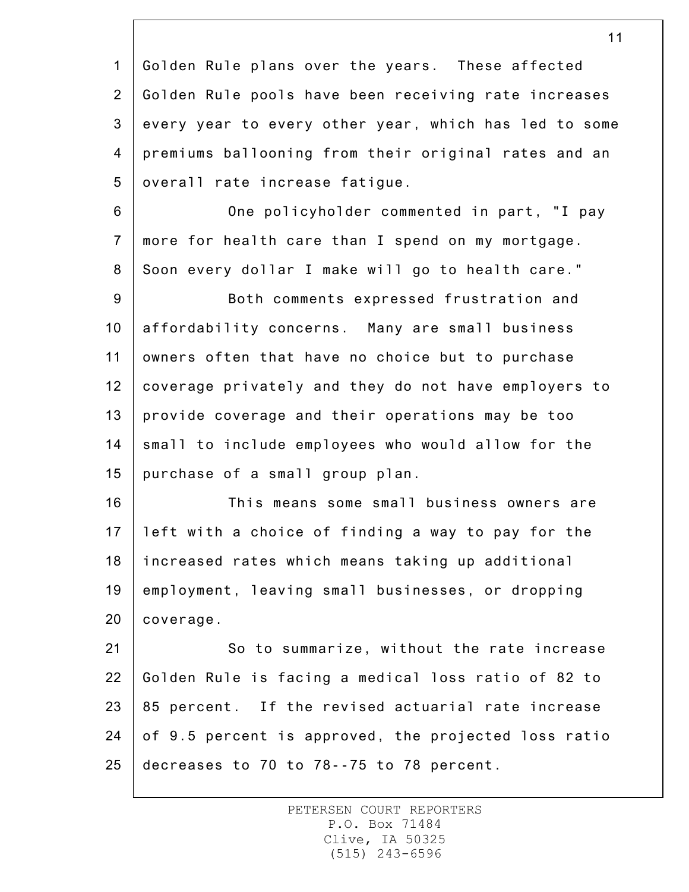Golden Rule plans over the years. These affected Golden Rule pools have been receiving rate increases every year to every other year, which has led to some premiums ballooning from their original rates and an overall rate increase fatigue.

One policyholder commented in part, "I pay more for health care than I spend on my mortgage. Soon every dollar I make will go to health care."

Both comments expressed frustration and affordability concerns. Many are small business owners often that have no choice but to purchase coverage privately and they do not have employers to provide coverage and their operations may be too small to include employees who would allow for the purchase of a small group plan.

This means some small business owners are left with a choice of finding a way to pay for the increased rates which means taking up additional employment, leaving small businesses, or dropping coverage.

So to summarize, without the rate increase Golden Rule is facing a medical loss ratio of 82 to 85 percent. If the revised actuarial rate increase of 9.5 percent is approved, the projected loss ratio decreases to 70 to 78--75 to 78 percent.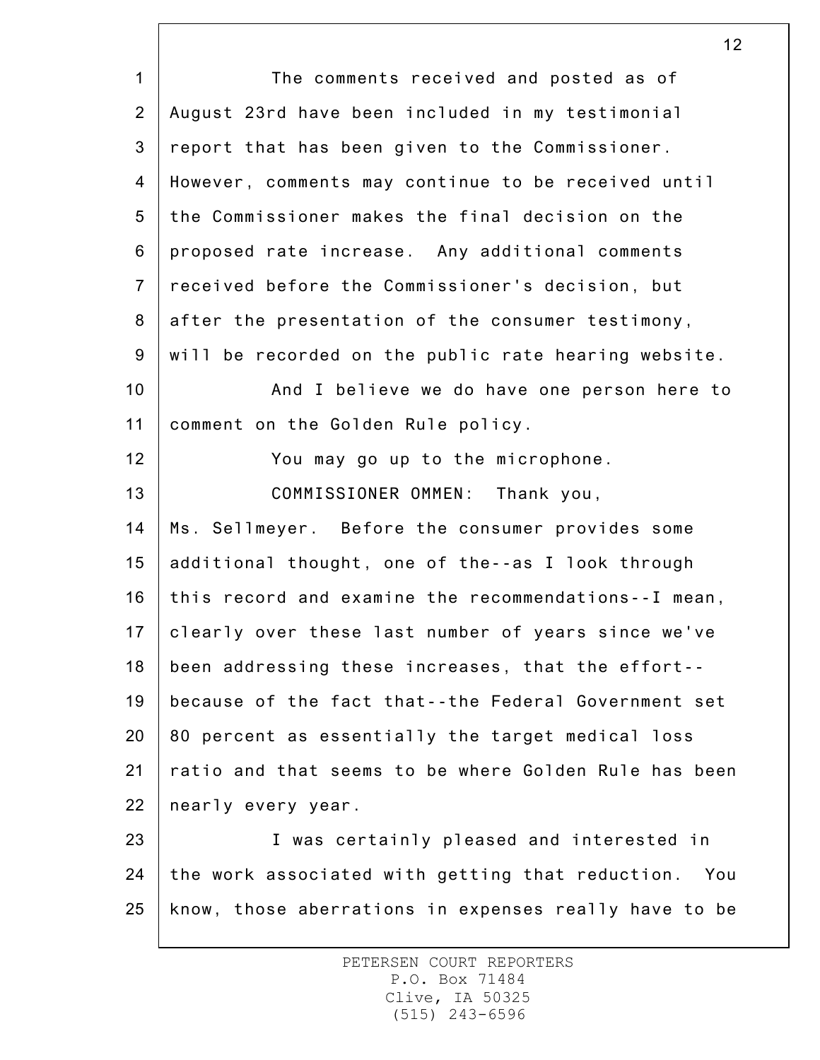The comments received and posted as of August 23rd have been included in my testimonial report that has been given to the Commissioner. However, comments may continue to be received until the Commissioner makes the final decision on the proposed rate increase. Any additional comments received before the Commissioner's decision, but after the presentation of the consumer testimony, will be recorded on the public rate hearing website.

And I believe we do have one person here to comment on the Golden Rule policy.

You may go up to the microphone.

COMMISSIONER OMMEN: Thank you, Ms. Sellmeyer. Before the consumer provides some additional thought, one of the--as I look through this record and examine the recommendations--I mean, clearly over these last number of years since we've been addressing these increases, that the effort--because of the fact that--the Federal Government set 80 percent as essentially the target medical loss ratio and that seems to be where Golden Rule has been nearly every year.

I was certainly pleased and interested in the work associated with getting that reduction. You know, those aberrations in expenses really have to be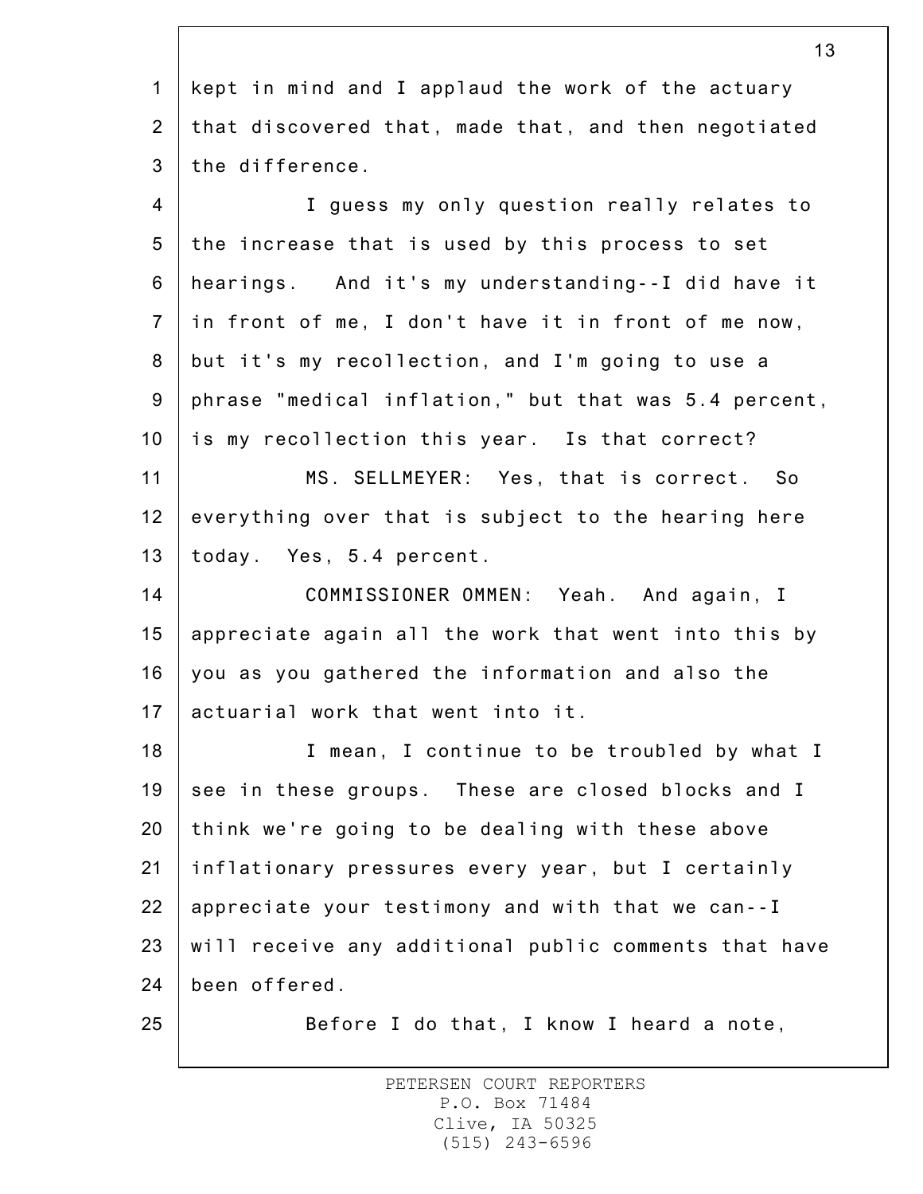kept in mind and I applaud the work of the actuary that discovered that, made that, and then negotiated the difference.

I guess my only question really relates to the increase that is used by this process to set hearings. And it's my understanding--I did have it in front of me, I don't have it in front of me now, but it's my recollection, and I'm going to use a phrase "medical inflation," but that was 5.4 percent, is my recollection this year. Is that correct?

MS. SELLMEYER: Yes, that is correct. So everything over that is subject to the hearing here today. Yes, 5.4 percent.

COMMISSIONER OMMEN: Yeah. And again, I appreciate again all the work that went into this by you as you gathered the information and also the actuarial work that went into it.

I mean, I continue to be troubled by what I see in these groups. These are closed blocks and I think we're going to be dealing with these above inflationary pressures every year, but I certainly appreciate your testimony and with that we can--I will receive any additional public comments that have been offered.

Before I do that, I know I heard a note,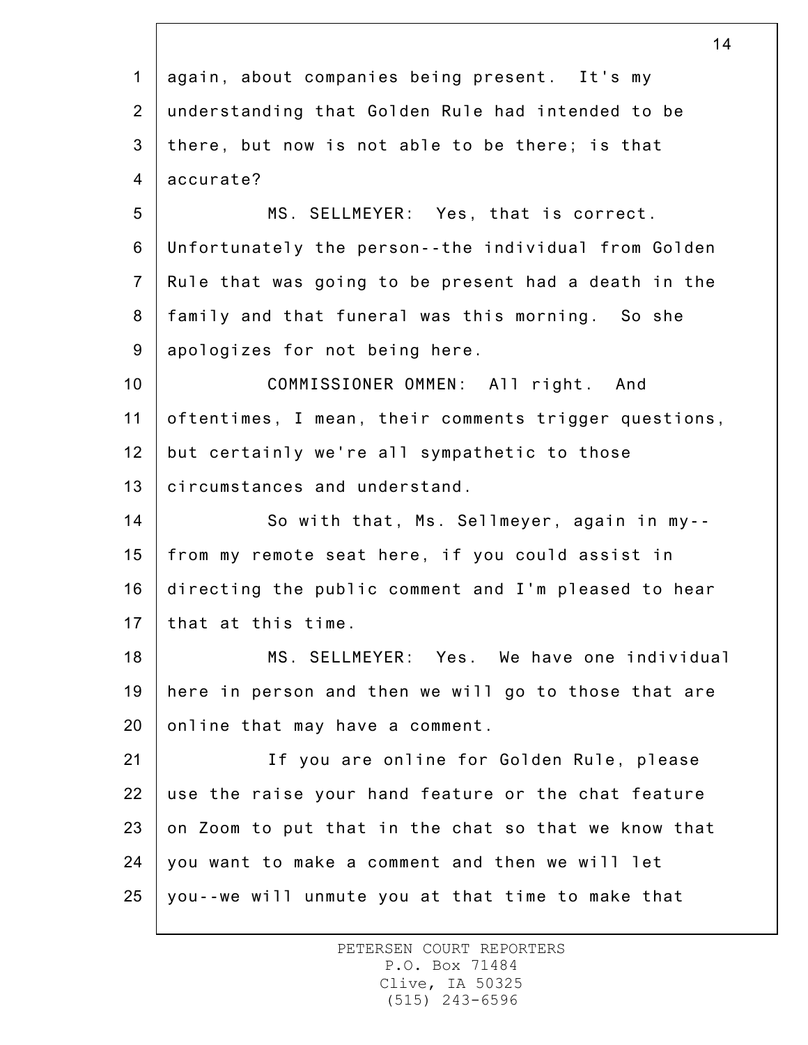again, about companies being present. It's my understanding that Golden Rule had intended to be there, but now is not able to be there; is that accurate?

MS. SELLMEYER: Yes, that is correct. Unfortunately the person--the individual from Golden Rule that was going to be present had a death in the family and that funeral was this morning. So she apologizes for not being here.

COMMISSIONER OMMEN: All right. And oftentimes, I mean, their comments trigger questions, but certainly we're all sympathetic to those circumstances and understand.

So with that, Ms. Sellmeyer, again in my--from my remote seat here, if you could assist in directing the public comment and I'm pleased to hear that at this time.

MS. SELLMEYER: Yes. We have one individual here in person and then we will go to those that are online that may have a comment.

If you are online for Golden Rule, please use the raise your hand feature or the chat feature on Zoom to put that in the chat so that we know that you want to make a comment and then we will let you--we will unmute you at that time to make that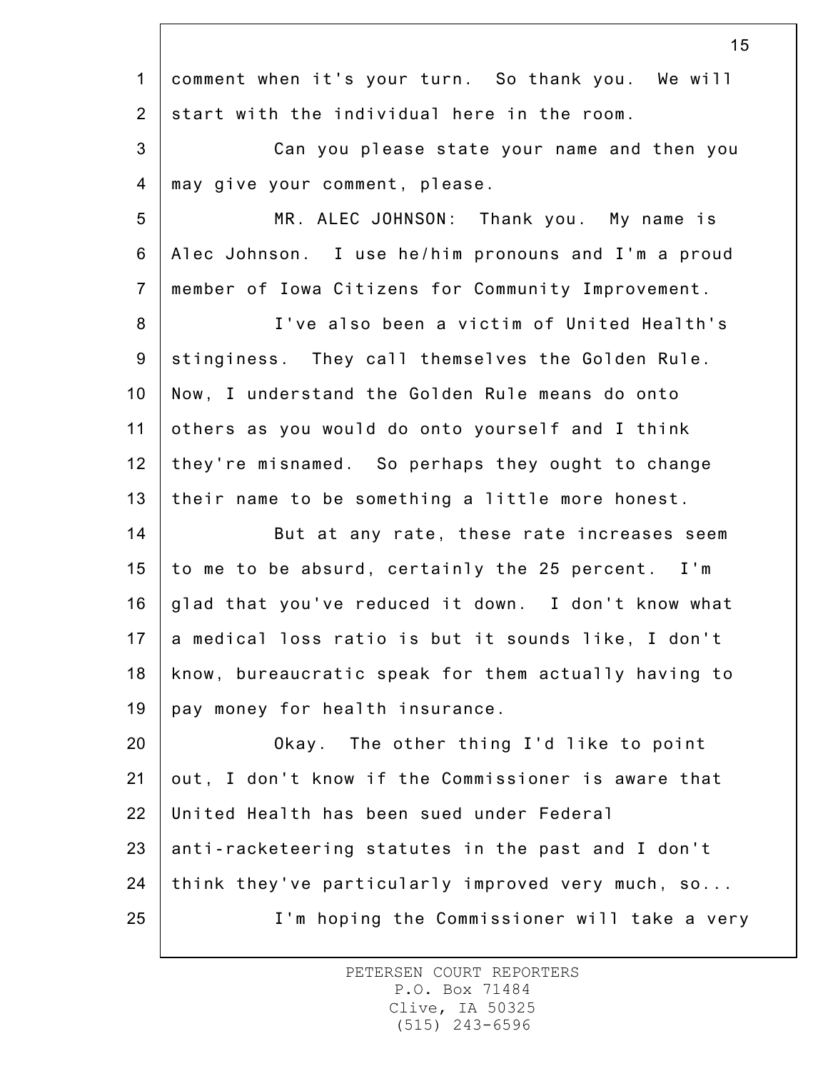comment when it's your turn. So thank you. We will start with the individual here in the room.

Can you please state your name and then you may give your comment, please.

MR. ALEC JOHNSON: Thank you. My name is Alec Johnson. I use he/him pronouns and I'm a proud member of Iowa Citizens for Community Improvement.

I've also been a victim of United Health's stinginess. They call themselves the Golden Rule. Now, I understand the Golden Rule means do onto others as you would do onto yourself and I think they're misnamed. So perhaps they ought to change their name to be something a little more honest.

But at any rate, these rate increases seem to me to be absurd, certainly the 25 percent. I'm glad that you've reduced it down. I don't know what a medical loss ratio is but it sounds like, I don't know, bureaucratic speak for them actually having to pay money for health insurance.

Okay. The other thing I'd like to point out, I don't know if the Commissioner is aware that United Health has been sued under Federal anti-racketeering statutes in the past and I don't think they've particularly improved very much, so...

I'm hoping the Commissioner will take a very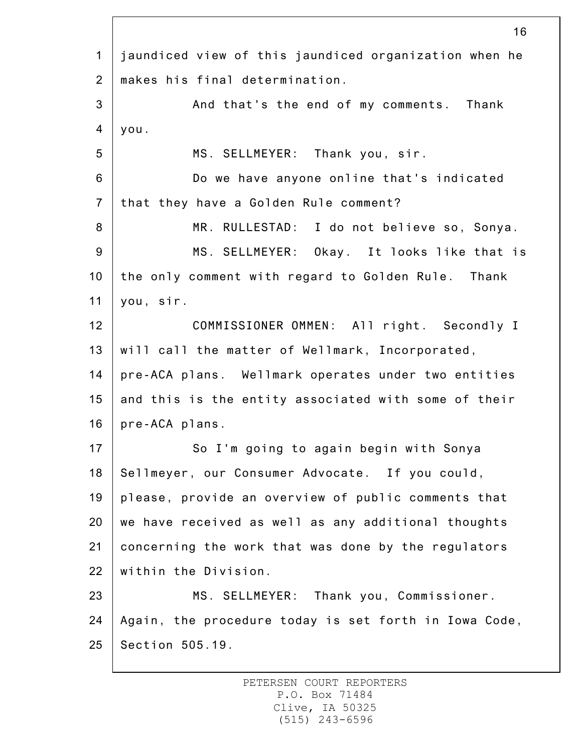jaundiced view of this jaundiced organization when he makes his final determination.

And that's the end of my comments. Thank you.

MS. SELLMEYER: Thank you, sir.

Do we have anyone online that's indicated that they have a Golden Rule comment?

MR. RULLESTAD: I do not believe so, Sonya.

MS. SELLMEYER: Okay. It looks like that is the only comment with regard to Golden Rule. Thank you, sir.

COMMISSIONER OMMEN: All right. Secondly I will call the matter of Wellmark, Incorporated, pre-ACA plans. Wellmark operates under two entities and this is the entity associated with some of their pre-ACA plans.

So I'm going to again begin with Sonya Sellmeyer, our Consumer Advocate. If you could, please, provide an overview of public comments that we have received as well as any additional thoughts concerning the work that was done by the regulators within the Division.

MS. SELLMEYER: Thank you, Commissioner. Again, the procedure today is set forth in Iowa Code, Section 505.19.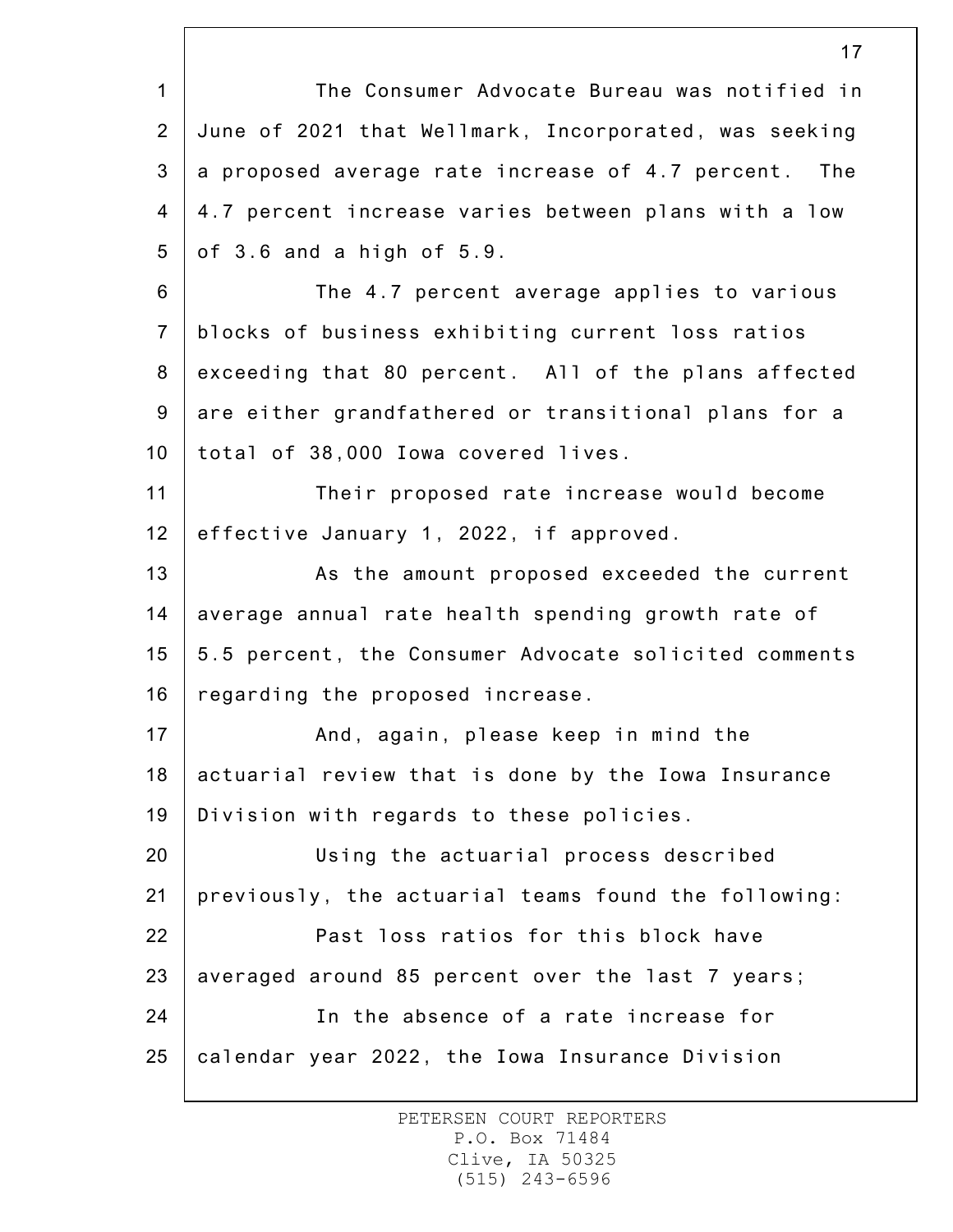The Consumer Advocate Bureau was notified in June of 2021 that Wellmark, Incorporated, was seeking a proposed average rate increase of 4.7 percent. The 4.7 percent increase varies between plans with a low of 3.6 and a high of 5.9.

The 4.7 percent average applies to various blocks of business exhibiting current loss ratios exceeding that 80 percent. All of the plans affected are either grandfathered or transitional plans for a total of 38,000 Iowa covered lives.

Their proposed rate increase would become effective January 1, 2022, if approved.

As the amount proposed exceeded the current average annual rate health spending growth rate of 5.5 percent, the Consumer Advocate solicited comments regarding the proposed increase.

And, again, please keep in mind the actuarial review that is done by the Iowa Insurance Division with regards to these policies.

Using the actuarial process described previously, the actuarial teams found the following:

Past loss ratios for this block have averaged around 85 percent over the last 7 years;

In the absence of a rate increase for calendar year 2022, the Iowa Insurance Division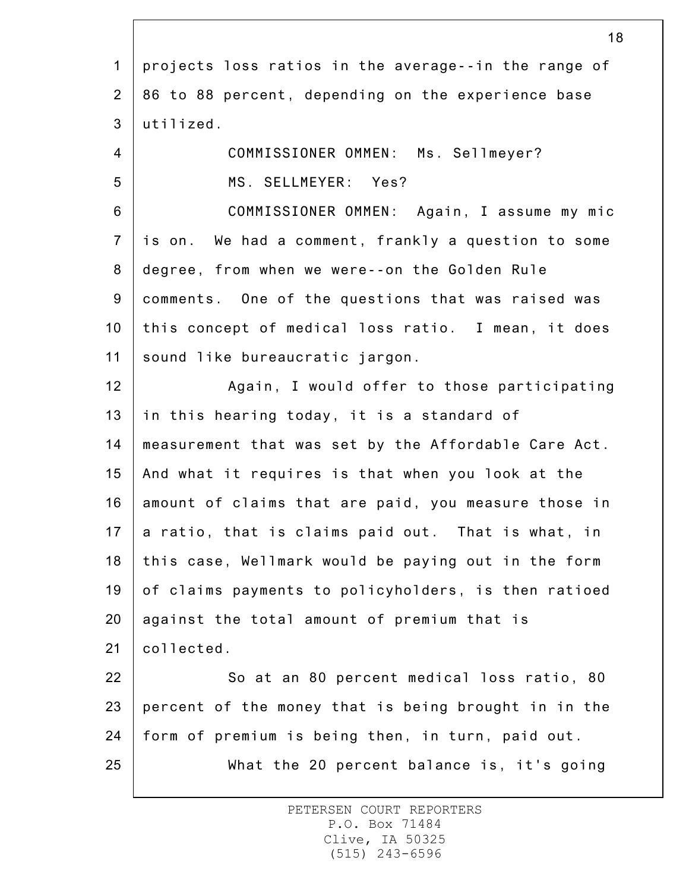projects loss ratios in the average--in the range of 86 to 88 percent, depending on the experience base utilized.

COMMISSIONER OMMEN: Ms. Sellmeyer?

MS. SELLMEYER: Yes?

COMMISSIONER OMMEN: Again, I assume my mic is on. We had a comment, frankly a question to some degree, from when we were--on the Golden Rule comments. One of the questions that was raised was this concept of medical loss ratio. I mean, it does sound like bureaucratic jargon.

Again, I would offer to those participating in this hearing today, it is a standard of measurement that was set by the Affordable Care Act. And what it requires is that when you look at the amount of claims that are paid, you measure those in a ratio, that is claims paid out. That is what, in this case, Wellmark would be paying out in the form of claims payments to policyholders, is then ratioed against the total amount of premium that is collected.

So at an 80 percent medical loss ratio, 80 percent of the money that is being brought in in the form of premium is being then, in turn, paid out.

What the 20 percent balance is, it's going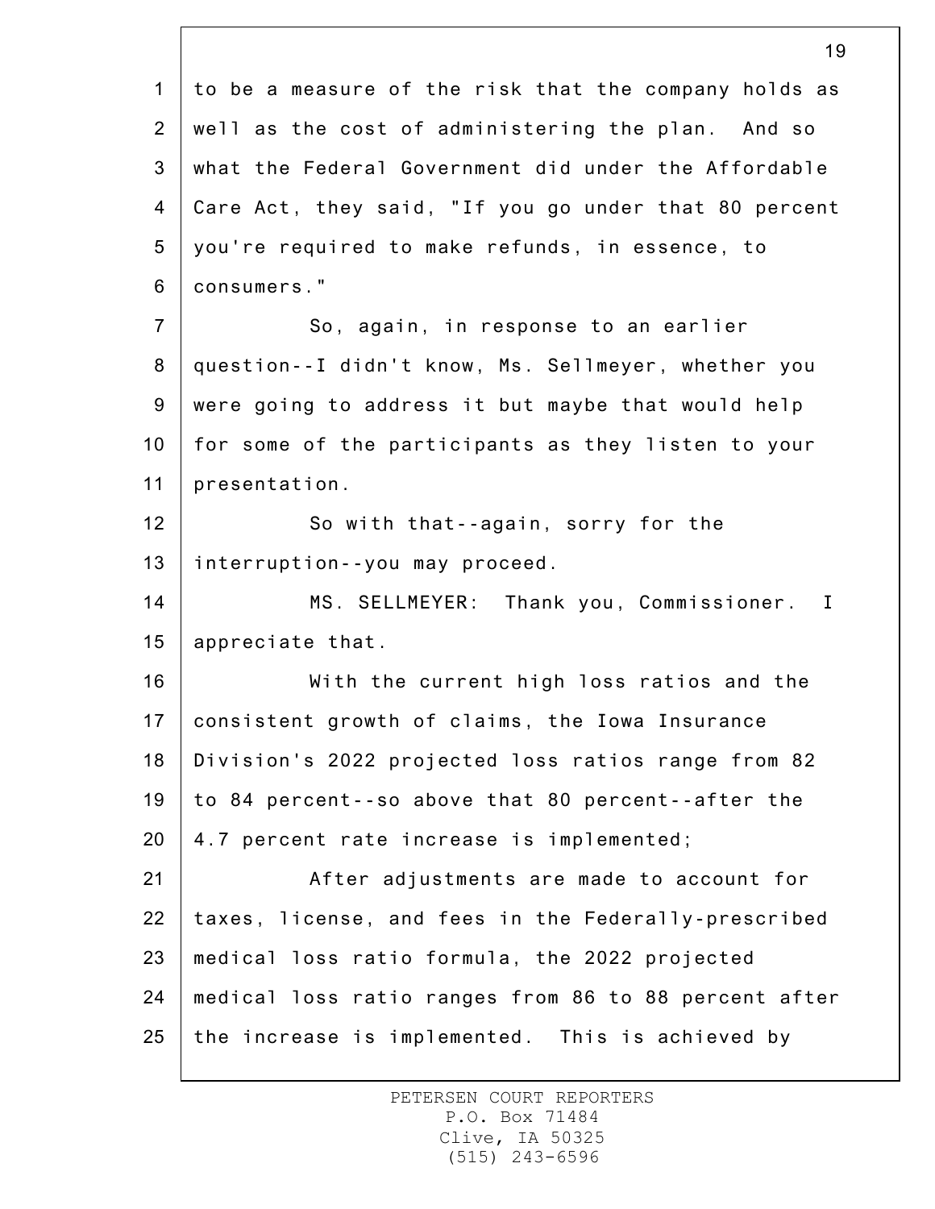to be a measure of the risk that the company holds as well as the cost of administering the plan. And so what the Federal Government did under the Affordable Care Act, they said, "If you go under that 80 percent you're required to make refunds, in essence, to consumers."

So, again, in response to an earlier question--I didn't know, Ms. Sellmeyer, whether you were going to address it but maybe that would help for some of the participants as they listen to your presentation.

So with that--again, sorry for the interruption--you may proceed.

MS. SELLMEYER: Thank you, Commissioner. I appreciate that.

With the current high loss ratios and the consistent growth of claims, the Iowa Insurance Division's 2022 projected loss ratios range from 82 to 84 percent--so above that 80 percent--after the 4.7 percent rate increase is implemented;

After adjustments are made to account for taxes, license, and fees in the Federally-prescribed medical loss ratio formula, the 2022 projected medical loss ratio ranges from 86 to 88 percent after the increase is implemented. This is achieved by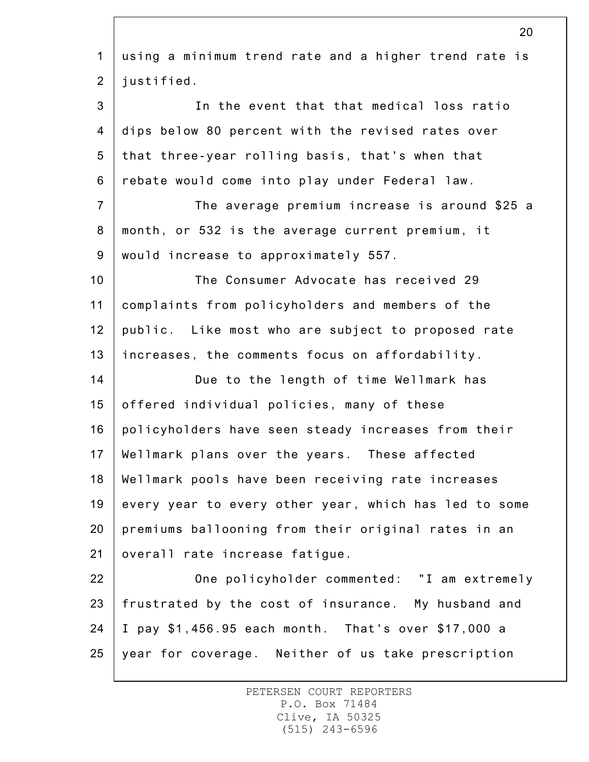using a minimum trend rate and a higher trend rate is justified.

In the event that that medical loss ratio dips below 80 percent with the revised rates over that three-year rolling basis, that's when that rebate would come into play under Federal law.

The average premium increase is around $25 a month, or 532 is the average current premium, it would increase to approximately 557.

The Consumer Advocate has received 29 complaints from policyholders and members of the public. Like most who are subject to proposed rate increases, the comments focus on affordability.

Due to the length of time Wellmark has offered individual policies, many of these policyholders have seen steady increases from their Wellmark plans over the years. These affected Wellmark pools have been receiving rate increases every year to every other year, which has led to some premiums ballooning from their original rates in an overall rate increase fatigue.

One policyholder commented: "I am extremely frustrated by the cost of insurance. My husband and I pay $1,456.95 each month. That's over $17,000 a year for coverage. Neither of us take prescription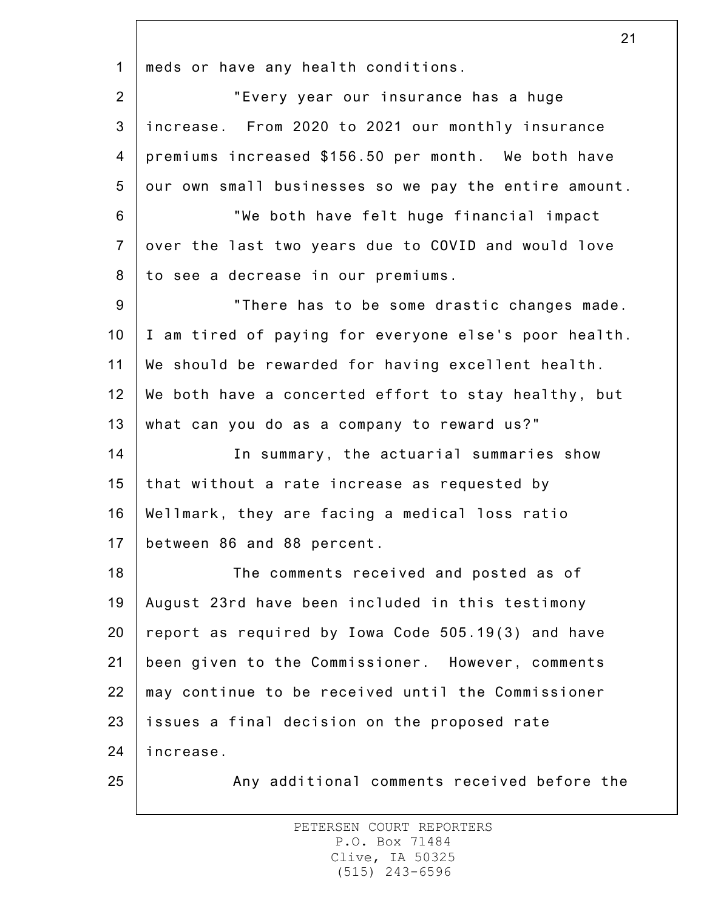meds or have any health conditions.

"Every year our insurance has a huge increase. From 2020 to 2021 our monthly insurance premiums increased $156.50 per month. We both have our own small businesses so we pay the entire amount.

"We both have felt huge financial impact over the last two years due to COVID and would love to see a decrease in our premiums.

"There has to be some drastic changes made. I am tired of paying for everyone else's poor health. We should be rewarded for having excellent health. We both have a concerted effort to stay healthy, but what can you do as a company to reward us?"

In summary, the actuarial summaries show that without a rate increase as requested by Wellmark, they are facing a medical loss ratio between 86 and 88 percent.

The comments received and posted as of August 23rd have been included in this testimony report as required by Iowa Code 505.19(3) and have been given to the Commissioner. However, comments may continue to be received until the Commissioner issues a final decision on the proposed rate increase.

Any additional comments received before the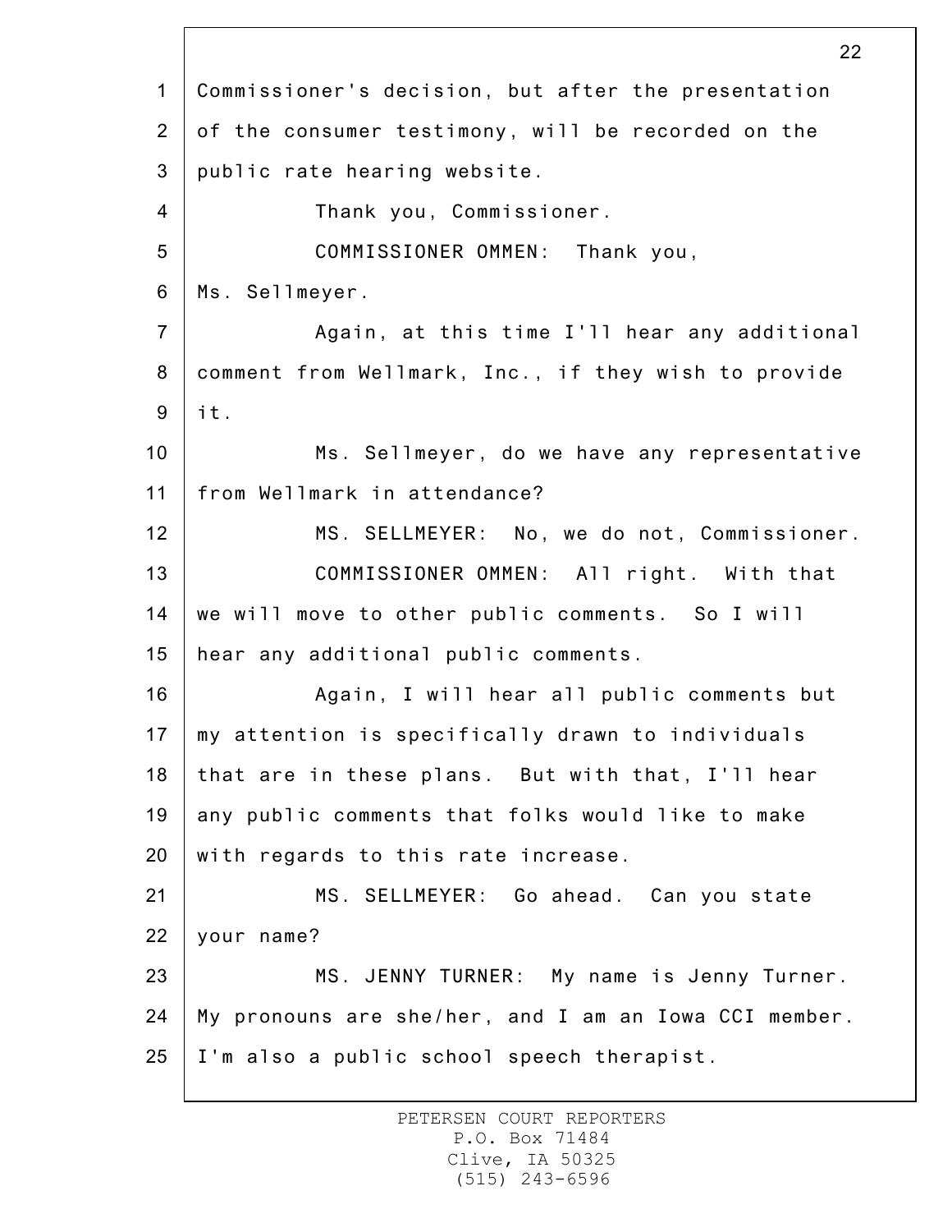Commissioner's decision, but after the presentation of the consumer testimony, will be recorded on the public rate hearing website.

Thank you, Commissioner.

COMMISSIONER OMMEN: Thank you, Ms. Sellmeyer.

Again, at this time I'll hear any additional comment from Wellmark, Inc., if they wish to provide it.

Ms. Sellmeyer, do we have any representative from Wellmark in attendance?

MS. SELLMEYER: No, we do not, Commissioner.

COMMISSIONER OMMEN: All right. With that we will move to other public comments. So I will hear any additional public comments.

Again, I will hear all public comments but my attention is specifically drawn to individuals that are in these plans. But with that, I'll hear any public comments that folks would like to make with regards to this rate increase.

MS. SELLMEYER: Go ahead. Can you state your name?

MS. JENNY TURNER: My name is Jenny Turner. My pronouns are she/her, and I am an Iowa CCI member. I'm also a public school speech therapist.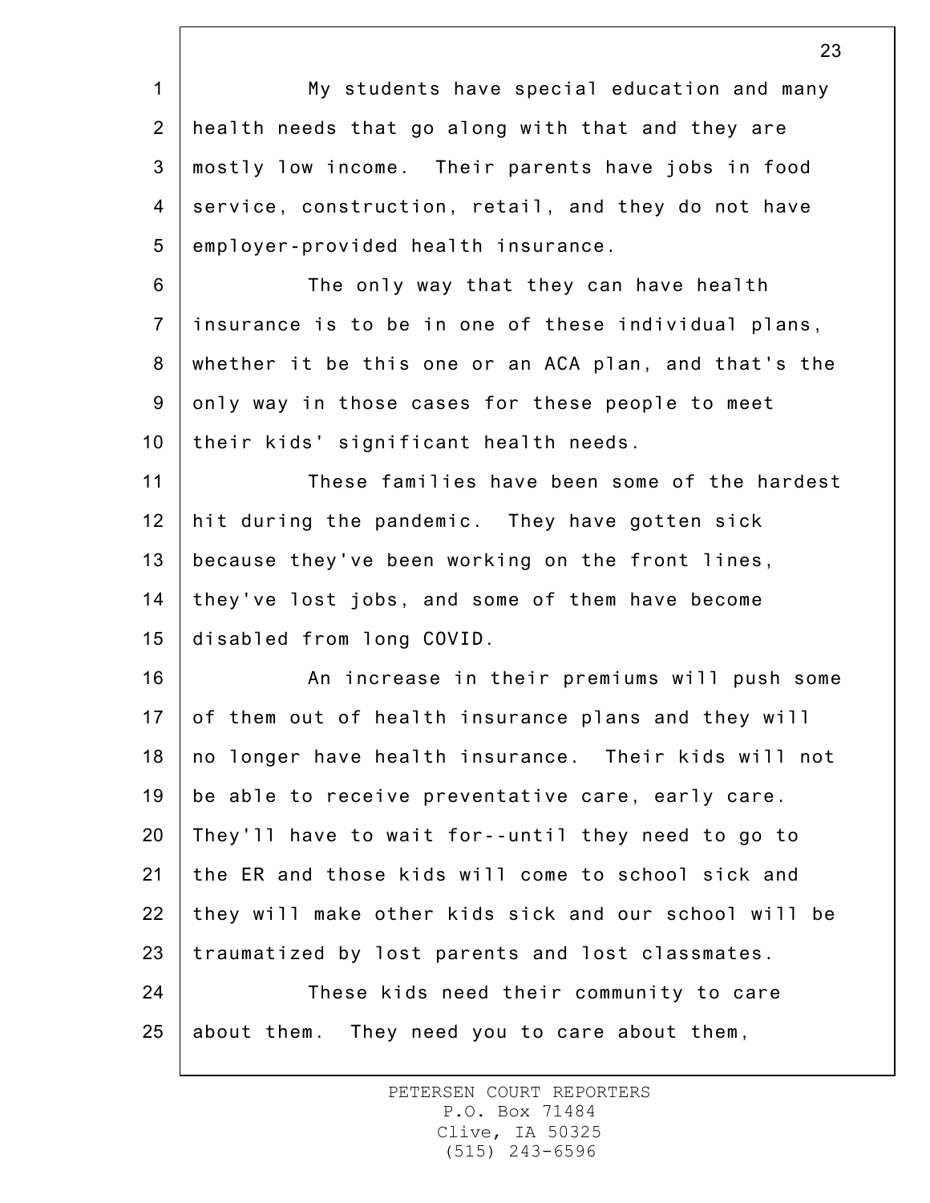My students have special education and many health needs that go along with that and they are mostly low income. Their parents have jobs in food service, construction, retail, and they do not have employer-provided health insurance.

The only way that they can have health insurance is to be in one of these individual plans, whether it be this one or an ACA plan, and that's the only way in those cases for these people to meet their kids' significant health needs.

These families have been some of the hardest hit during the pandemic. They have gotten sick because they've been working on the front lines, they've lost jobs, and some of them have become disabled from long COVID.

An increase in their premiums will push some of them out of health insurance plans and they will no longer have health insurance. Their kids will not be able to receive preventative care, early care. They'll have to wait for--until they need to go to the ER and those kids will come to school sick and they will make other kids sick and our school will be traumatized by lost parents and lost classmates.

These kids need their community to care about them. They need you to care about them,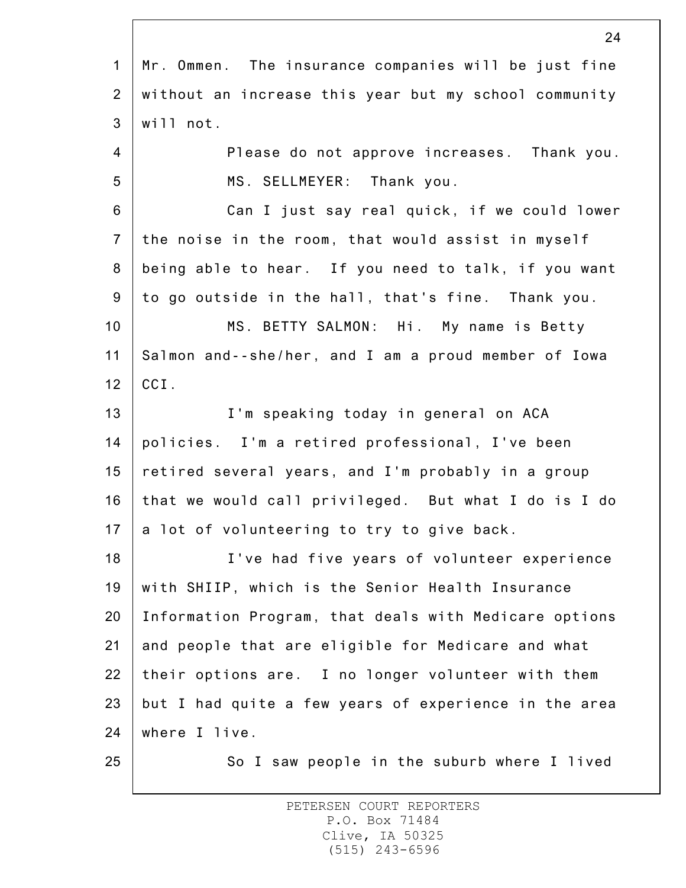Mr. Ommen. The insurance companies will be just fine without an increase this year but my school community will not.

Please do not approve increases. Thank you.

MS. SELLMEYER: Thank you.

Can I just say real quick, if we could lower the noise in the room, that would assist in myself being able to hear. If you need to talk, if you want to go outside in the hall, that's fine. Thank you.

MS. BETTY SALMON: Hi. My name is Betty Salmon and--she/her, and I am a proud member of Iowa CCI.

I'm speaking today in general on ACA policies. I'm a retired professional, I've been retired several years, and I'm probably in a group that we would call privileged. But what I do is I do a lot of volunteering to try to give back.

I've had five years of volunteer experience with SHIIP, which is the Senior Health Insurance Information Program, that deals with Medicare options and people that are eligible for Medicare and what their options are. I no longer volunteer with them but I had quite a few years of experience in the area where I live.

So I saw people in the suburb where I lived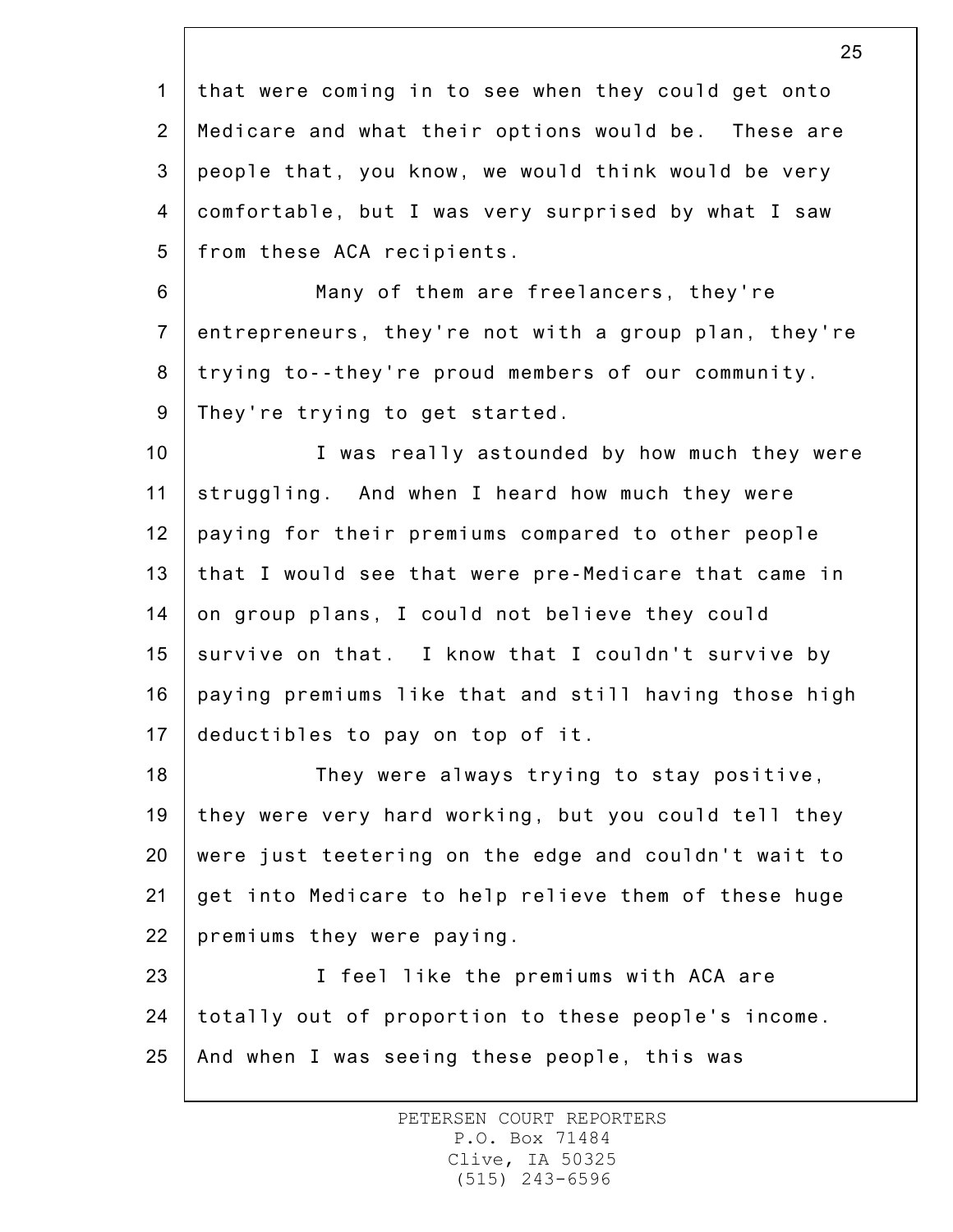that were coming in to see when they could get onto Medicare and what their options would be. These are people that, you know, we would think would be very comfortable, but I was very surprised by what I saw from these ACA recipients.

Many of them are freelancers, they're entrepreneurs, they're not with a group plan, they're trying to--they're proud members of our community. They're trying to get started.

I was really astounded by how much they were struggling. And when I heard how much they were paying for their premiums compared to other people that I would see that were pre-Medicare that came in on group plans, I could not believe they could survive on that. I know that I couldn't survive by paying premiums like that and still having those high deductibles to pay on top of it.

They were always trying to stay positive, they were very hard working, but you could tell they were just teetering on the edge and couldn't wait to get into Medicare to help relieve them of these huge premiums they were paying.

I feel like the premiums with ACA are totally out of proportion to these people's income. And when I was seeing these people, this was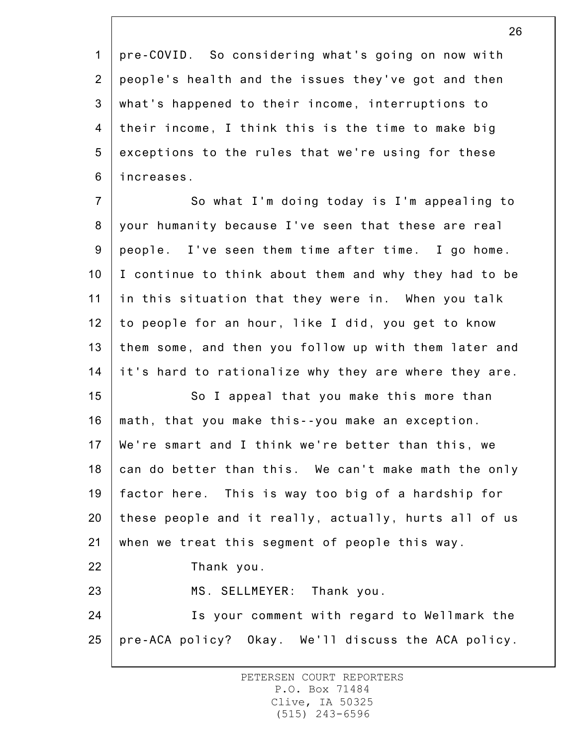pre-COVID. So considering what's going on now with people's health and the issues they've got and then what's happened to their income, interruptions to their income, I think this is the time to make big exceptions to the rules that we're using for these increases.

So what I'm doing today is I'm appealing to your humanity because I've seen that these are real people. I've seen them time after time. I go home. I continue to think about them and why they had to be in this situation that they were in. When you talk to people for an hour, like I did, you get to know them some, and then you follow up with them later and it's hard to rationalize why they are where they are.

So I appeal that you make this more than math, that you make this--you make an exception. We're smart and I think we're better than this, we can do better than this. We can't make math the only factor here. This is way too big of a hardship for these people and it really, actually, hurts all of us when we treat this segment of people this way.

Thank you.

MS. SELLMEYER: Thank you.

Is your comment with regard to Wellmark the pre-ACA policy? Okay. We'll discuss the ACA policy.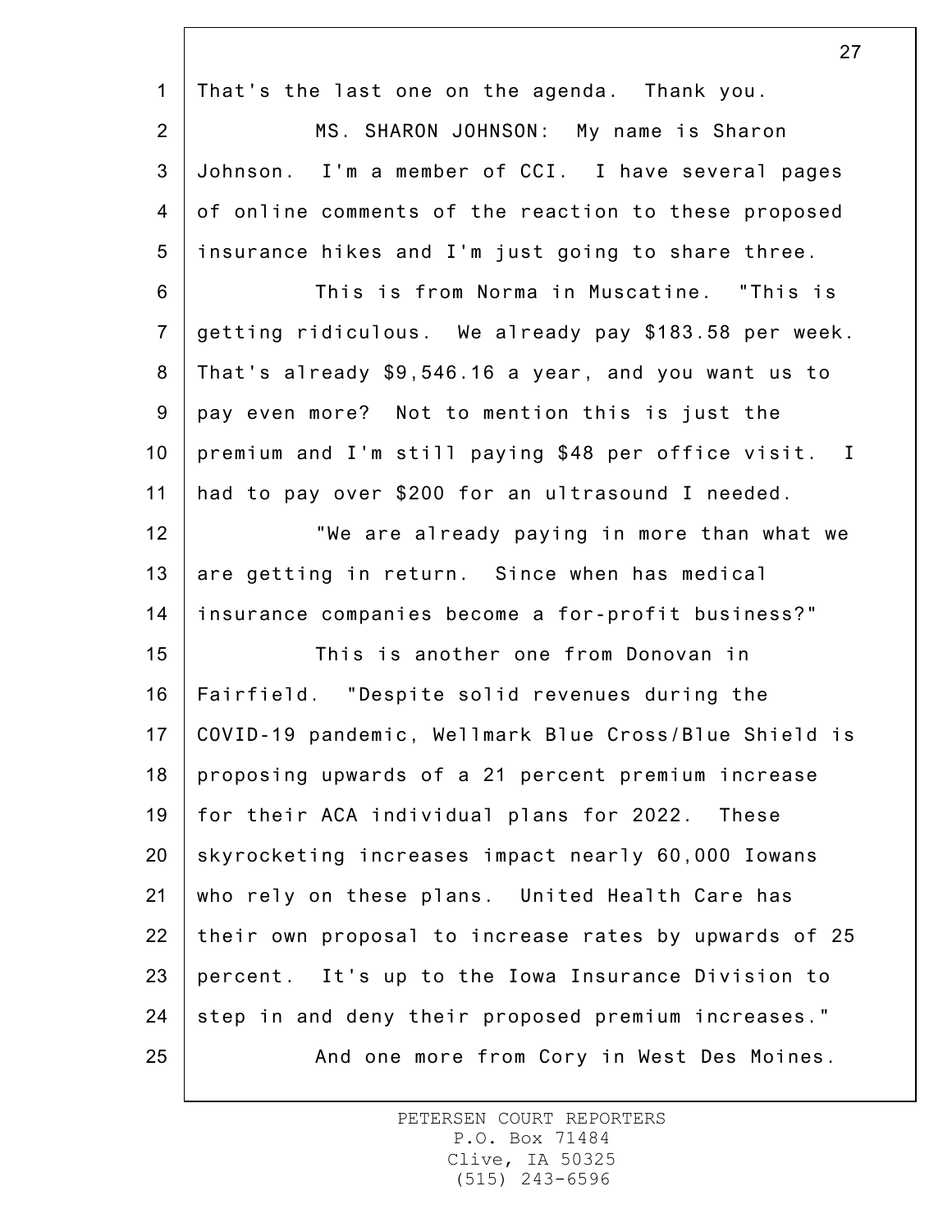That's the last one on the agenda. Thank you.

MS. SHARON JOHNSON: My name is Sharon Johnson. I'm a member of CCI. I have several pages of online comments of the reaction to these proposed insurance hikes and I'm just going to share three.

This is from Norma in Muscatine. "This is getting ridiculous. We already pay $183.58 per week. That's already $9,546.16 a year, and you want us to pay even more? Not to mention this is just the premium and I'm still paying $48 per office visit. I had to pay over $200 for an ultrasound I needed.

"We are already paying in more than what we are getting in return. Since when has medical insurance companies become a for-profit business?"

This is another one from Donovan in Fairfield. "Despite solid revenues during the COVID-19 pandemic, Wellmark Blue Cross/Blue Shield is proposing upwards of a 21 percent premium increase for their ACA individual plans for 2022. These skyrocketing increases impact nearly 60,000 Iowans who rely on these plans. United Health Care has their own proposal to increase rates by upwards of 25 percent. It's up to the Iowa Insurance Division to step in and deny their proposed premium increases."

And one more from Cory in West Des Moines.

PETERSEN COURT REPORTERS
P.O. Box 71484
Clive, IA 50325
(515) 243-6596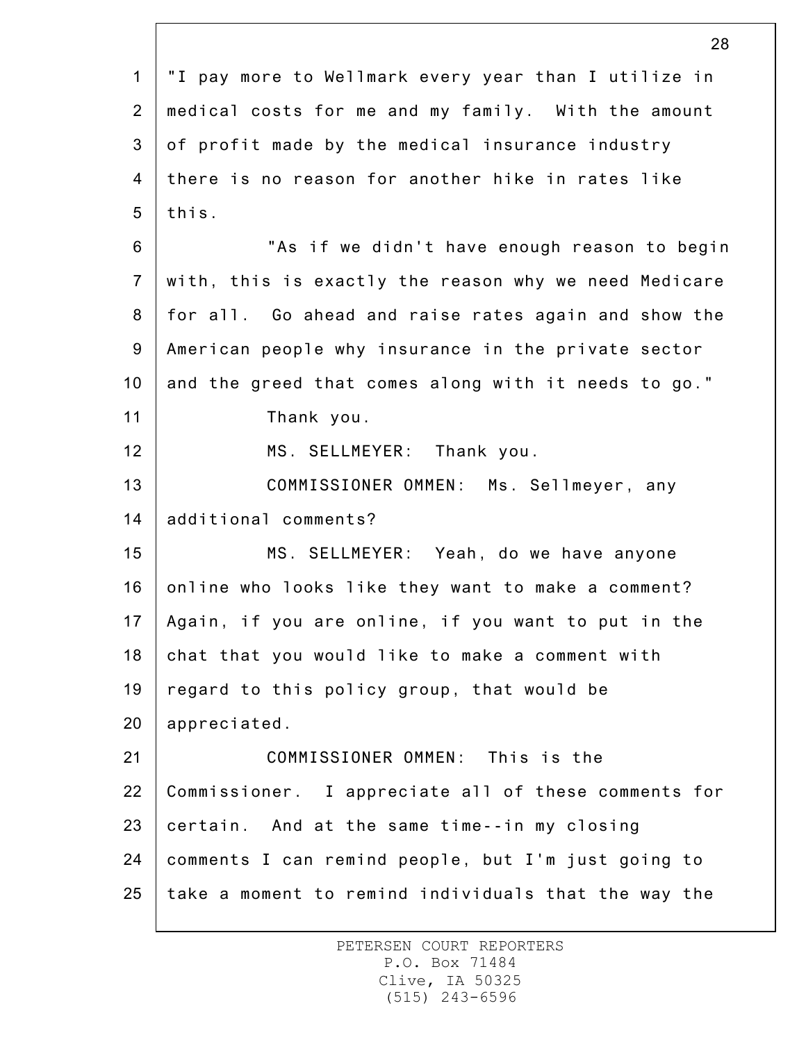"I pay more to Wellmark every year than I utilize in medical costs for me and my family. With the amount of profit made by the medical insurance industry there is no reason for another hike in rates like this.

"As if we didn't have enough reason to begin with, this is exactly the reason why we need Medicare for all. Go ahead and raise rates again and show the American people why insurance in the private sector and the greed that comes along with it needs to go."

Thank you.

MS. SELLMEYER: Thank you.

COMMISSIONER OMMEN: Ms. Sellmeyer, any additional comments?

MS. SELLMEYER: Yeah, do we have anyone online who looks like they want to make a comment? Again, if you are online, if you want to put in the chat that you would like to make a comment with regard to this policy group, that would be appreciated.

COMMISSIONER OMMEN: This is the Commissioner. I appreciate all of these comments for certain. And at the same time--in my closing comments I can remind people, but I'm just going to take a moment to remind individuals that the way the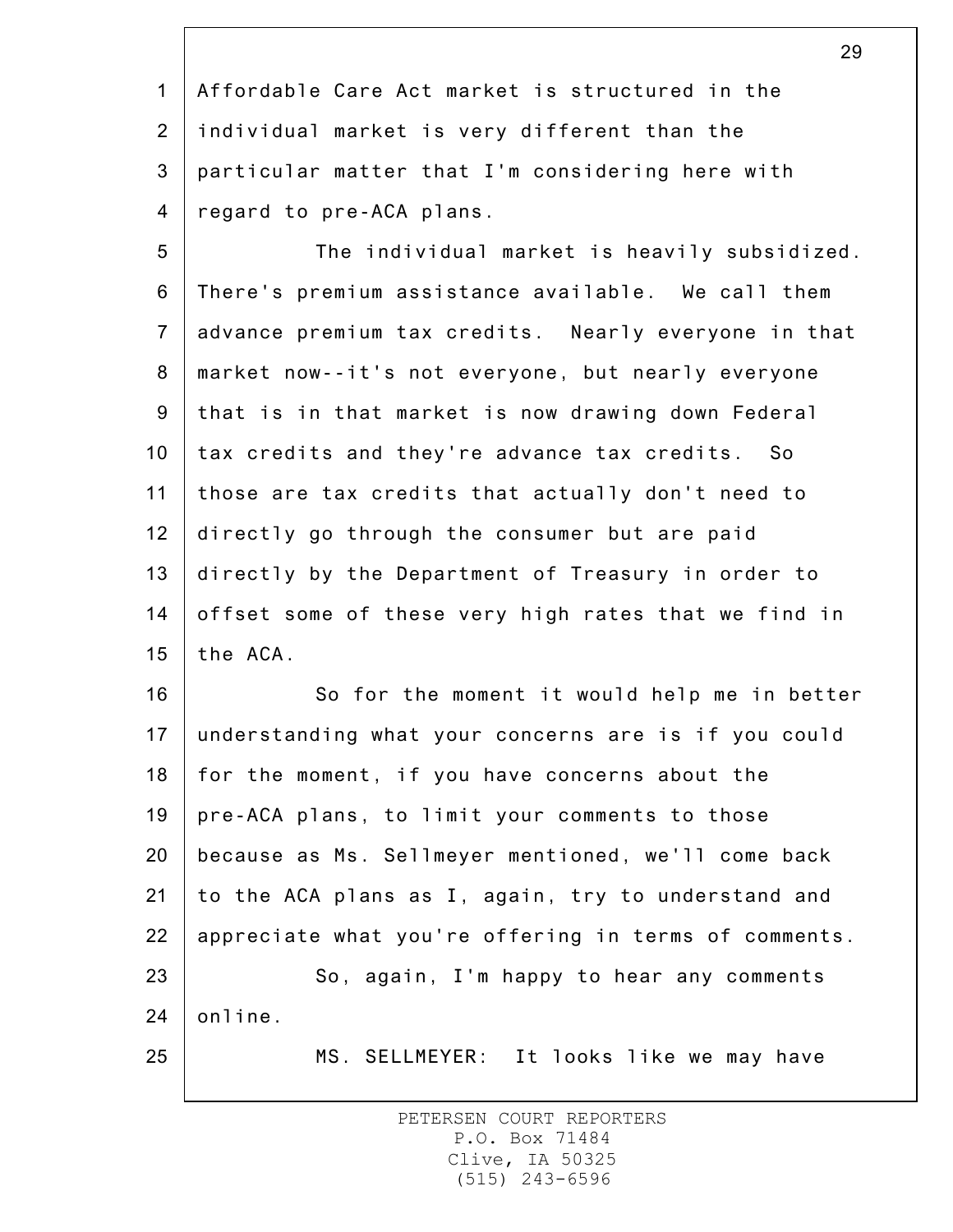Affordable Care Act market is structured in the individual market is very different than the particular matter that I'm considering here with regard to pre-ACA plans.

The individual market is heavily subsidized. There's premium assistance available. We call them advance premium tax credits. Nearly everyone in that market now--it's not everyone, but nearly everyone that is in that market is now drawing down Federal tax credits and they're advance tax credits. So those are tax credits that actually don't need to directly go through the consumer but are paid directly by the Department of Treasury in order to offset some of these very high rates that we find in the ACA.

So for the moment it would help me in better understanding what your concerns are is if you could for the moment, if you have concerns about the pre-ACA plans, to limit your comments to those because as Ms. Sellmeyer mentioned, we'll come back to the ACA plans as I, again, try to understand and appreciate what you're offering in terms of comments.

So, again, I'm happy to hear any comments online.

MS. SELLMEYER: It looks like we may have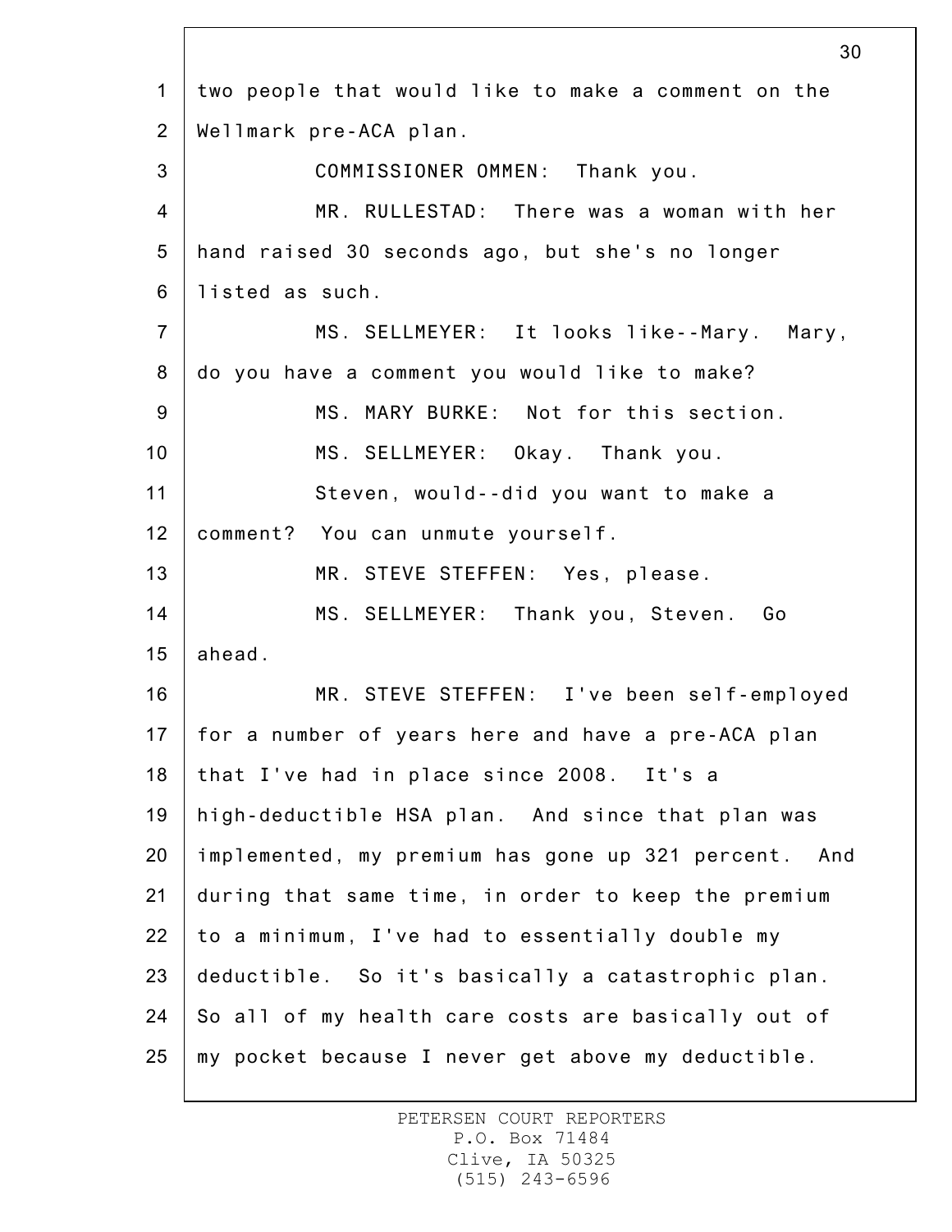two people that would like to make a comment on the Wellmark pre-ACA plan.

COMMISSIONER OMMEN: Thank you.

MR. RULLESTAD: There was a woman with her hand raised 30 seconds ago, but she's no longer listed as such.

MS. SELLMEYER: It looks like--Mary. Mary, do you have a comment you would like to make?

MS. MARY BURKE: Not for this section.

MS. SELLMEYER: Okay. Thank you.

Steven, would--did you want to make a comment? You can unmute yourself.

MR. STEVE STEFFEN: Yes, please.

MS. SELLMEYER: Thank you, Steven. Go ahead.

MR. STEVE STEFFEN: I've been self-employed for a number of years here and have a pre-ACA plan that I've had in place since 2008. It's a high-deductible HSA plan. And since that plan was implemented, my premium has gone up 321 percent. And during that same time, in order to keep the premium to a minimum, I've had to essentially double my deductible. So it's basically a catastrophic plan. So all of my health care costs are basically out of my pocket because I never get above my deductible.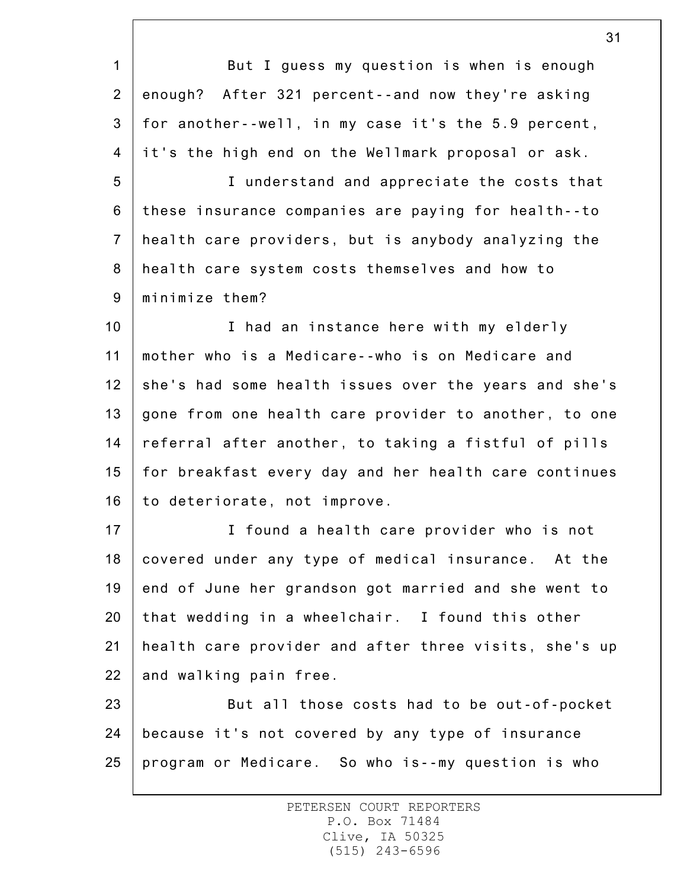But I guess my question is when is enough enough? After 321 percent--and now they're asking for another--well, in my case it's the 5.9 percent, it's the high end on the Wellmark proposal or ask.

I understand and appreciate the costs that these insurance companies are paying for health--to health care providers, but is anybody analyzing the health care system costs themselves and how to minimize them?

I had an instance here with my elderly mother who is a Medicare--who is on Medicare and she's had some health issues over the years and she's gone from one health care provider to another, to one referral after another, to taking a fistful of pills for breakfast every day and her health care continues to deteriorate, not improve.

I found a health care provider who is not covered under any type of medical insurance. At the end of June her grandson got married and she went to that wedding in a wheelchair. I found this other health care provider and after three visits, she's up and walking pain free.

But all those costs had to be out-of-pocket because it's not covered by any type of insurance program or Medicare. So who is--my question is who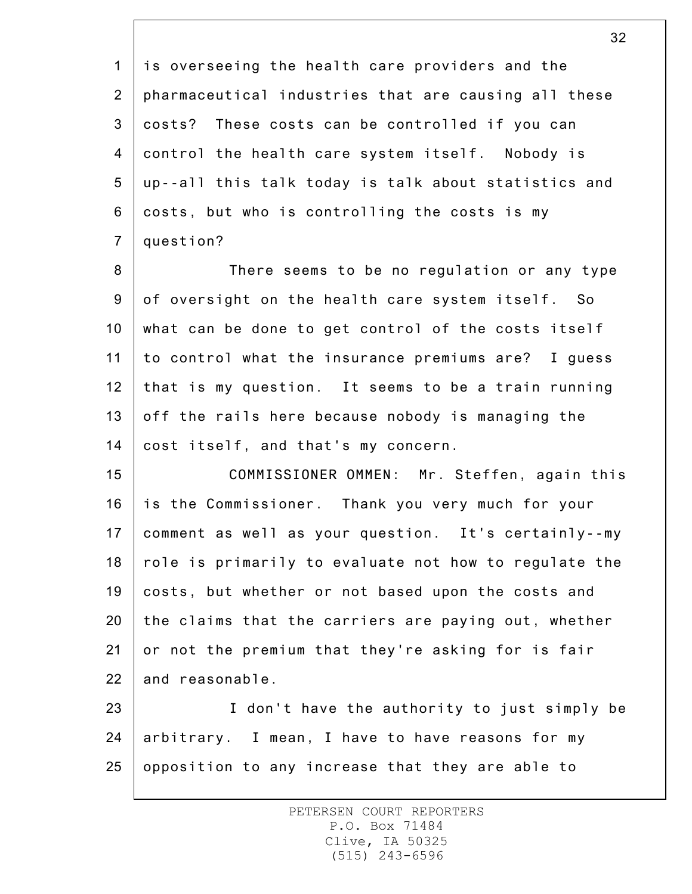is overseeing the health care providers and the pharmaceutical industries that are causing all these costs? These costs can be controlled if you can control the health care system itself. Nobody is up--all this talk today is talk about statistics and costs, but who is controlling the costs is my question?

There seems to be no regulation or any type of oversight on the health care system itself. So what can be done to get control of the costs itself to control what the insurance premiums are? I guess that is my question. It seems to be a train running off the rails here because nobody is managing the cost itself, and that's my concern.

COMMISSIONER OMMEN: Mr. Steffen, again this is the Commissioner. Thank you very much for your comment as well as your question. It's certainly--my role is primarily to evaluate not how to regulate the costs, but whether or not based upon the costs and the claims that the carriers are paying out, whether or not the premium that they're asking for is fair and reasonable.

I don't have the authority to just simply be arbitrary. I mean, I have to have reasons for my opposition to any increase that they are able to

PETERSEN COURT REPORTERS
P.O. Box 71484
Clive, IA 50325
(515) 243-6596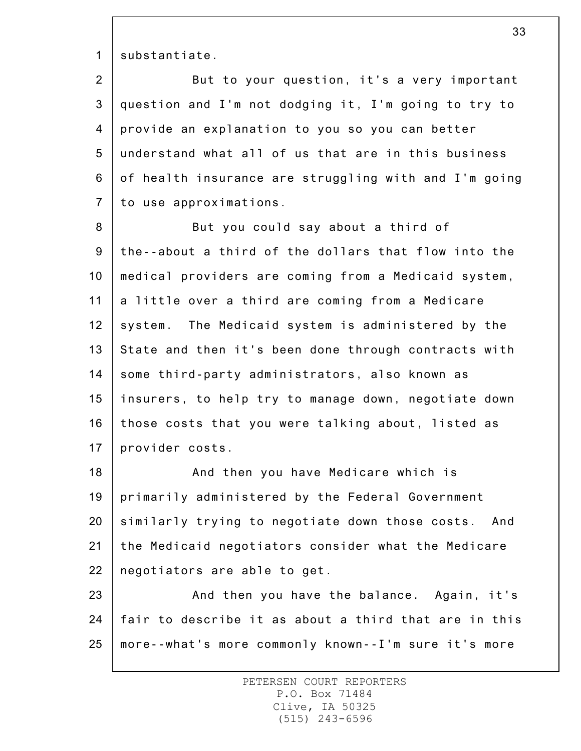substantiate.

But to your question, it's a very important question and I'm not dodging it, I'm going to try to provide an explanation to you so you can better understand what all of us that are in this business of health insurance are struggling with and I'm going to use approximations.

But you could say about a third of the--about a third of the dollars that flow into the medical providers are coming from a Medicaid system, a little over a third are coming from a Medicare system. The Medicaid system is administered by the State and then it's been done through contracts with some third-party administrators, also known as insurers, to help try to manage down, negotiate down those costs that you were talking about, listed as provider costs.

And then you have Medicare which is primarily administered by the Federal Government similarly trying to negotiate down those costs. And the Medicaid negotiators consider what the Medicare negotiators are able to get.

And then you have the balance. Again, it's fair to describe it as about a third that are in this more--what's more commonly known--I'm sure it's more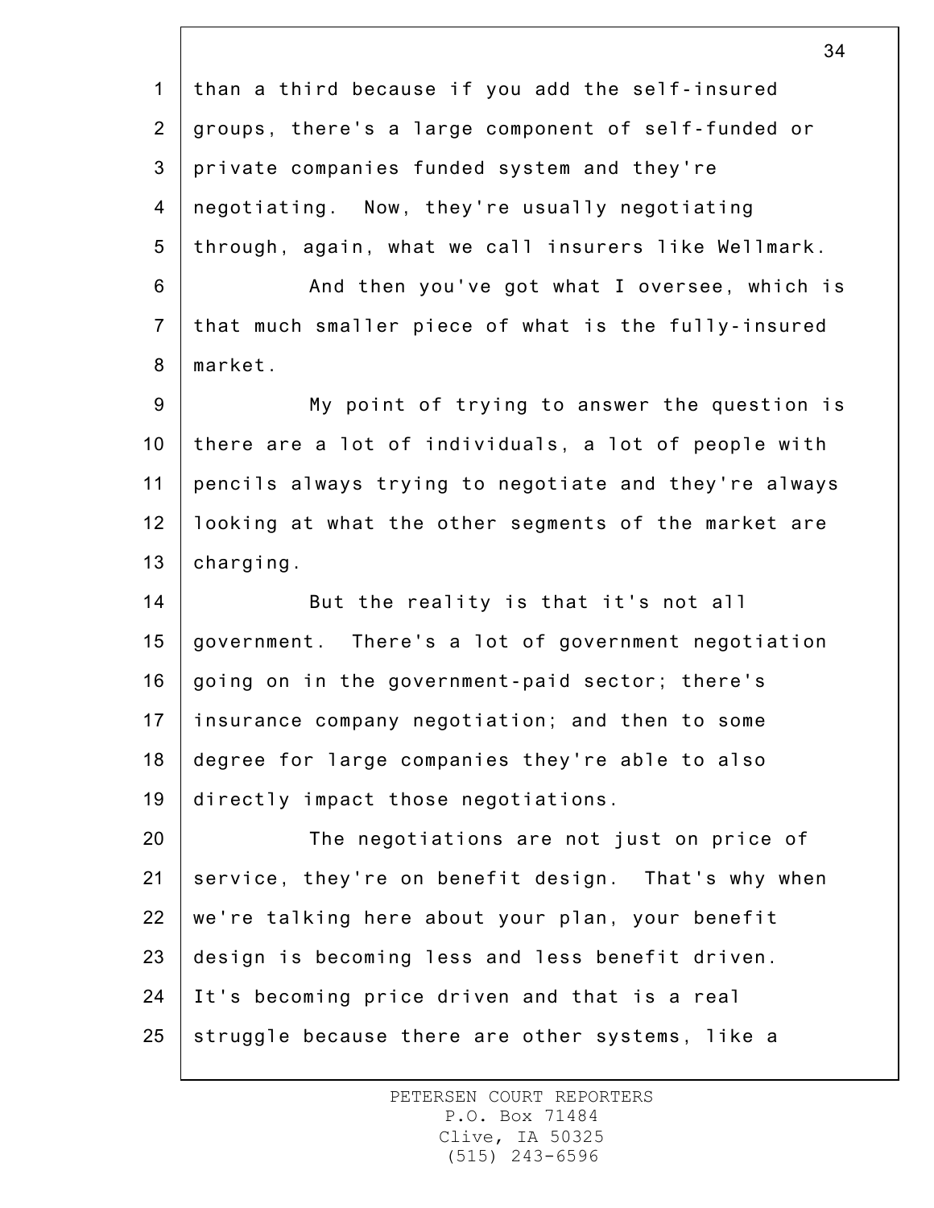than a third because if you add the self-insured groups, there's a large component of self-funded or private companies funded system and they're negotiating. Now, they're usually negotiating through, again, what we call insurers like Wellmark.

And then you've got what I oversee, which is that much smaller piece of what is the fully-insured market.

My point of trying to answer the question is there are a lot of individuals, a lot of people with pencils always trying to negotiate and they're always looking at what the other segments of the market are charging.

But the reality is that it's not all government. There's a lot of government negotiation going on in the government-paid sector; there's insurance company negotiation; and then to some degree for large companies they're able to also directly impact those negotiations.

The negotiations are not just on price of service, they're on benefit design. That's why when we're talking here about your plan, your benefit design is becoming less and less benefit driven. It's becoming price driven and that is a real struggle because there are other systems, like a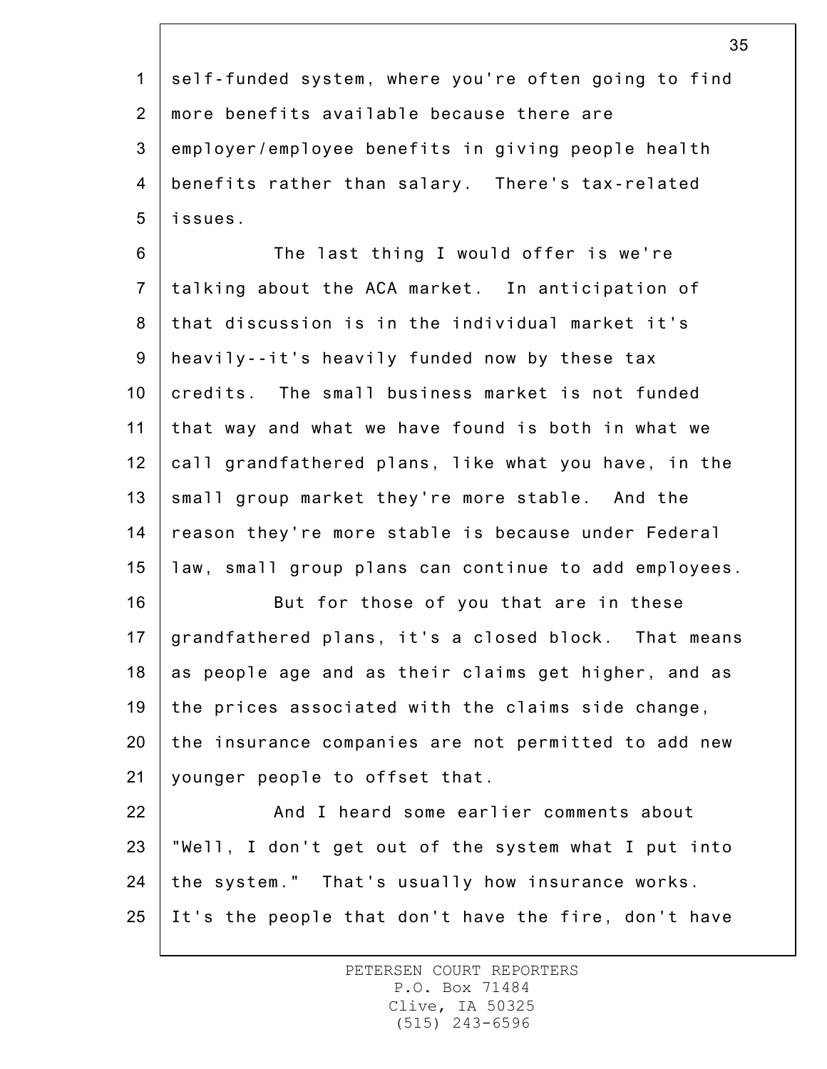self-funded system, where you're often going to find more benefits available because there are employer/employee benefits in giving people health benefits rather than salary. There's tax-related issues.

The last thing I would offer is we're talking about the ACA market. In anticipation of that discussion is in the individual market it's heavily--it's heavily funded now by these tax credits. The small business market is not funded that way and what we have found is both in what we call grandfathered plans, like what you have, in the small group market they're more stable. And the reason they're more stable is because under Federal law, small group plans can continue to add employees.

But for those of you that are in these grandfathered plans, it's a closed block. That means as people age and as their claims get higher, and as the prices associated with the claims side change, the insurance companies are not permitted to add new younger people to offset that.

And I heard some earlier comments about "Well, I don't get out of the system what I put into the system." That's usually how insurance works. It's the people that don't have the fire, don't have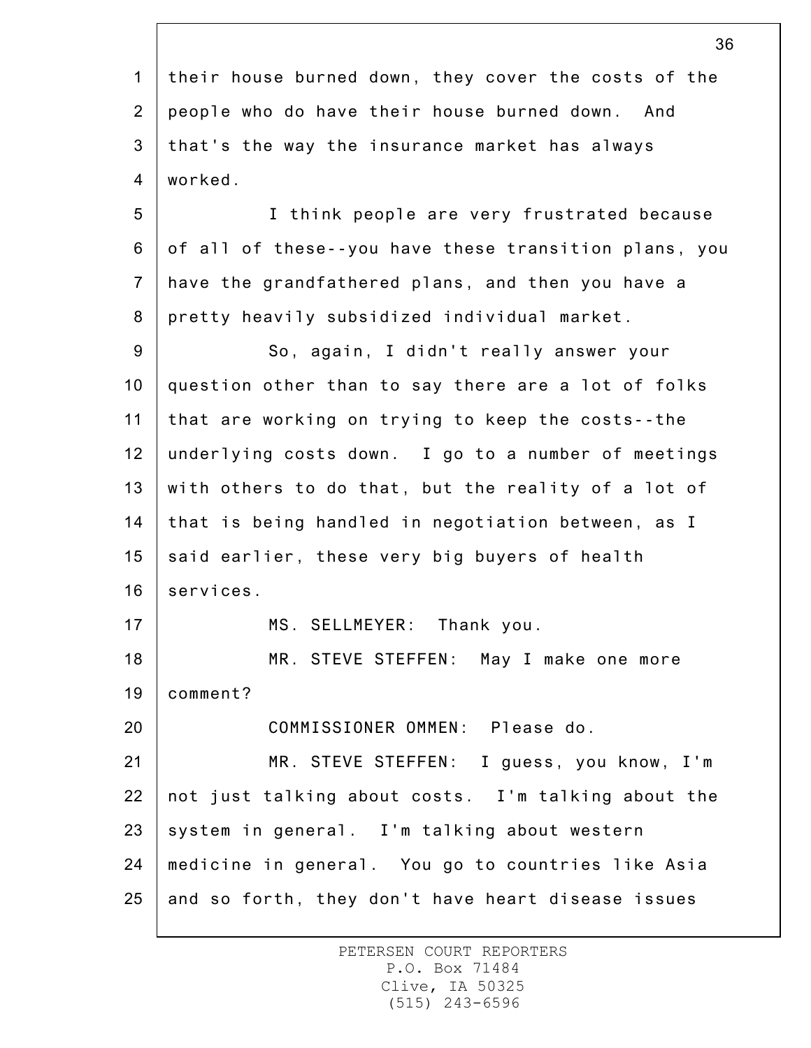their house burned down, they cover the costs of the people who do have their house burned down. And that's the way the insurance market has always worked.

I think people are very frustrated because of all of these--you have these transition plans, you have the grandfathered plans, and then you have a pretty heavily subsidized individual market.

So, again, I didn't really answer your question other than to say there are a lot of folks that are working on trying to keep the costs--the underlying costs down. I go to a number of meetings with others to do that, but the reality of a lot of that is being handled in negotiation between, as I said earlier, these very big buyers of health services.

MS. SELLMEYER: Thank you.

MR. STEVE STEFFEN: May I make one more comment?

COMMISSIONER OMMEN: Please do.

MR. STEVE STEFFEN: I guess, you know, I'm not just talking about costs. I'm talking about the system in general. I'm talking about western medicine in general. You go to countries like Asia and so forth, they don't have heart disease issues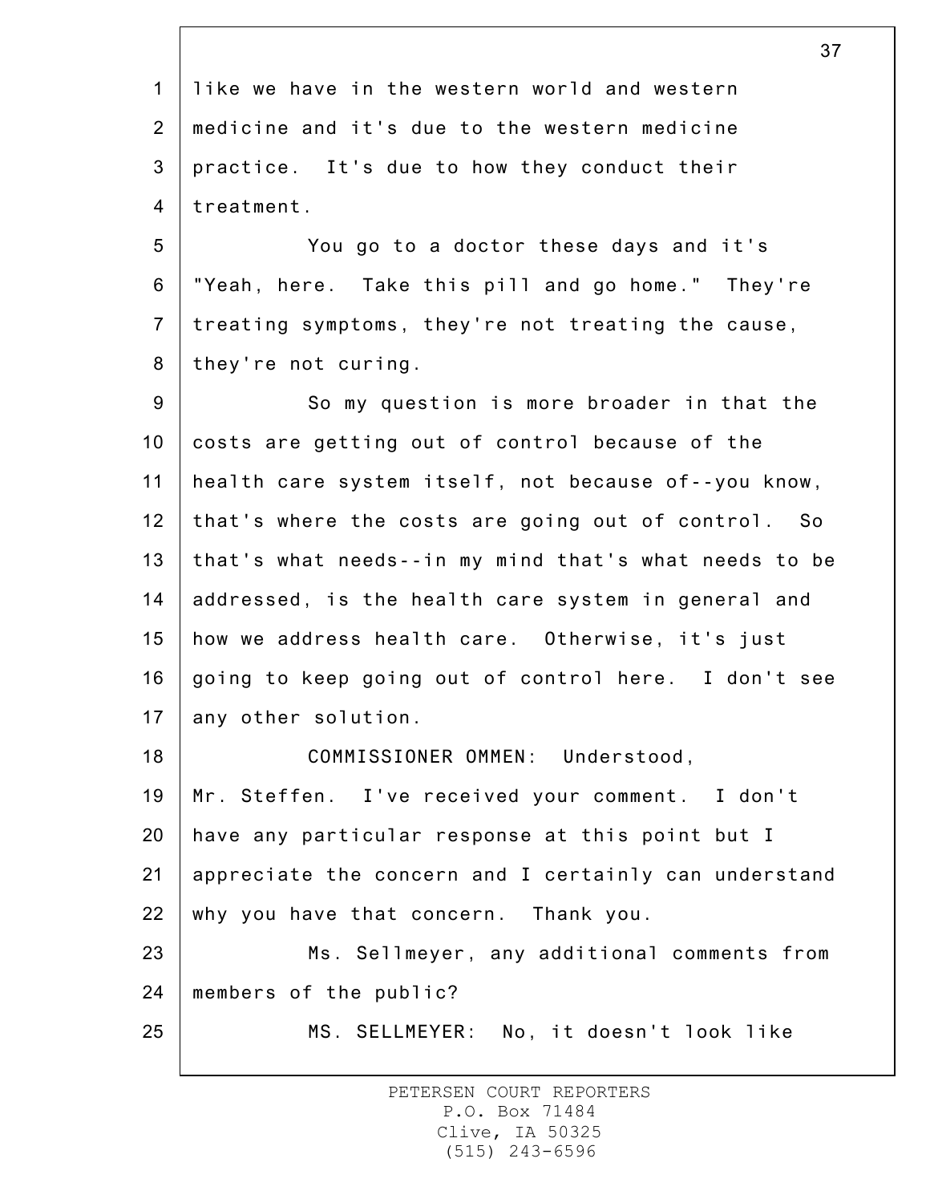like we have in the western world and western medicine and it's due to the western medicine practice. It's due to how they conduct their treatment.

You go to a doctor these days and it's "Yeah, here. Take this pill and go home." They're treating symptoms, they're not treating the cause, they're not curing.

So my question is more broader in that the costs are getting out of control because of the health care system itself, not because of--you know, that's where the costs are going out of control. So that's what needs--in my mind that's what needs to be addressed, is the health care system in general and how we address health care. Otherwise, it's just going to keep going out of control here. I don't see any other solution.

COMMISSIONER OMMEN: Understood, Mr. Steffen. I've received your comment. I don't have any particular response at this point but I appreciate the concern and I certainly can understand why you have that concern. Thank you.

Ms. Sellmeyer, any additional comments from members of the public?

MS. SELLMEYER: No, it doesn't look like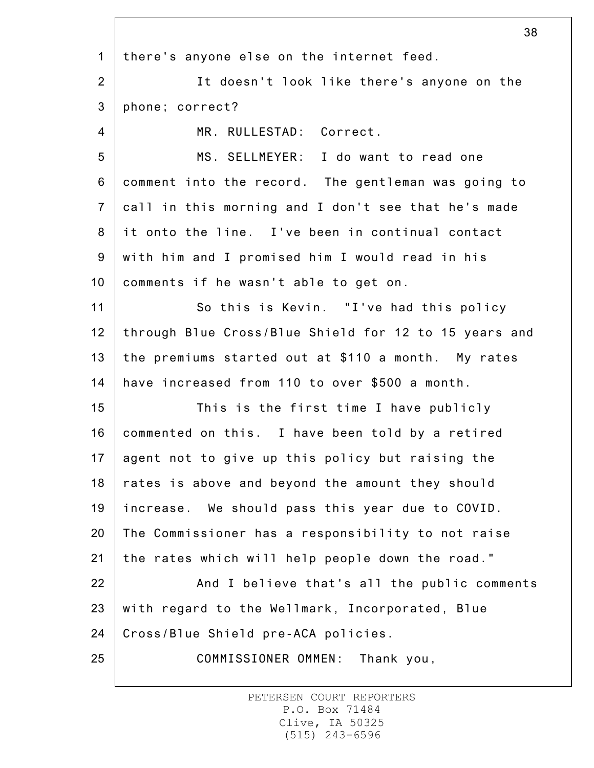there's anyone else on the internet feed.

It doesn't look like there's anyone on the phone; correct?

MR. RULLESTAD: Correct.

MS. SELLMEYER: I do want to read one comment into the record. The gentleman was going to call in this morning and I don't see that he's made it onto the line. I've been in continual contact with him and I promised him I would read in his comments if he wasn't able to get on.

So this is Kevin. "I've had this policy through Blue Cross/Blue Shield for 12 to 15 years and the premiums started out at $110 a month. My rates have increased from 110 to over $500 a month.

This is the first time I have publicly commented on this. I have been told by a retired agent not to give up this policy but raising the rates is above and beyond the amount they should increase. We should pass this year due to COVID. The Commissioner has a responsibility to not raise the rates which will help people down the road."

And I believe that's all the public comments with regard to the Wellmark, Incorporated, Blue Cross/Blue Shield pre-ACA policies.

COMMISSIONER OMMEN: Thank you,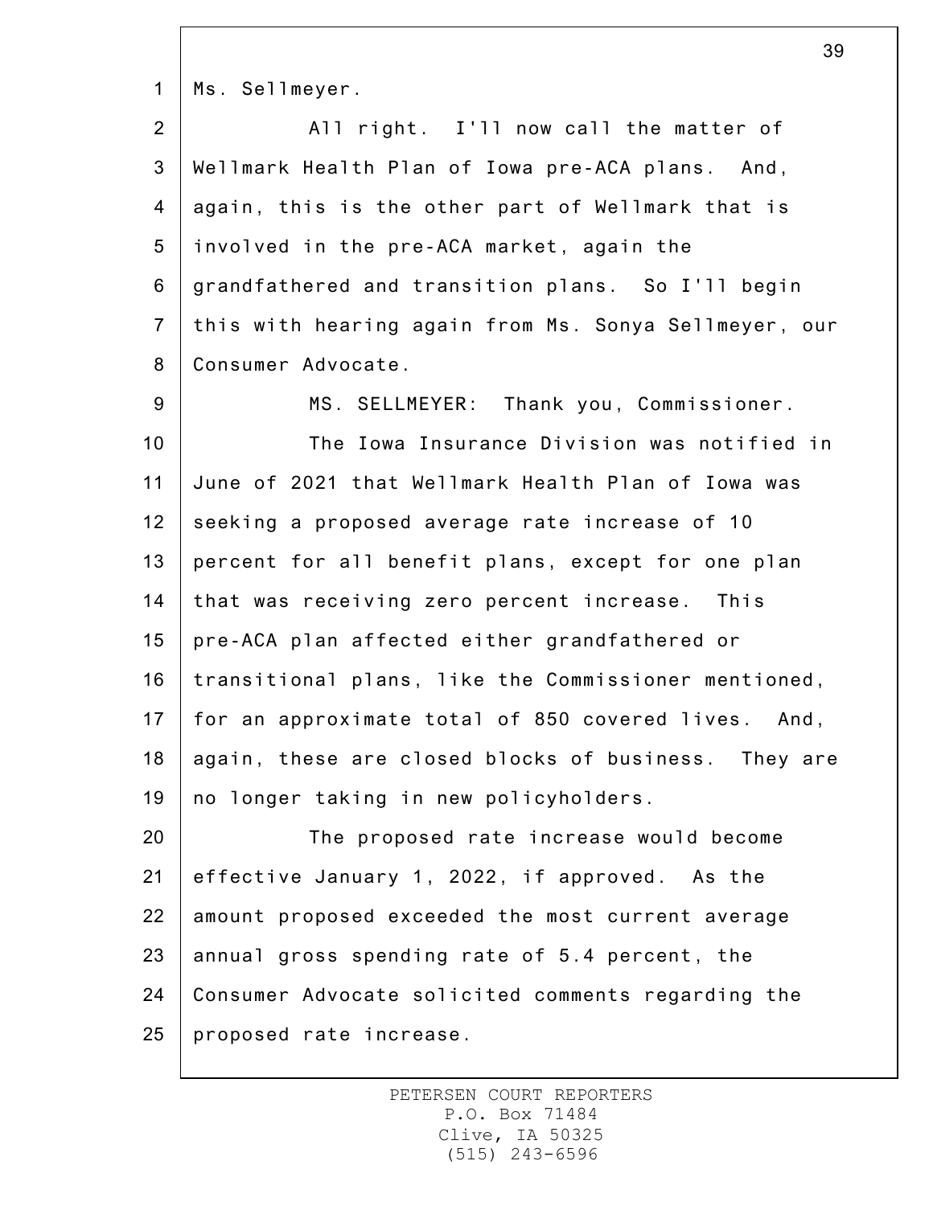Ms. Sellmeyer.

All right. I'll now call the matter of Wellmark Health Plan of Iowa pre-ACA plans. And, again, this is the other part of Wellmark that is involved in the pre-ACA market, again the grandfathered and transition plans. So I'll begin this with hearing again from Ms. Sonya Sellmeyer, our Consumer Advocate.

MS. SELLMEYER: Thank you, Commissioner.

The Iowa Insurance Division was notified in June of 2021 that Wellmark Health Plan of Iowa was seeking a proposed average rate increase of 10 percent for all benefit plans, except for one plan that was receiving zero percent increase. This pre-ACA plan affected either grandfathered or transitional plans, like the Commissioner mentioned, for an approximate total of 850 covered lives. And, again, these are closed blocks of business. They are no longer taking in new policyholders.

The proposed rate increase would become effective January 1, 2022, if approved. As the amount proposed exceeded the most current average annual gross spending rate of 5.4 percent, the Consumer Advocate solicited comments regarding the proposed rate increase.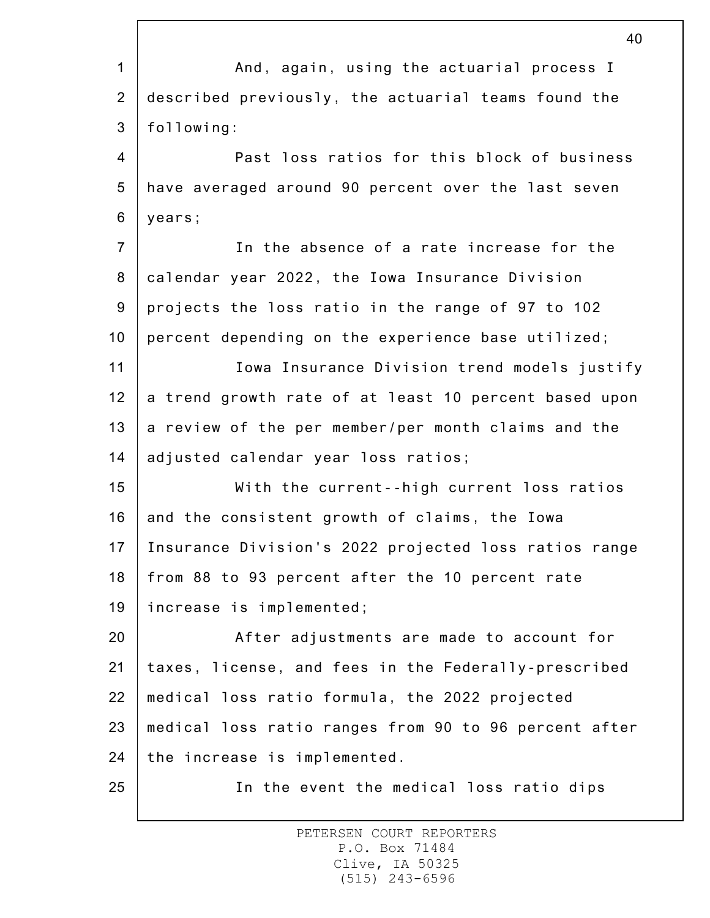And, again, using the actuarial process I described previously, the actuarial teams found the following:

Past loss ratios for this block of business have averaged around 90 percent over the last seven years;

In the absence of a rate increase for the calendar year 2022, the Iowa Insurance Division projects the loss ratio in the range of 97 to 102 percent depending on the experience base utilized;

Iowa Insurance Division trend models justify a trend growth rate of at least 10 percent based upon a review of the per member/per month claims and the adjusted calendar year loss ratios;

With the current--high current loss ratios and the consistent growth of claims, the Iowa Insurance Division's 2022 projected loss ratios range from 88 to 93 percent after the 10 percent rate increase is implemented;

After adjustments are made to account for taxes, license, and fees in the Federally-prescribed medical loss ratio formula, the 2022 projected medical loss ratio ranges from 90 to 96 percent after the increase is implemented.

In the event the medical loss ratio dips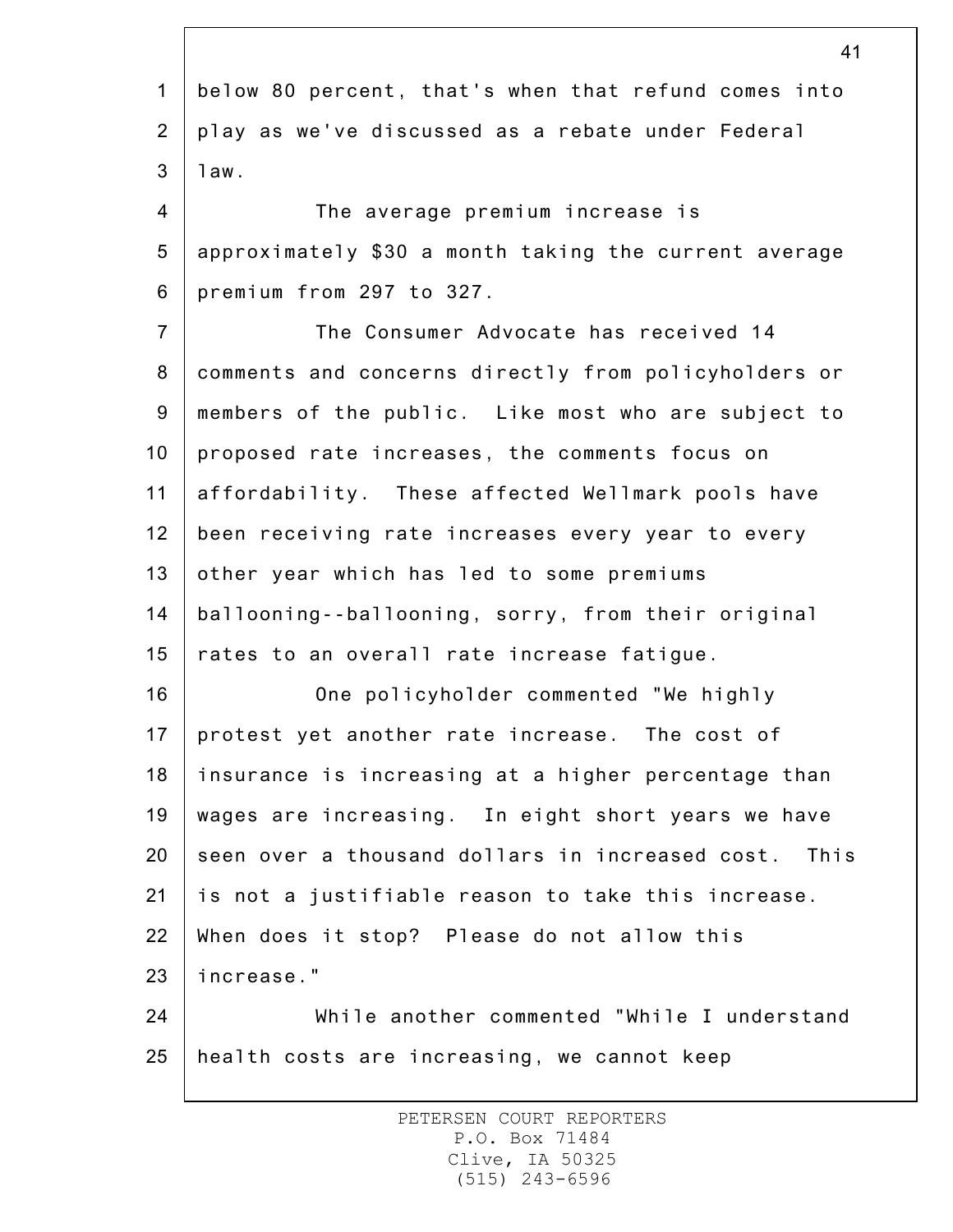below 80 percent, that's when that refund comes into play as we've discussed as a rebate under Federal law.

The average premium increase is approximately $30 a month taking the current average premium from 297 to 327.

The Consumer Advocate has received 14 comments and concerns directly from policyholders or members of the public. Like most who are subject to proposed rate increases, the comments focus on affordability. These affected Wellmark pools have been receiving rate increases every year to every other year which has led to some premiums ballooning--ballooning, sorry, from their original rates to an overall rate increase fatigue.

One policyholder commented "We highly protest yet another rate increase. The cost of insurance is increasing at a higher percentage than wages are increasing. In eight short years we have seen over a thousand dollars in increased cost. This is not a justifiable reason to take this increase. When does it stop? Please do not allow this increase."

While another commented "While I understand health costs are increasing, we cannot keep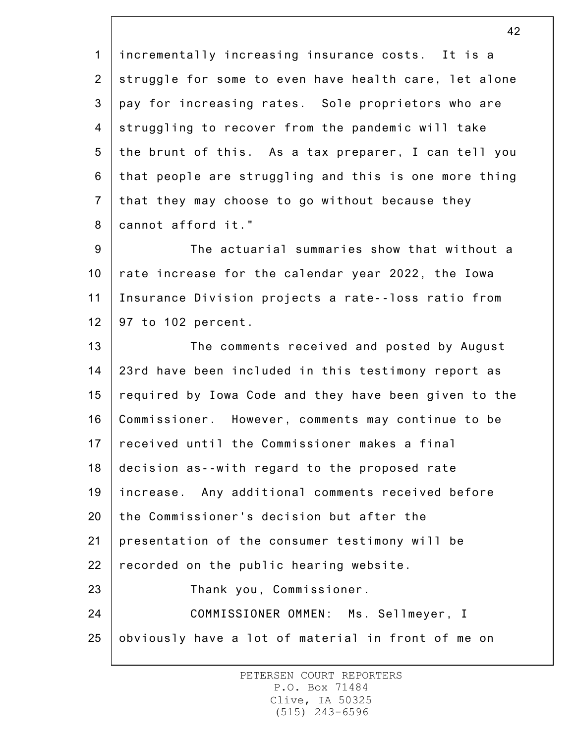incrementally increasing insurance costs. It is a struggle for some to even have health care, let alone pay for increasing rates. Sole proprietors who are struggling to recover from the pandemic will take the brunt of this. As a tax preparer, I can tell you that people are struggling and this is one more thing that they may choose to go without because they cannot afford it."

The actuarial summaries show that without a rate increase for the calendar year 2022, the Iowa Insurance Division projects a rate--loss ratio from 97 to 102 percent.

The comments received and posted by August 23rd have been included in this testimony report as required by Iowa Code and they have been given to the Commissioner. However, comments may continue to be received until the Commissioner makes a final decision as--with regard to the proposed rate increase. Any additional comments received before the Commissioner's decision but after the presentation of the consumer testimony will be recorded on the public hearing website.

Thank you, Commissioner.

COMMISSIONER OMMEN: Ms. Sellmeyer, I obviously have a lot of material in front of me on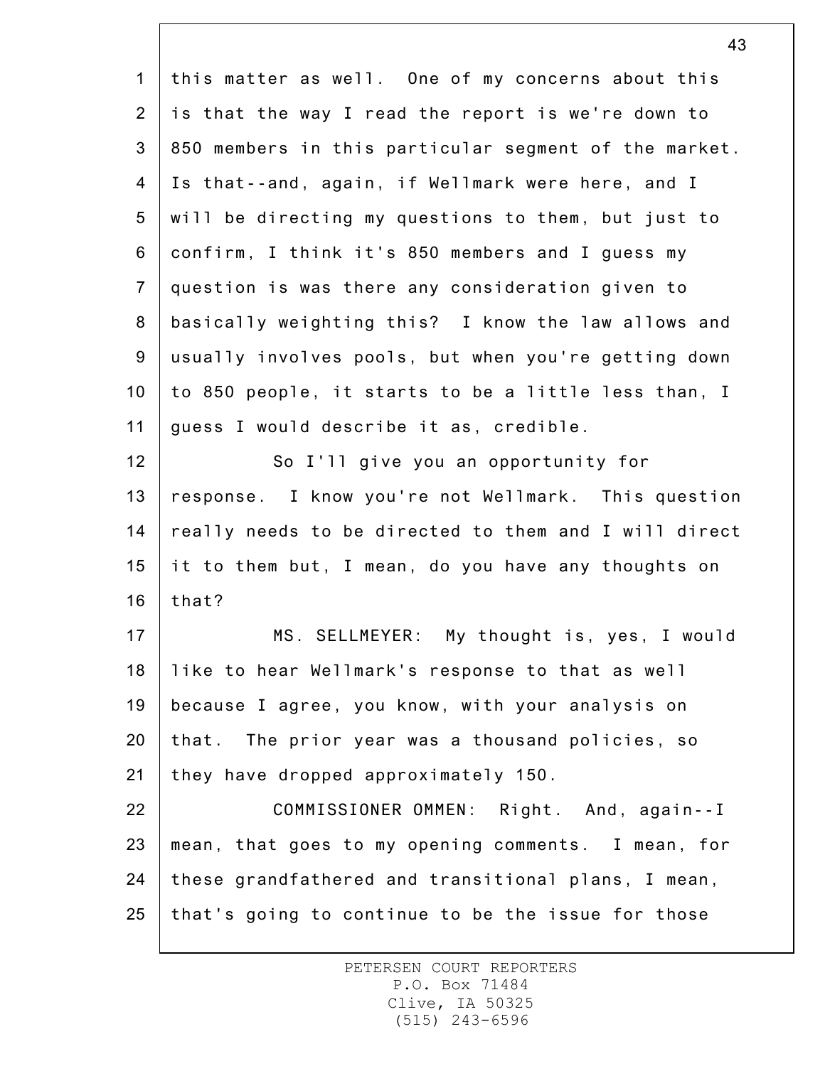this matter as well. One of my concerns about this is that the way I read the report is we're down to 850 members in this particular segment of the market. Is that--and, again, if Wellmark were here, and I will be directing my questions to them, but just to confirm, I think it's 850 members and I guess my question is was there any consideration given to basically weighting this? I know the law allows and usually involves pools, but when you're getting down to 850 people, it starts to be a little less than, I guess I would describe it as, credible.

So I'll give you an opportunity for response. I know you're not Wellmark. This question really needs to be directed to them and I will direct it to them but, I mean, do you have any thoughts on that?

MS. SELLMEYER: My thought is, yes, I would like to hear Wellmark's response to that as well because I agree, you know, with your analysis on that. The prior year was a thousand policies, so they have dropped approximately 150.

COMMISSIONER OMMEN: Right. And, again--I mean, that goes to my opening comments. I mean, for these grandfathered and transitional plans, I mean, that's going to continue to be the issue for those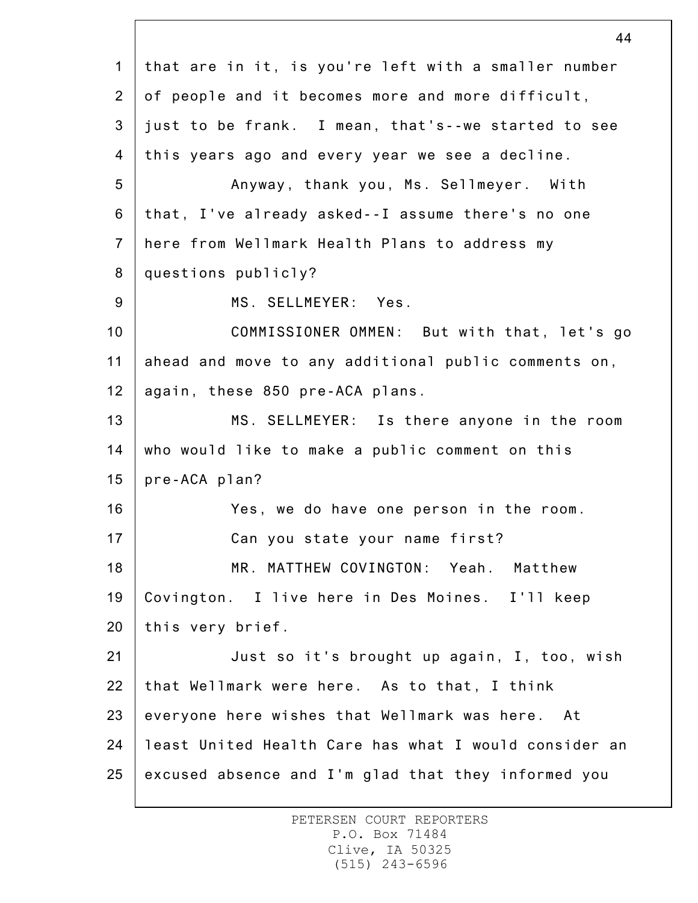that are in it, is you're left with a smaller number of people and it becomes more and more difficult, just to be frank. I mean, that's--we started to see this years ago and every year we see a decline.

Anyway, thank you, Ms. Sellmeyer. With that, I've already asked--I assume there's no one here from Wellmark Health Plans to address my questions publicly?

MS. SELLMEYER: Yes.

COMMISSIONER OMMEN: But with that, let's go ahead and move to any additional public comments on, again, these 850 pre-ACA plans.

MS. SELLMEYER: Is there anyone in the room who would like to make a public comment on this pre-ACA plan?

Yes, we do have one person in the room.

Can you state your name first?

MR. MATTHEW COVINGTON: Yeah. Matthew Covington. I live here in Des Moines. I'll keep this very brief.

Just so it's brought up again, I, too, wish that Wellmark were here. As to that, I think everyone here wishes that Wellmark was here. At least United Health Care has what I would consider an excused absence and I'm glad that they informed you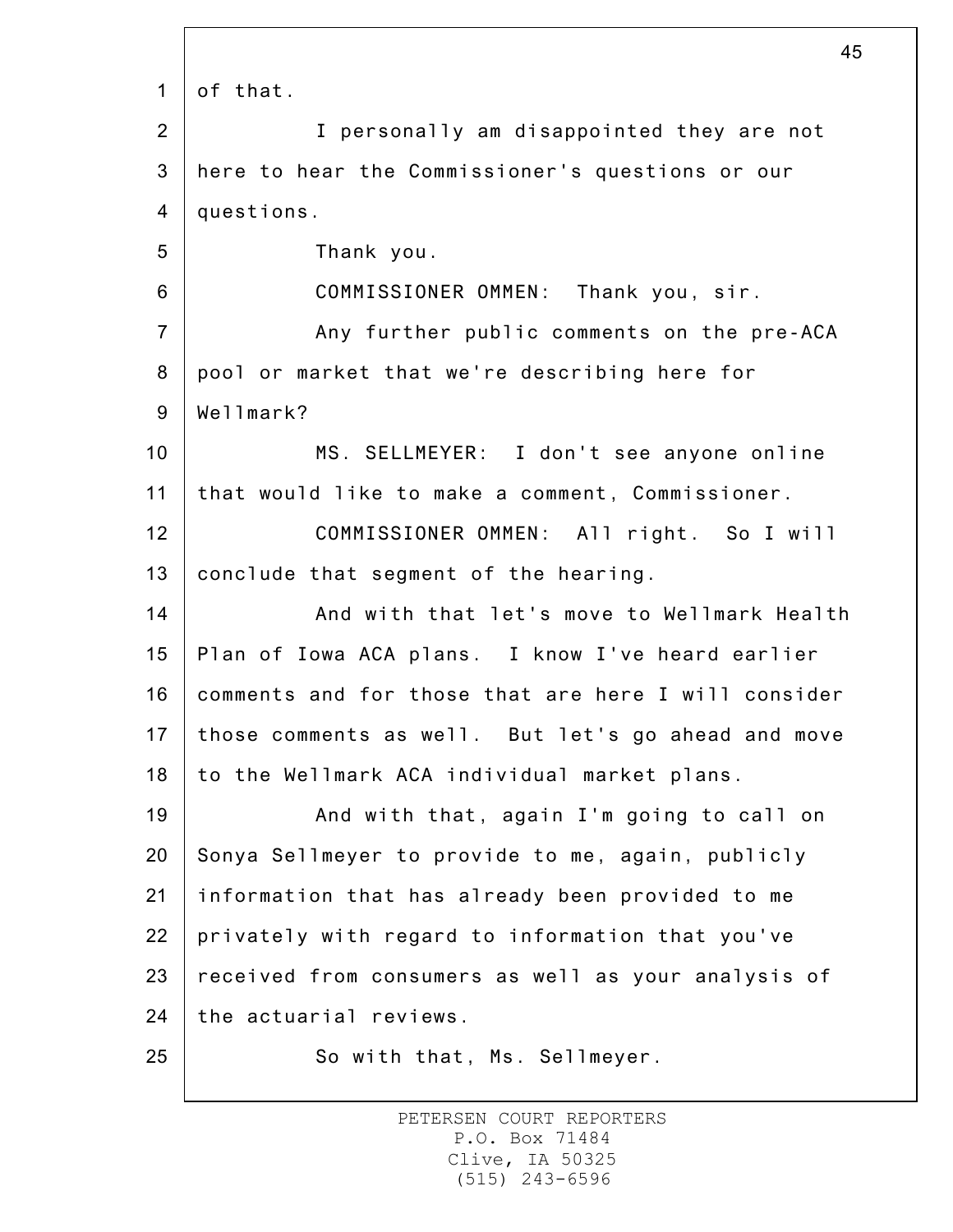of that.

I personally am disappointed they are not here to hear the Commissioner's questions or our questions.

Thank you.

COMMISSIONER OMMEN: Thank you, sir.

Any further public comments on the pre-ACA pool or market that we're describing here for Wellmark?

MS. SELLMEYER: I don't see anyone online that would like to make a comment, Commissioner.

COMMISSIONER OMMEN: All right. So I will conclude that segment of the hearing.

And with that let's move to Wellmark Health Plan of Iowa ACA plans. I know I've heard earlier comments and for those that are here I will consider those comments as well. But let's go ahead and move to the Wellmark ACA individual market plans.

And with that, again I'm going to call on Sonya Sellmeyer to provide to me, again, publicly information that has already been provided to me privately with regard to information that you've received from consumers as well as your analysis of the actuarial reviews.

So with that, Ms. Sellmeyer.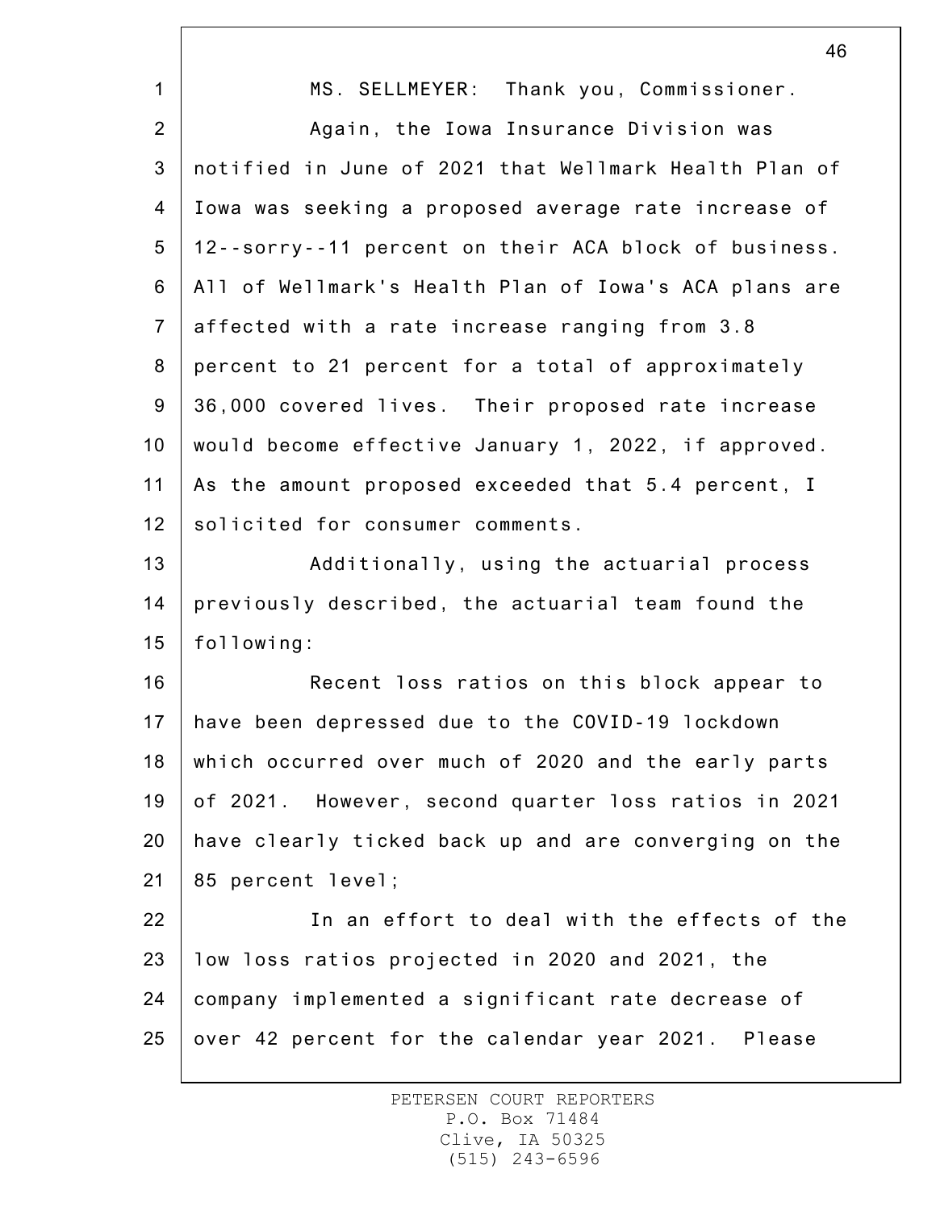MS. SELLMEYER: Thank you, Commissioner.

Again, the Iowa Insurance Division was notified in June of 2021 that Wellmark Health Plan of Iowa was seeking a proposed average rate increase of 12--sorry--11 percent on their ACA block of business. All of Wellmark's Health Plan of Iowa's ACA plans are affected with a rate increase ranging from 3.8 percent to 21 percent for a total of approximately 36,000 covered lives. Their proposed rate increase would become effective January 1, 2022, if approved. As the amount proposed exceeded that 5.4 percent, I solicited for consumer comments.

Additionally, using the actuarial process previously described, the actuarial team found the following:

Recent loss ratios on this block appear to have been depressed due to the COVID-19 lockdown which occurred over much of 2020 and the early parts of 2021. However, second quarter loss ratios in 2021 have clearly ticked back up and are converging on the 85 percent level;

In an effort to deal with the effects of the low loss ratios projected in 2020 and 2021, the company implemented a significant rate decrease of over 42 percent for the calendar year 2021. Please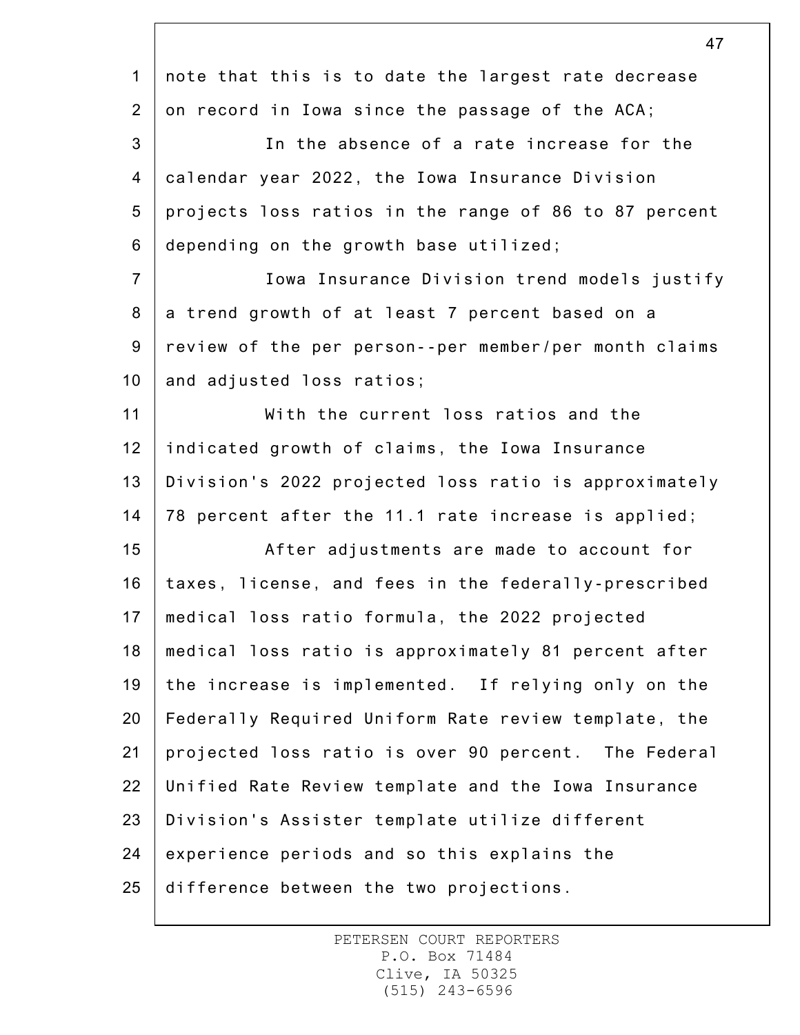note that this is to date the largest rate decrease on record in Iowa since the passage of the ACA;

In the absence of a rate increase for the calendar year 2022, the Iowa Insurance Division projects loss ratios in the range of 86 to 87 percent depending on the growth base utilized;

Iowa Insurance Division trend models justify a trend growth of at least 7 percent based on a review of the per person--per member/per month claims and adjusted loss ratios;

With the current loss ratios and the indicated growth of claims, the Iowa Insurance Division's 2022 projected loss ratio is approximately 78 percent after the 11.1 rate increase is applied;

After adjustments are made to account for taxes, license, and fees in the federally-prescribed medical loss ratio formula, the 2022 projected medical loss ratio is approximately 81 percent after the increase is implemented. If relying only on the Federally Required Uniform Rate review template, the projected loss ratio is over 90 percent. The Federal Unified Rate Review template and the Iowa Insurance Division's Assister template utilize different experience periods and so this explains the difference between the two projections.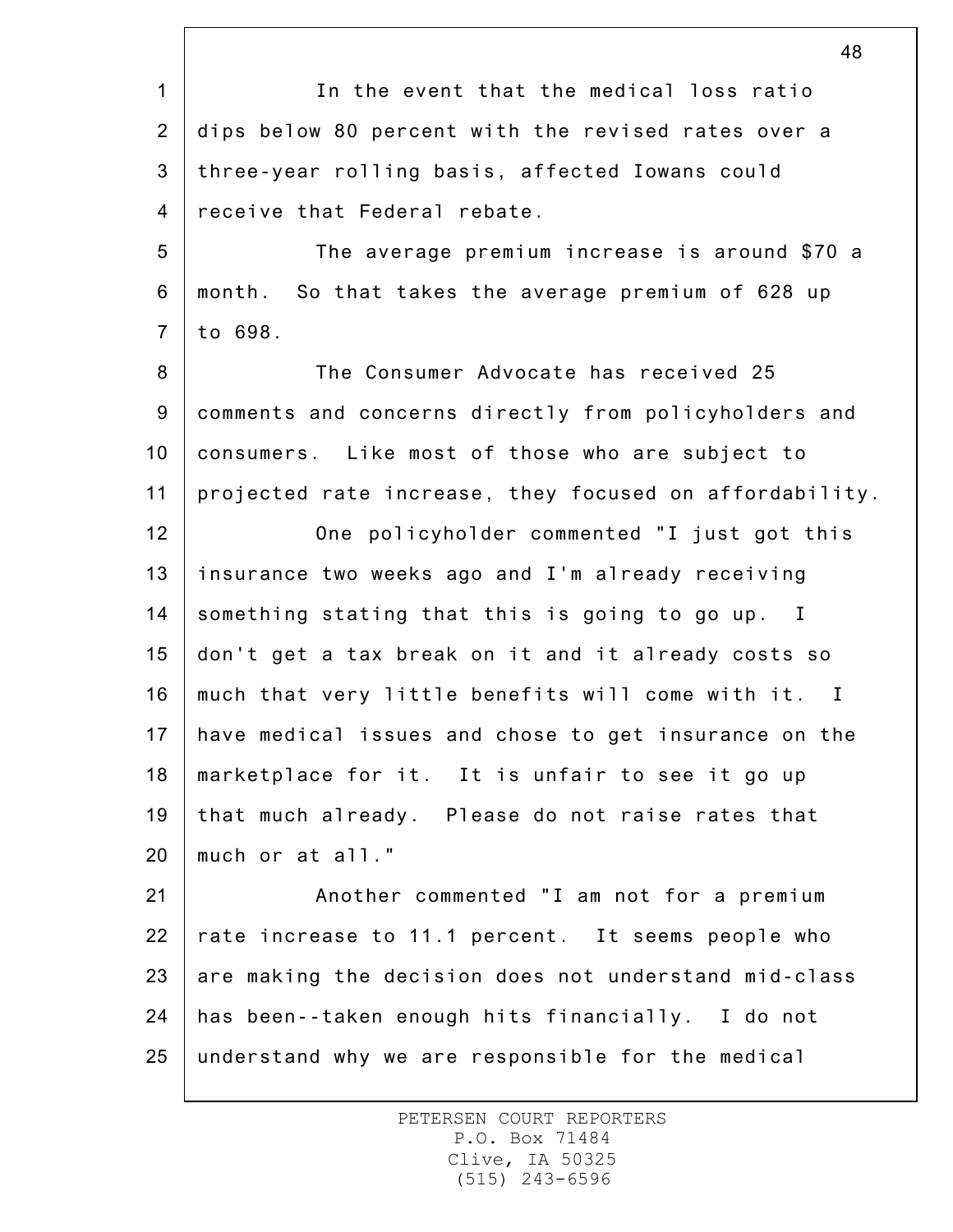In the event that the medical loss ratio dips below 80 percent with the revised rates over a three-year rolling basis, affected Iowans could receive that Federal rebate.

The average premium increase is around $70 a month. So that takes the average premium of 628 up to 698.

The Consumer Advocate has received 25 comments and concerns directly from policyholders and consumers. Like most of those who are subject to projected rate increase, they focused on affordability.

One policyholder commented "I just got this insurance two weeks ago and I'm already receiving something stating that this is going to go up. I don't get a tax break on it and it already costs so much that very little benefits will come with it. I have medical issues and chose to get insurance on the marketplace for it. It is unfair to see it go up that much already. Please do not raise rates that much or at all."

Another commented "I am not for a premium rate increase to 11.1 percent. It seems people who are making the decision does not understand mid-class has been--taken enough hits financially. I do not understand why we are responsible for the medical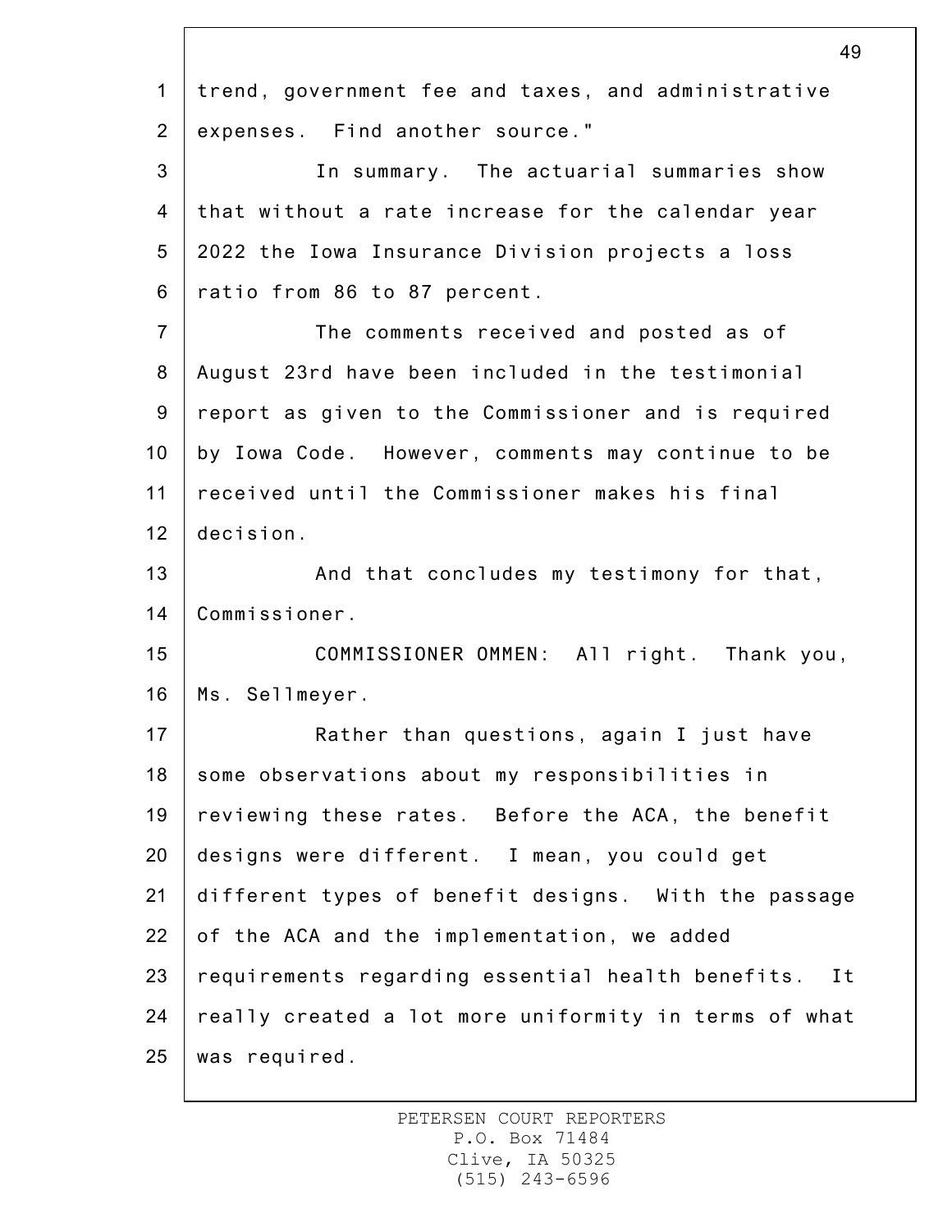trend, government fee and taxes, and administrative expenses. Find another source."

In summary. The actuarial summaries show that without a rate increase for the calendar year 2022 the Iowa Insurance Division projects a loss ratio from 86 to 87 percent.

The comments received and posted as of August 23rd have been included in the testimonial report as given to the Commissioner and is required by Iowa Code. However, comments may continue to be received until the Commissioner makes his final decision.

And that concludes my testimony for that, Commissioner.

COMMISSIONER OMMEN: All right. Thank you, Ms. Sellmeyer.

Rather than questions, again I just have some observations about my responsibilities in reviewing these rates. Before the ACA, the benefit designs were different. I mean, you could get different types of benefit designs. With the passage of the ACA and the implementation, we added requirements regarding essential health benefits. It really created a lot more uniformity in terms of what was required.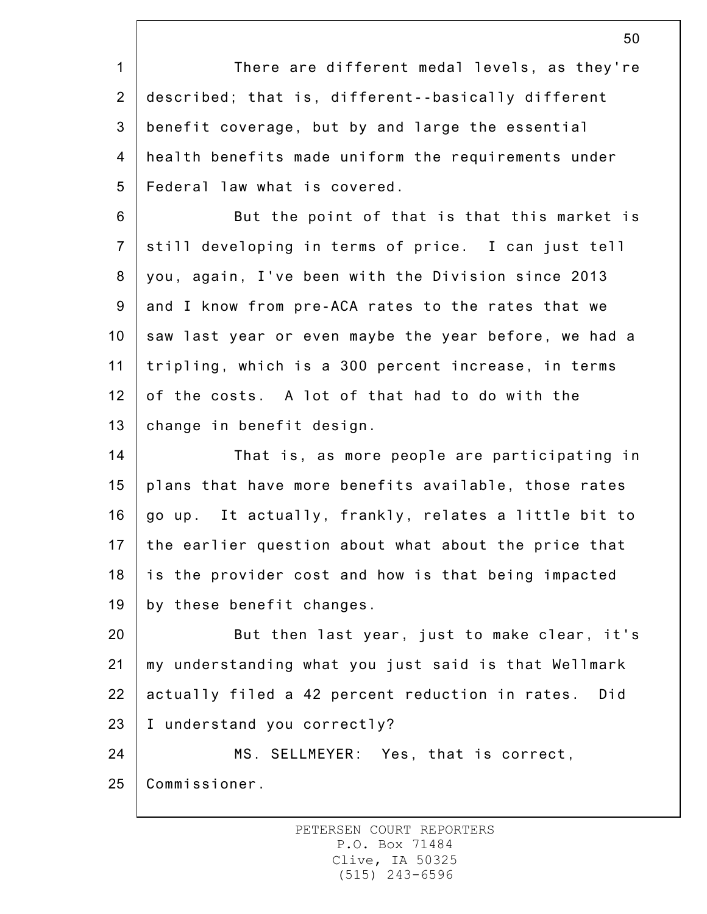There are different medal levels, as they're described; that is, different--basically different benefit coverage, but by and large the essential health benefits made uniform the requirements under Federal law what is covered.

But the point of that is that this market is still developing in terms of price. I can just tell you, again, I've been with the Division since 2013 and I know from pre-ACA rates to the rates that we saw last year or even maybe the year before, we had a tripling, which is a 300 percent increase, in terms of the costs. A lot of that had to do with the change in benefit design.

That is, as more people are participating in plans that have more benefits available, those rates go up. It actually, frankly, relates a little bit to the earlier question about what about the price that is the provider cost and how is that being impacted by these benefit changes.

But then last year, just to make clear, it's my understanding what you just said is that Wellmark actually filed a 42 percent reduction in rates. Did I understand you correctly?

MS. SELLMEYER: Yes, that is correct, Commissioner.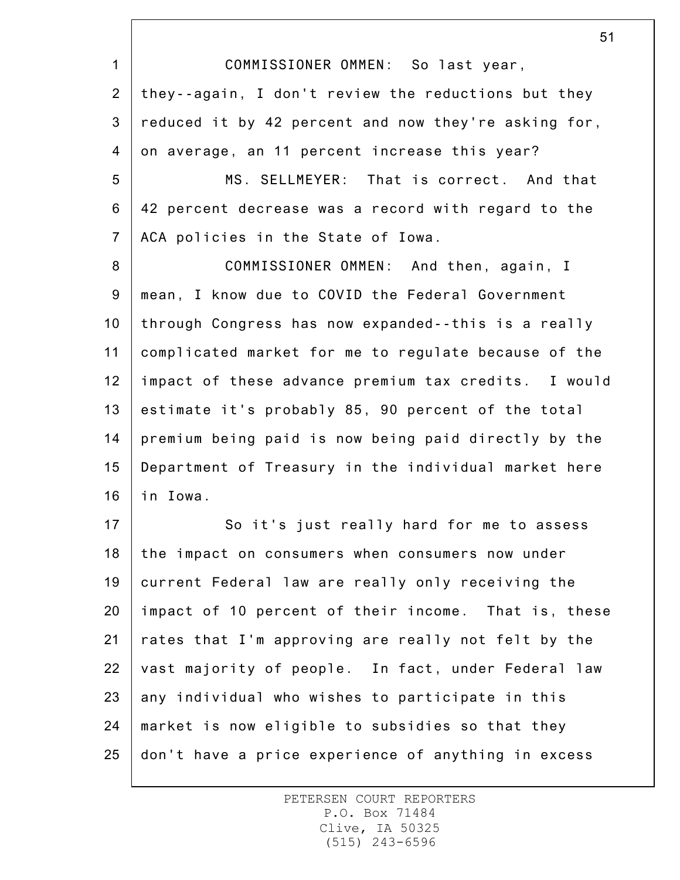COMMISSIONER OMMEN: So last year, they--again, I don't review the reductions but they reduced it by 42 percent and now they're asking for, on average, an 11 percent increase this year?

MS. SELLMEYER: That is correct. And that 42 percent decrease was a record with regard to the ACA policies in the State of Iowa.

COMMISSIONER OMMEN: And then, again, I mean, I know due to COVID the Federal Government through Congress has now expanded--this is a really complicated market for me to regulate because of the impact of these advance premium tax credits. I would estimate it's probably 85, 90 percent of the total premium being paid is now being paid directly by the Department of Treasury in the individual market here in Iowa.

So it's just really hard for me to assess the impact on consumers when consumers now under current Federal law are really only receiving the impact of 10 percent of their income. That is, these rates that I'm approving are really not felt by the vast majority of people. In fact, under Federal law any individual who wishes to participate in this market is now eligible to subsidies so that they don't have a price experience of anything in excess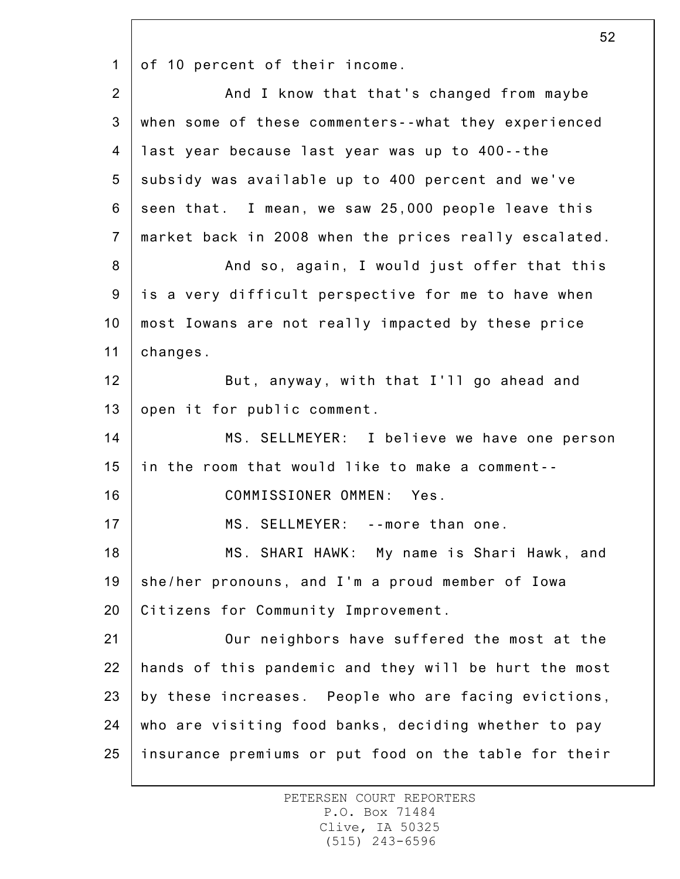of 10 percent of their income.

And I know that that's changed from maybe when some of these commenters--what they experienced last year because last year was up to 400--the subsidy was available up to 400 percent and we've seen that. I mean, we saw 25,000 people leave this market back in 2008 when the prices really escalated.

And so, again, I would just offer that this is a very difficult perspective for me to have when most Iowans are not really impacted by these price changes.

But, anyway, with that I'll go ahead and open it for public comment.

MS. SELLMEYER: I believe we have one person in the room that would like to make a comment--

COMMISSIONER OMMEN: Yes.

MS. SELLMEYER: --more than one.

MS. SHARI HAWK: My name is Shari Hawk, and she/her pronouns, and I'm a proud member of Iowa Citizens for Community Improvement.

Our neighbors have suffered the most at the hands of this pandemic and they will be hurt the most by these increases. People who are facing evictions, who are visiting food banks, deciding whether to pay insurance premiums or put food on the table for their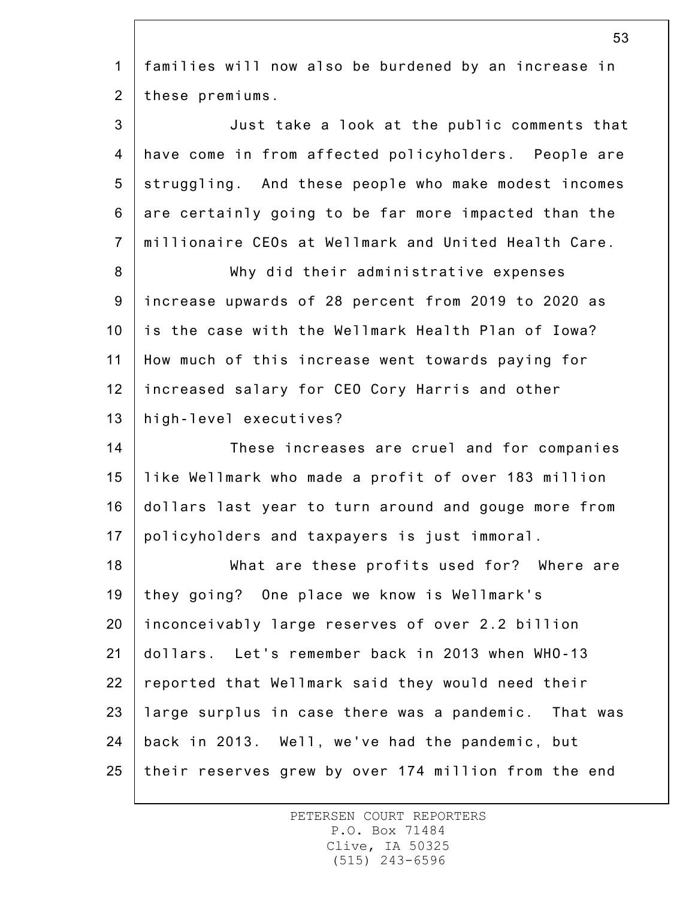families will now also be burdened by an increase in these premiums.

Just take a look at the public comments that have come in from affected policyholders. People are struggling. And these people who make modest incomes are certainly going to be far more impacted than the millionaire CEOs at Wellmark and United Health Care.

Why did their administrative expenses increase upwards of 28 percent from 2019 to 2020 as is the case with the Wellmark Health Plan of Iowa? How much of this increase went towards paying for increased salary for CEO Cory Harris and other high-level executives?

These increases are cruel and for companies like Wellmark who made a profit of over 183 million dollars last year to turn around and gouge more from policyholders and taxpayers is just immoral.

What are these profits used for? Where are they going? One place we know is Wellmark's inconceivably large reserves of over 2.2 billion dollars. Let's remember back in 2013 when WHO-13 reported that Wellmark said they would need their large surplus in case there was a pandemic. That was back in 2013. Well, we've had the pandemic, but their reserves grew by over 174 million from the end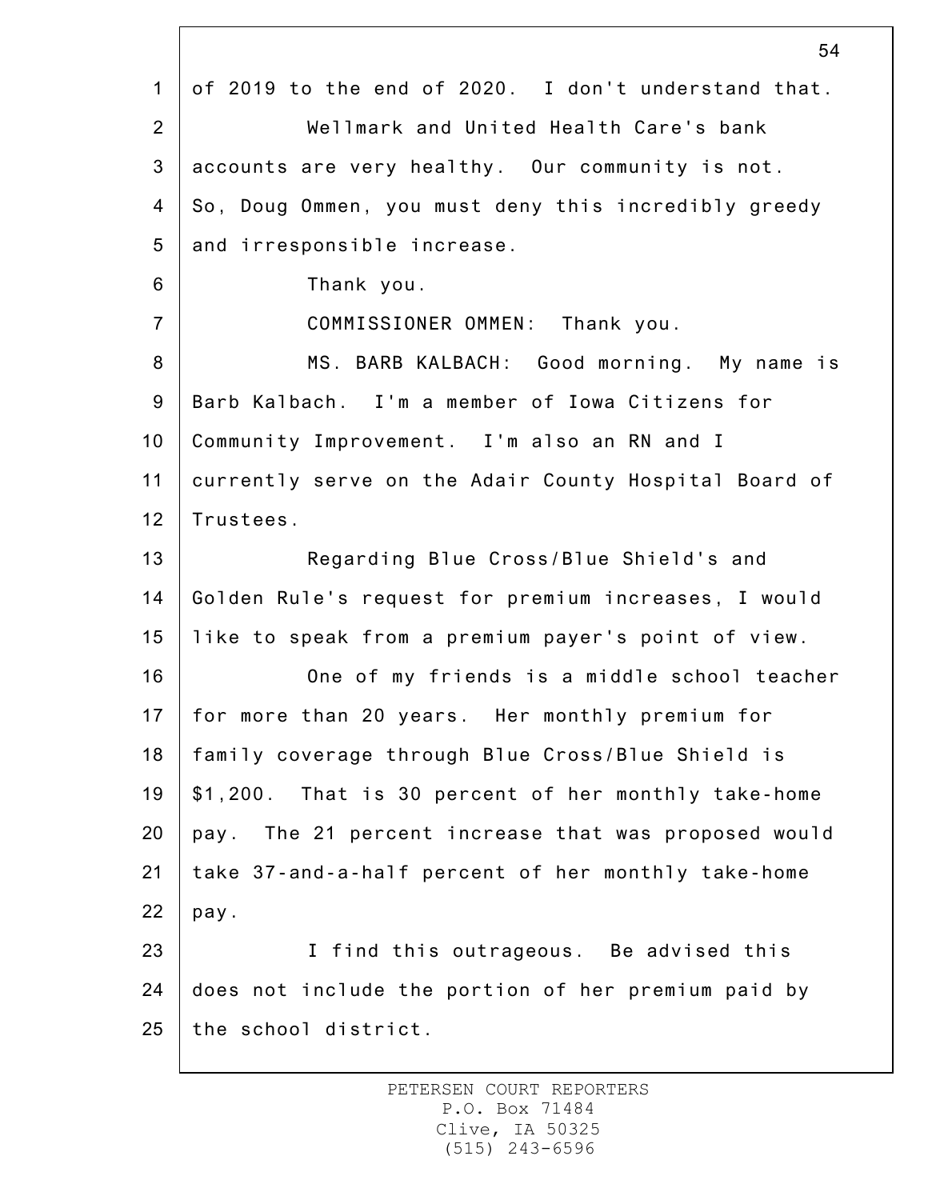of 2019 to the end of 2020. I don't understand that.

Wellmark and United Health Care's bank accounts are very healthy. Our community is not. So, Doug Ommen, you must deny this incredibly greedy and irresponsible increase.

Thank you.

COMMISSIONER OMMEN: Thank you.

MS. BARB KALBACH: Good morning. My name is Barb Kalbach. I'm a member of Iowa Citizens for Community Improvement. I'm also an RN and I currently serve on the Adair County Hospital Board of Trustees.

Regarding Blue Cross/Blue Shield's and Golden Rule's request for premium increases, I would like to speak from a premium payer's point of view.

One of my friends is a middle school teacher for more than 20 years. Her monthly premium for family coverage through Blue Cross/Blue Shield is $1,200. That is 30 percent of her monthly take-home pay. The 21 percent increase that was proposed would take 37-and-a-half percent of her monthly take-home pay.

I find this outrageous. Be advised this does not include the portion of her premium paid by the school district.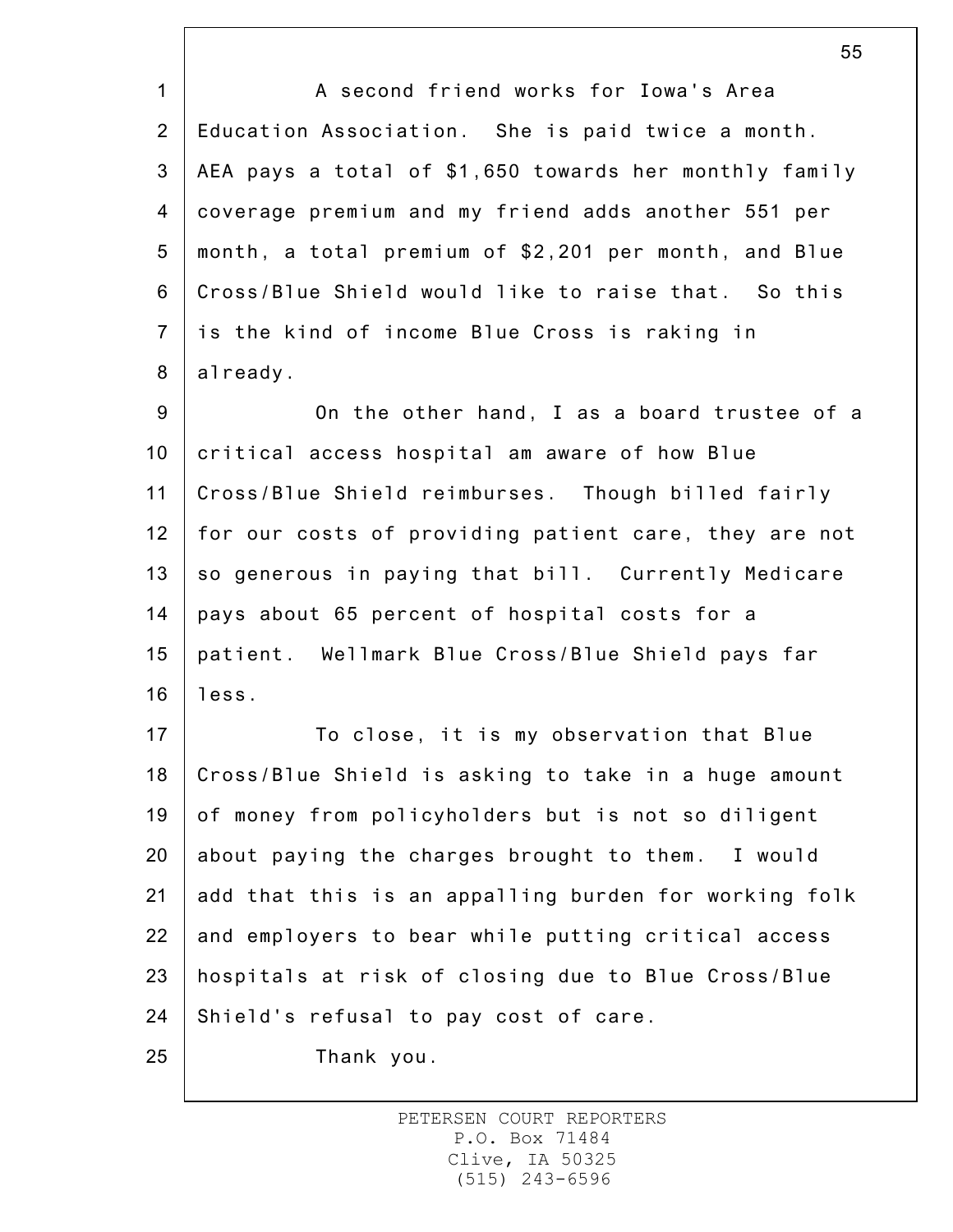A second friend works for Iowa's Area Education Association. She is paid twice a month. AEA pays a total of $1,650 towards her monthly family coverage premium and my friend adds another 551 per month, a total premium of $2,201 per month, and Blue Cross/Blue Shield would like to raise that. So this is the kind of income Blue Cross is raking in already.

On the other hand, I as a board trustee of a critical access hospital am aware of how Blue Cross/Blue Shield reimburses. Though billed fairly for our costs of providing patient care, they are not so generous in paying that bill. Currently Medicare pays about 65 percent of hospital costs for a patient. Wellmark Blue Cross/Blue Shield pays far less.

To close, it is my observation that Blue Cross/Blue Shield is asking to take in a huge amount of money from policyholders but is not so diligent about paying the charges brought to them. I would add that this is an appalling burden for working folk and employers to bear while putting critical access hospitals at risk of closing due to Blue Cross/Blue Shield's refusal to pay cost of care.

Thank you.

PETERSEN COURT REPORTERS
P.O. Box 71484
Clive, IA 50325
(515) 243-6596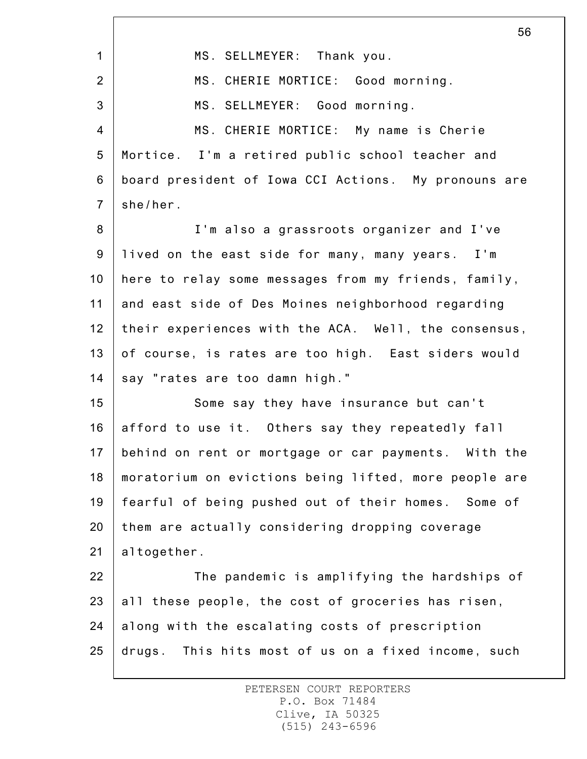MS. SELLMEYER: Thank you.

MS. CHERIE MORTICE: Good morning.

MS. SELLMEYER: Good morning.

MS. CHERIE MORTICE: My name is Cherie Mortice. I'm a retired public school teacher and board president of Iowa CCI Actions. My pronouns are she/her.

I'm also a grassroots organizer and I've lived on the east side for many, many years. I'm here to relay some messages from my friends, family, and east side of Des Moines neighborhood regarding their experiences with the ACA. Well, the consensus, of course, is rates are too high. East siders would say "rates are too damn high."

Some say they have insurance but can't afford to use it. Others say they repeatedly fall behind on rent or mortgage or car payments. With the moratorium on evictions being lifted, more people are fearful of being pushed out of their homes. Some of them are actually considering dropping coverage altogether.

The pandemic is amplifying the hardships of all these people, the cost of groceries has risen, along with the escalating costs of prescription drugs. This hits most of us on a fixed income, such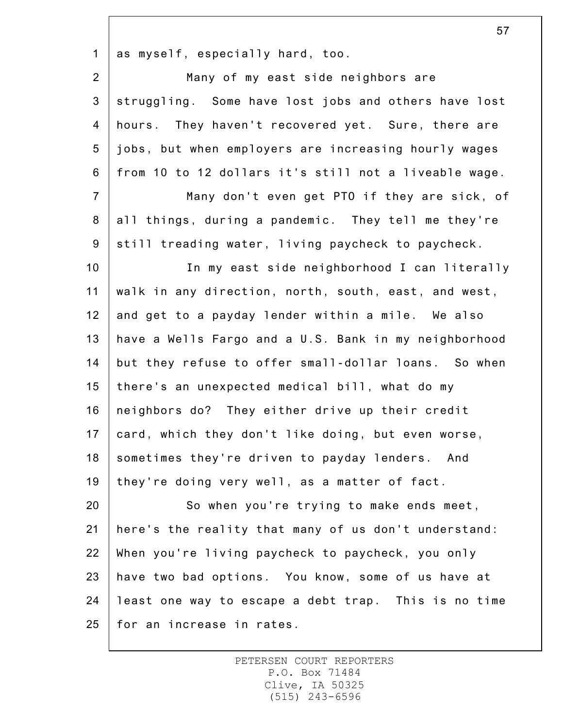as myself, especially hard, too.

Many of my east side neighbors are struggling. Some have lost jobs and others have lost hours. They haven't recovered yet. Sure, there are jobs, but when employers are increasing hourly wages from 10 to 12 dollars it's still not a liveable wage.

Many don't even get PTO if they are sick, of all things, during a pandemic. They tell me they're still treading water, living paycheck to paycheck.

In my east side neighborhood I can literally walk in any direction, north, south, east, and west, and get to a payday lender within a mile. We also have a Wells Fargo and a U.S. Bank in my neighborhood but they refuse to offer small-dollar loans. So when there's an unexpected medical bill, what do my neighbors do? They either drive up their credit card, which they don't like doing, but even worse, sometimes they're driven to payday lenders. And they're doing very well, as a matter of fact.

So when you're trying to make ends meet, here's the reality that many of us don't understand: When you're living paycheck to paycheck, you only have two bad options. You know, some of us have at least one way to escape a debt trap. This is no time for an increase in rates.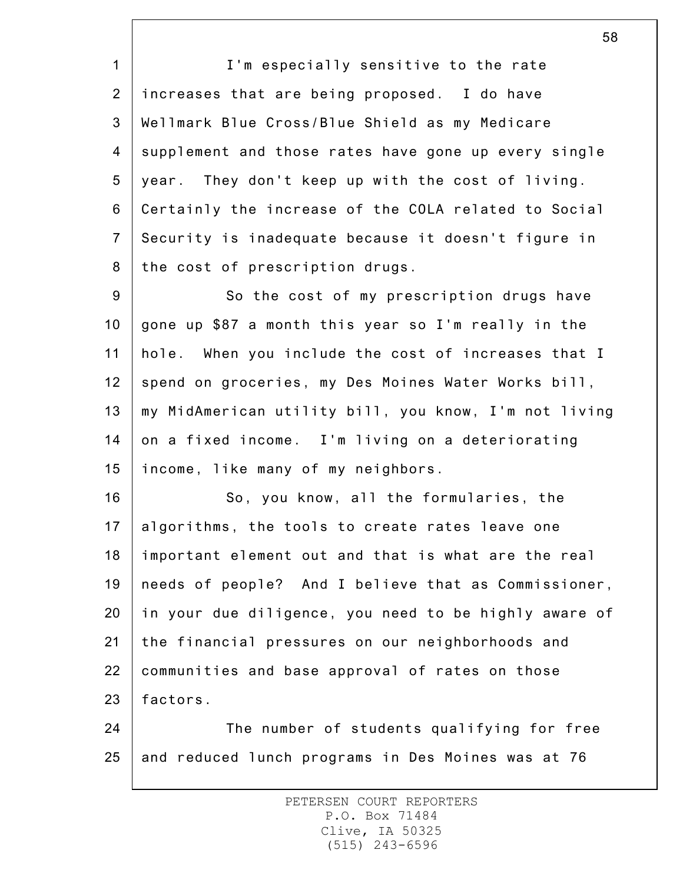I'm especially sensitive to the rate increases that are being proposed. I do have Wellmark Blue Cross/Blue Shield as my Medicare supplement and those rates have gone up every single year. They don't keep up with the cost of living. Certainly the increase of the COLA related to Social Security is inadequate because it doesn't figure in the cost of prescription drugs.

So the cost of my prescription drugs have gone up $87 a month this year so I'm really in the hole. When you include the cost of increases that I spend on groceries, my Des Moines Water Works bill, my MidAmerican utility bill, you know, I'm not living on a fixed income. I'm living on a deteriorating income, like many of my neighbors.

So, you know, all the formularies, the algorithms, the tools to create rates leave one important element out and that is what are the real needs of people? And I believe that as Commissioner, in your due diligence, you need to be highly aware of the financial pressures on our neighborhoods and communities and base approval of rates on those factors.

The number of students qualifying for free and reduced lunch programs in Des Moines was at 76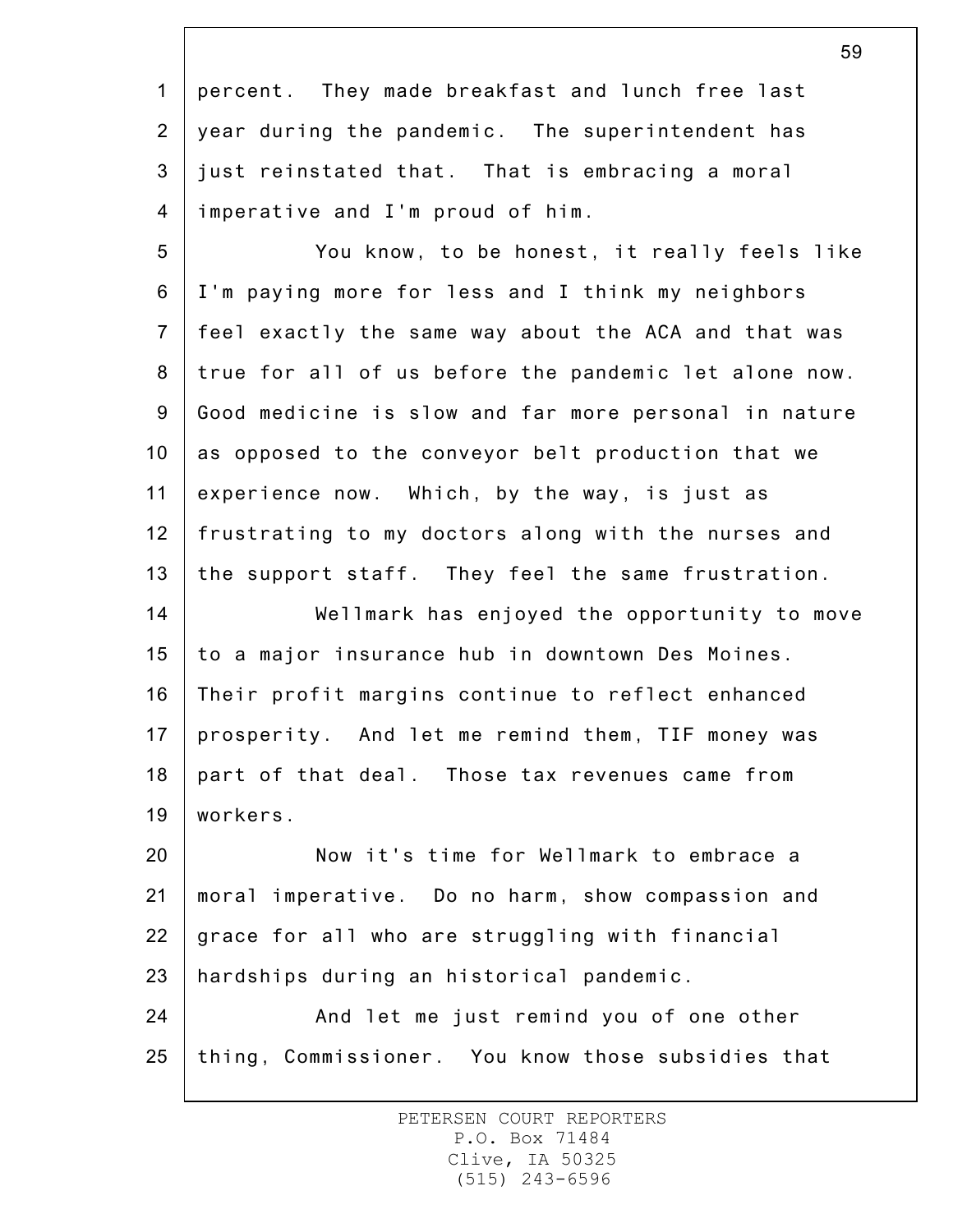percent. They made breakfast and lunch free last year during the pandemic. The superintendent has just reinstated that. That is embracing a moral imperative and I'm proud of him.

You know, to be honest, it really feels like I'm paying more for less and I think my neighbors feel exactly the same way about the ACA and that was true for all of us before the pandemic let alone now. Good medicine is slow and far more personal in nature as opposed to the conveyor belt production that we experience now. Which, by the way, is just as frustrating to my doctors along with the nurses and the support staff. They feel the same frustration.

Wellmark has enjoyed the opportunity to move to a major insurance hub in downtown Des Moines. Their profit margins continue to reflect enhanced prosperity. And let me remind them, TIF money was part of that deal. Those tax revenues came from workers.

Now it's time for Wellmark to embrace a moral imperative. Do no harm, show compassion and grace for all who are struggling with financial hardships during an historical pandemic.

And let me just remind you of one other thing, Commissioner. You know those subsidies that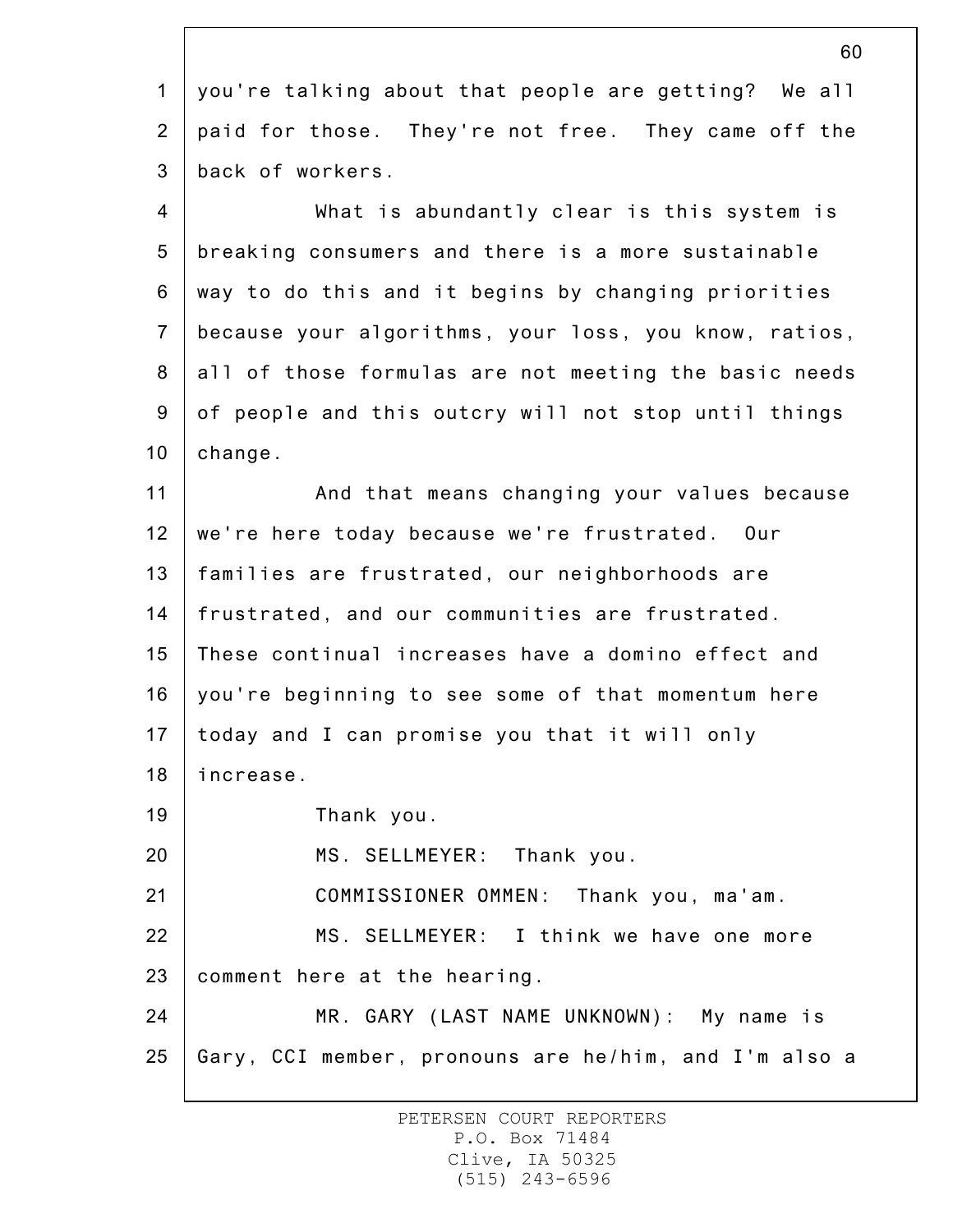you're talking about that people are getting? We all paid for those. They're not free. They came off the back of workers.

What is abundantly clear is this system is breaking consumers and there is a more sustainable way to do this and it begins by changing priorities because your algorithms, your loss, you know, ratios, all of those formulas are not meeting the basic needs of people and this outcry will not stop until things change.

And that means changing your values because we're here today because we're frustrated. Our families are frustrated, our neighborhoods are frustrated, and our communities are frustrated. These continual increases have a domino effect and you're beginning to see some of that momentum here today and I can promise you that it will only increase.

Thank you.

MS. SELLMEYER: Thank you.

COMMISSIONER OMMEN: Thank you, ma'am.

MS. SELLMEYER: I think we have one more comment here at the hearing.

MR. GARY (LAST NAME UNKNOWN): My name is Gary, CCI member, pronouns are he/him, and I'm also a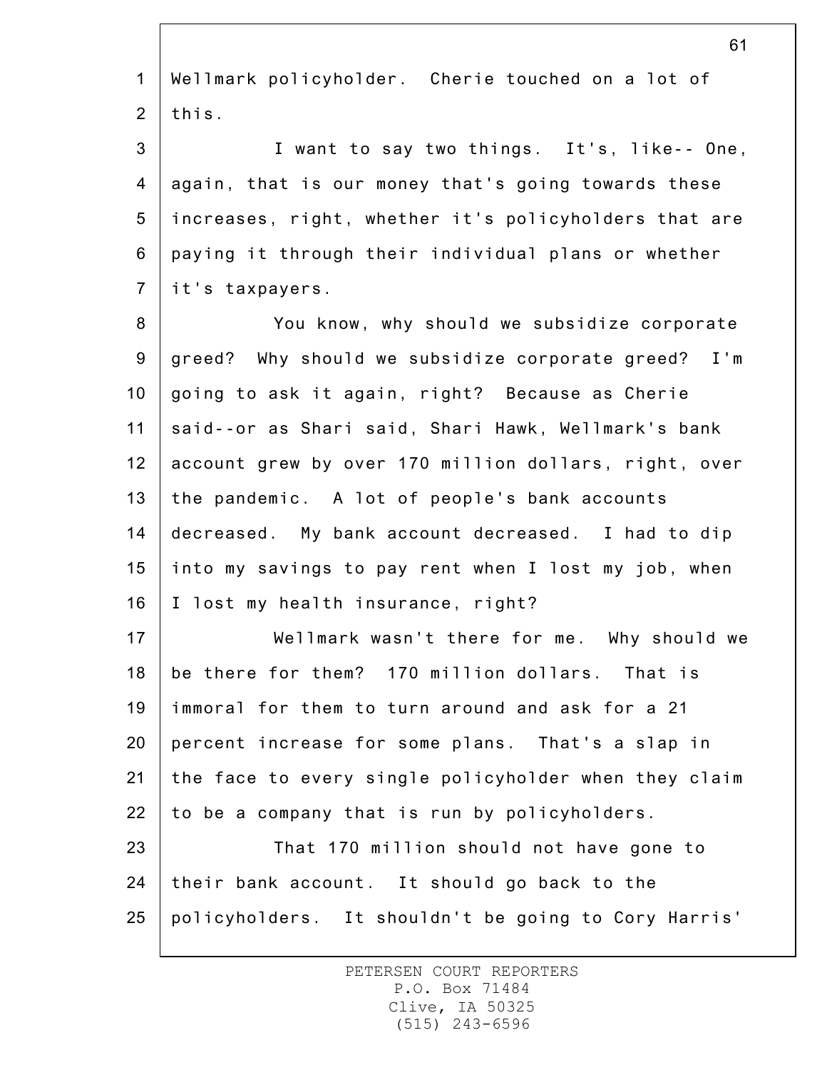Wellmark policyholder. Cherie touched on a lot of this.

I want to say two things. It's, like-- One, again, that is our money that's going towards these increases, right, whether it's policyholders that are paying it through their individual plans or whether it's taxpayers.

You know, why should we subsidize corporate greed? Why should we subsidize corporate greed? I'm going to ask it again, right? Because as Cherie said--or as Shari said, Shari Hawk, Wellmark's bank account grew by over 170 million dollars, right, over the pandemic. A lot of people's bank accounts decreased. My bank account decreased. I had to dip into my savings to pay rent when I lost my job, when I lost my health insurance, right?

Wellmark wasn't there for me. Why should we be there for them? 170 million dollars. That is immoral for them to turn around and ask for a 21 percent increase for some plans. That's a slap in the face to every single policyholder when they claim to be a company that is run by policyholders.

That 170 million should not have gone to their bank account. It should go back to the policyholders. It shouldn't be going to Cory Harris'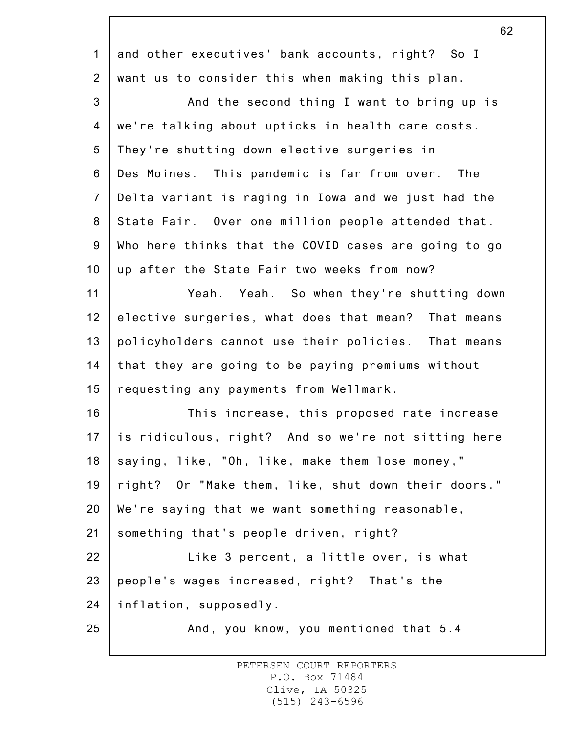and other executives' bank accounts, right? So I want us to consider this when making this plan.

And the second thing I want to bring up is we're talking about upticks in health care costs. They're shutting down elective surgeries in Des Moines. This pandemic is far from over. The Delta variant is raging in Iowa and we just had the State Fair. Over one million people attended that. Who here thinks that the COVID cases are going to go up after the State Fair two weeks from now?

Yeah. Yeah. So when they're shutting down elective surgeries, what does that mean? That means policyholders cannot use their policies. That means that they are going to be paying premiums without requesting any payments from Wellmark.

This increase, this proposed rate increase is ridiculous, right? And so we're not sitting here saying, like, "Oh, like, make them lose money," right? Or "Make them, like, shut down their doors." We're saying that we want something reasonable, something that's people driven, right?

Like 3 percent, a little over, is what people's wages increased, right? That's the inflation, supposedly.

And, you know, you mentioned that 5.4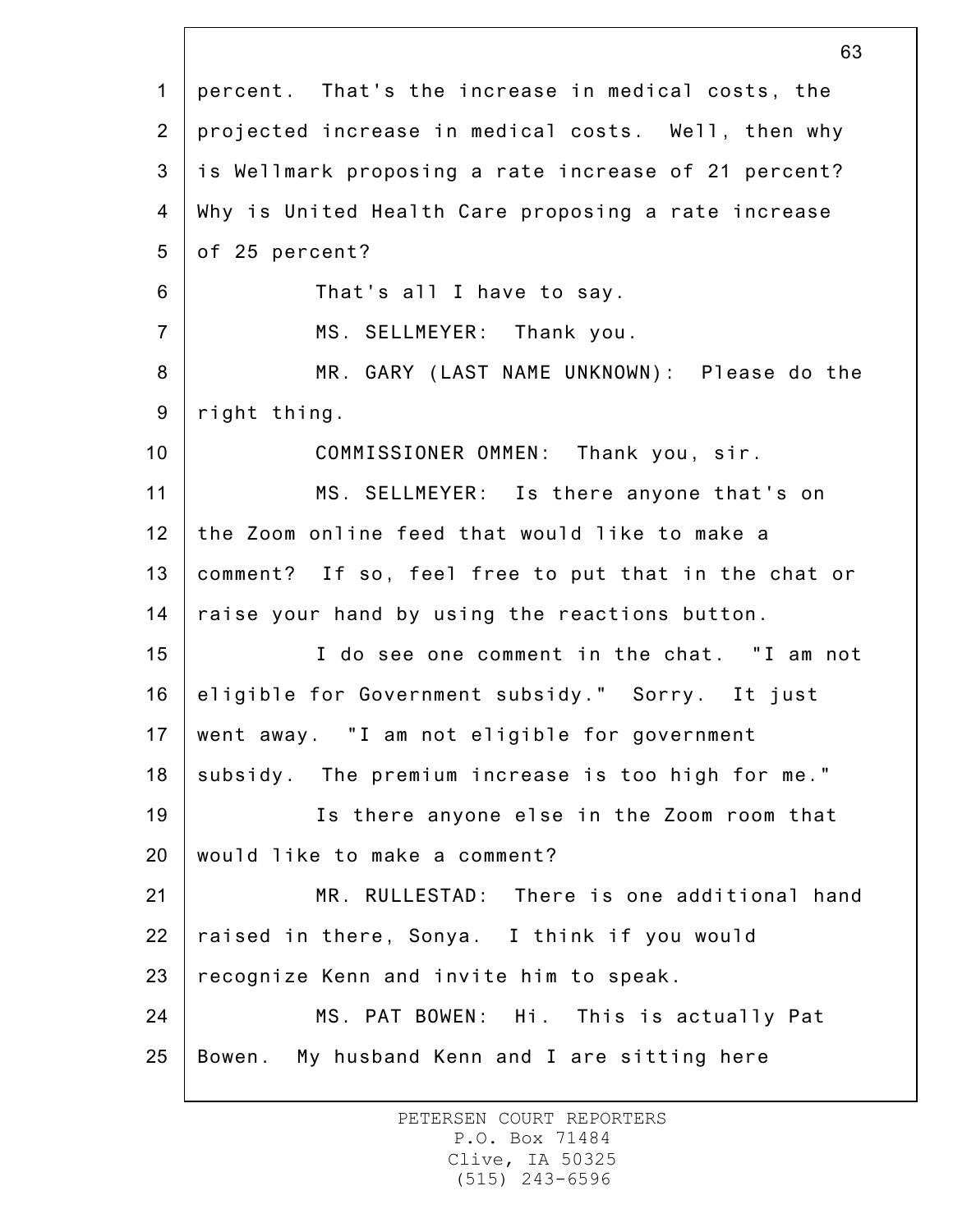percent. That's the increase in medical costs, the projected increase in medical costs. Well, then why is Wellmark proposing a rate increase of 21 percent? Why is United Health Care proposing a rate increase of 25 percent?

That's all I have to say.

MS. SELLMEYER: Thank you.

MR. GARY (LAST NAME UNKNOWN): Please do the right thing.

COMMISSIONER OMMEN: Thank you, sir.

MS. SELLMEYER: Is there anyone that's on the Zoom online feed that would like to make a comment? If so, feel free to put that in the chat or raise your hand by using the reactions button.

I do see one comment in the chat. "I am not eligible for Government subsidy." Sorry. It just went away. "I am not eligible for government subsidy. The premium increase is too high for me."

Is there anyone else in the Zoom room that would like to make a comment?

MR. RULLESTAD: There is one additional hand raised in there, Sonya. I think if you would recognize Kenn and invite him to speak.

MS. PAT BOWEN: Hi. This is actually Pat Bowen. My husband Kenn and I are sitting here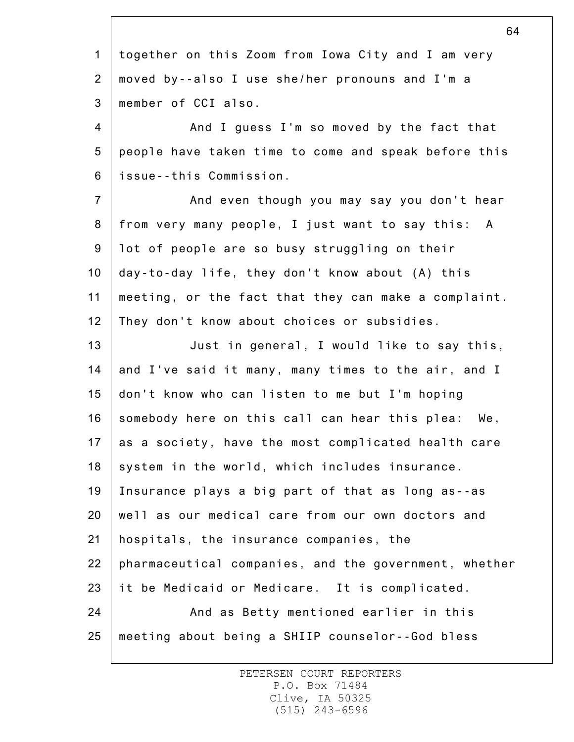together on this Zoom from Iowa City and I am very moved by--also I use she/her pronouns and I'm a member of CCI also.

And I guess I'm so moved by the fact that people have taken time to come and speak before this issue--this Commission.

And even though you may say you don't hear from very many people, I just want to say this: A lot of people are so busy struggling on their day-to-day life, they don't know about (A) this meeting, or the fact that they can make a complaint. They don't know about choices or subsidies.

Just in general, I would like to say this, and I've said it many, many times to the air, and I don't know who can listen to me but I'm hoping somebody here on this call can hear this plea: We, as a society, have the most complicated health care system in the world, which includes insurance. Insurance plays a big part of that as long as--as well as our medical care from our own doctors and hospitals, the insurance companies, the pharmaceutical companies, and the government, whether it be Medicaid or Medicare. It is complicated.

And as Betty mentioned earlier in this meeting about being a SHIIP counselor--God bless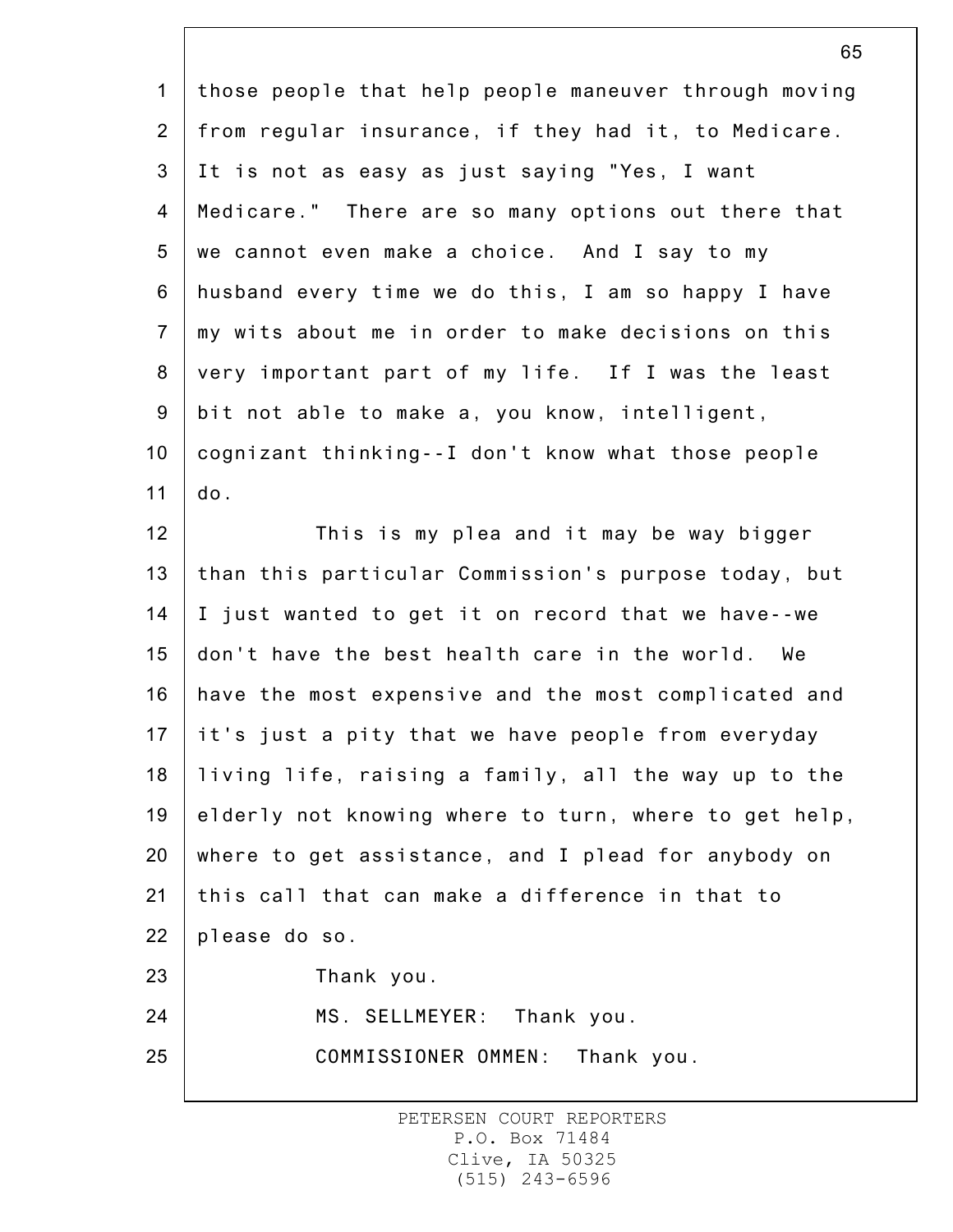those people that help people maneuver through moving from regular insurance, if they had it, to Medicare. It is not as easy as just saying "Yes, I want Medicare." There are so many options out there that we cannot even make a choice. And I say to my husband every time we do this, I am so happy I have my wits about me in order to make decisions on this very important part of my life. If I was the least bit not able to make a, you know, intelligent, cognizant thinking--I don't know what those people do.

This is my plea and it may be way bigger than this particular Commission's purpose today, but I just wanted to get it on record that we have--we don't have the best health care in the world. We have the most expensive and the most complicated and it's just a pity that we have people from everyday living life, raising a family, all the way up to the elderly not knowing where to turn, where to get help, where to get assistance, and I plead for anybody on this call that can make a difference in that to please do so.

Thank you.

MS. SELLMEYER: Thank you.

COMMISSIONER OMMEN: Thank you.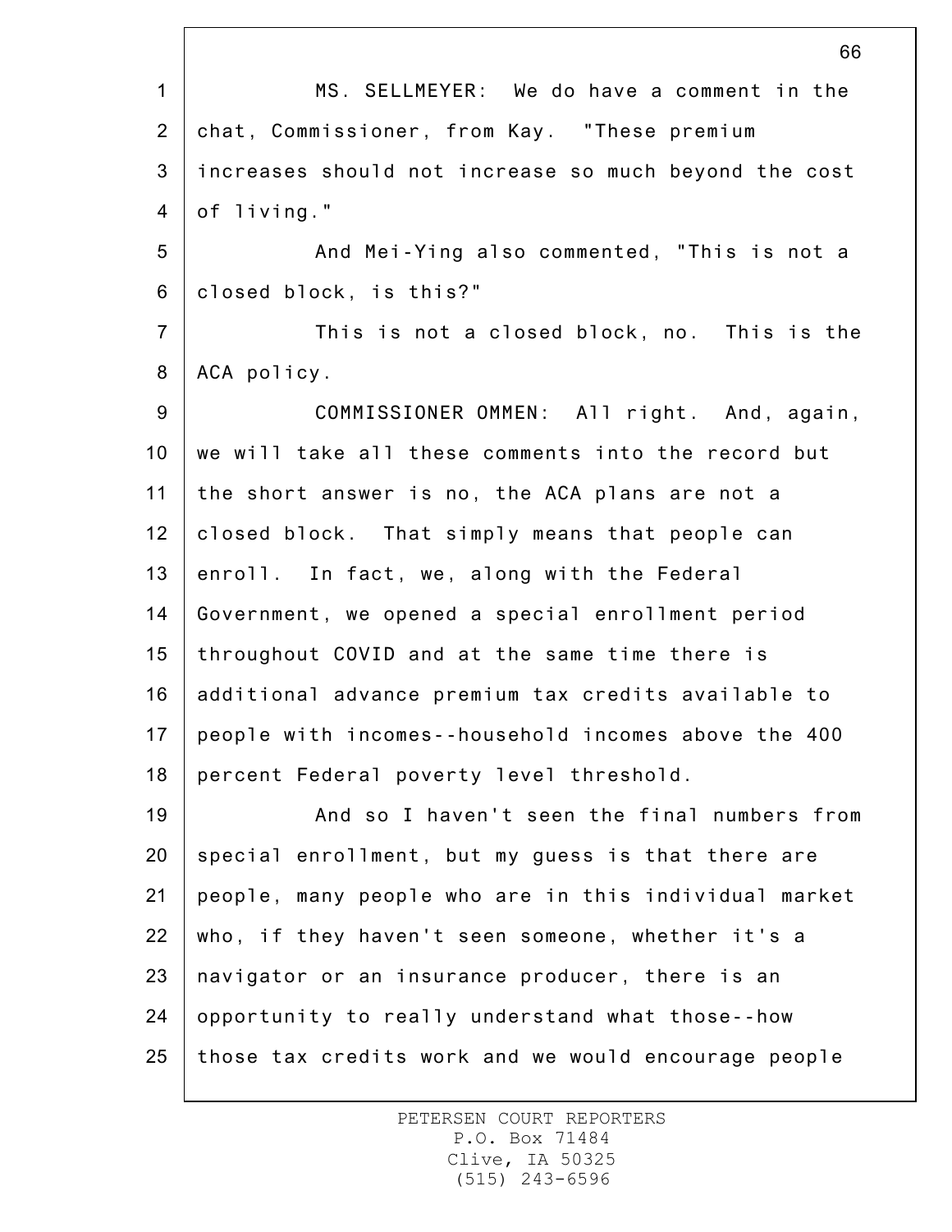MS. SELLMEYER: We do have a comment in the chat, Commissioner, from Kay. "These premium increases should not increase so much beyond the cost of living."

And Mei-Ying also commented, "This is not a closed block, is this?"

This is not a closed block, no. This is the ACA policy.

COMMISSIONER OMMEN: All right. And, again, we will take all these comments into the record but the short answer is no, the ACA plans are not a closed block. That simply means that people can enroll. In fact, we, along with the Federal Government, we opened a special enrollment period throughout COVID and at the same time there is additional advance premium tax credits available to people with incomes--household incomes above the 400 percent Federal poverty level threshold.

And so I haven't seen the final numbers from special enrollment, but my guess is that there are people, many people who are in this individual market who, if they haven't seen someone, whether it's a navigator or an insurance producer, there is an opportunity to really understand what those--how those tax credits work and we would encourage people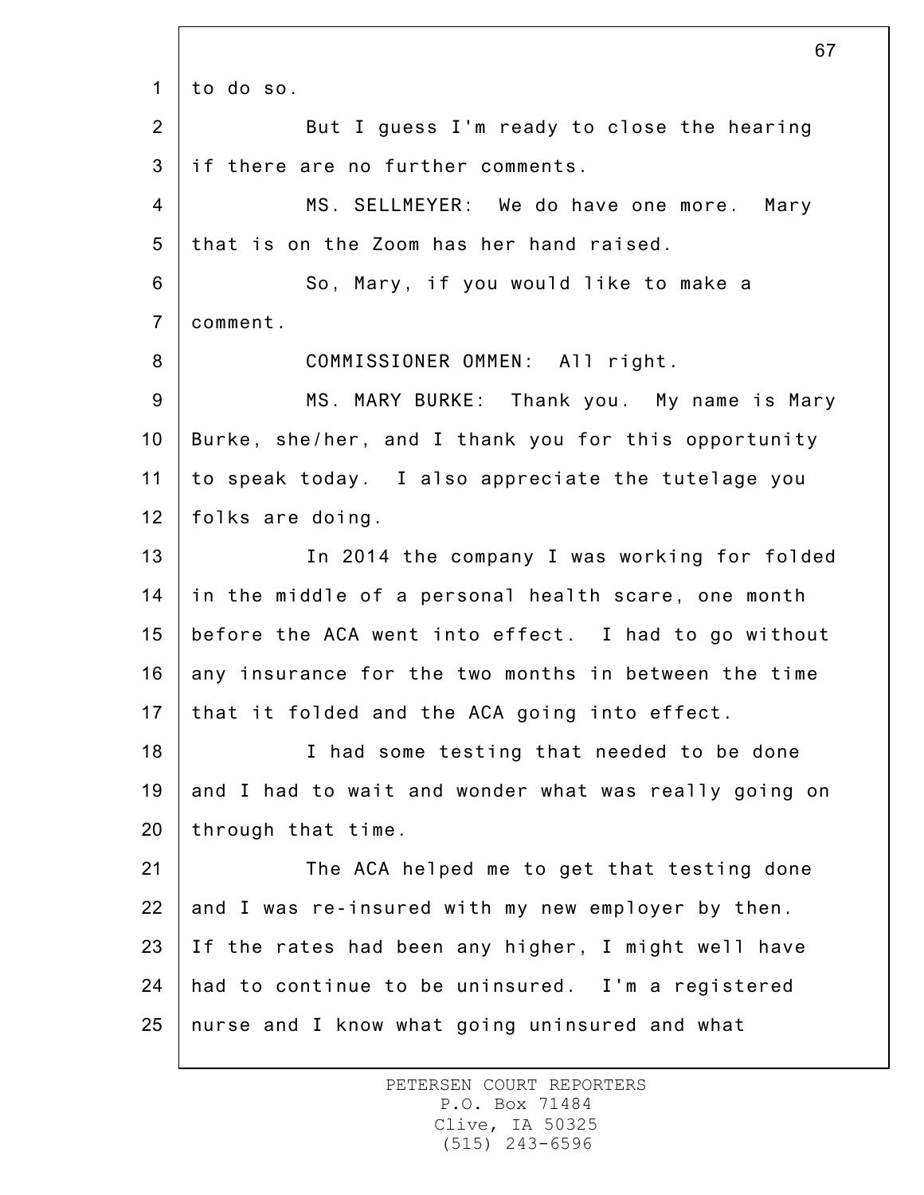to do so.

But I guess I'm ready to close the hearing if there are no further comments.

MS. SELLMEYER: We do have one more. Mary that is on the Zoom has her hand raised.

So, Mary, if you would like to make a comment.

COMMISSIONER OMMEN: All right.

MS. MARY BURKE: Thank you. My name is Mary Burke, she/her, and I thank you for this opportunity to speak today. I also appreciate the tutelage you folks are doing.

In 2014 the company I was working for folded in the middle of a personal health scare, one month before the ACA went into effect. I had to go without any insurance for the two months in between the time that it folded and the ACA going into effect.

I had some testing that needed to be done and I had to wait and wonder what was really going on through that time.

The ACA helped me to get that testing done and I was re-insured with my new employer by then. If the rates had been any higher, I might well have had to continue to be uninsured. I'm a registered nurse and I know what going uninsured and what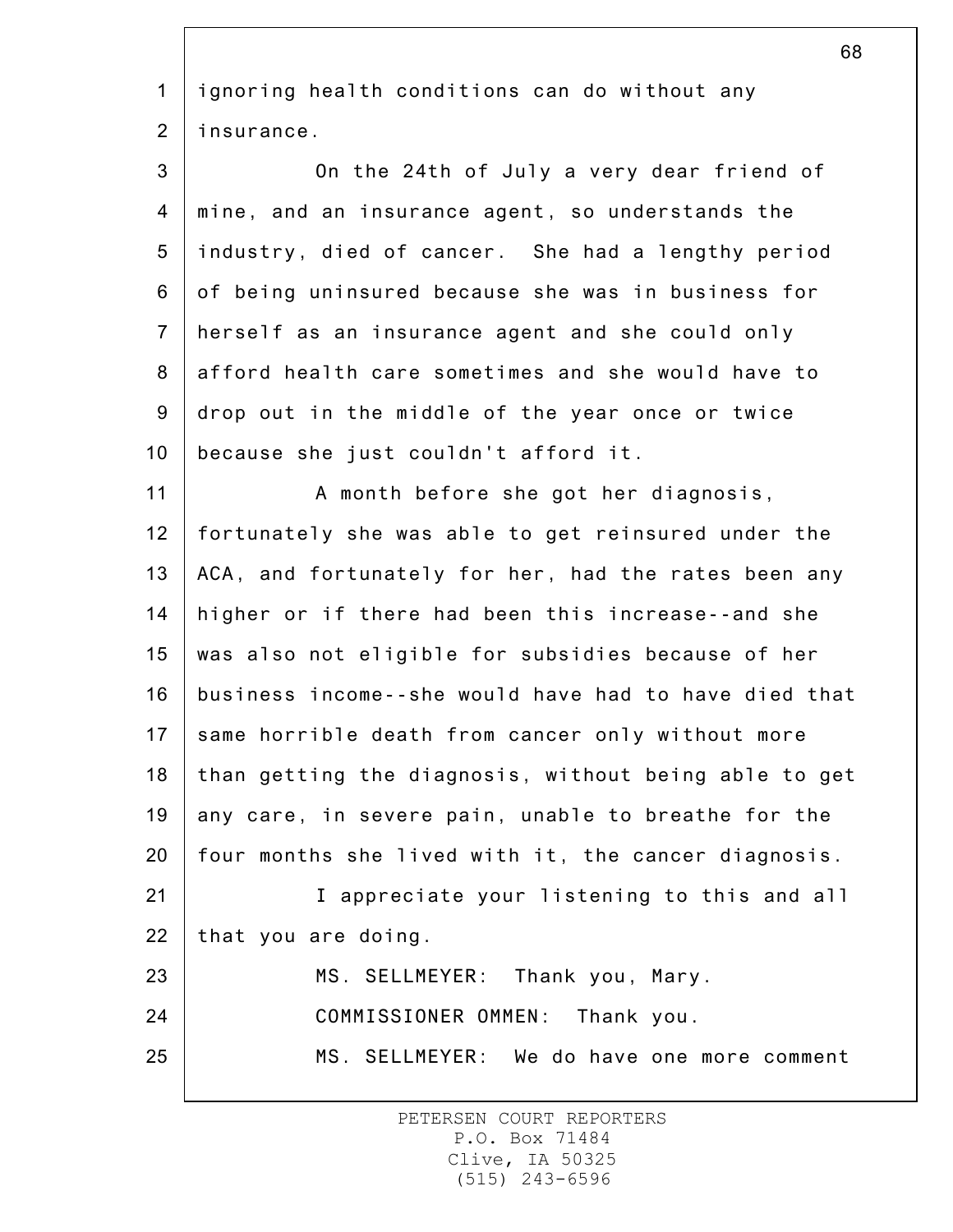ignoring health conditions can do without any insurance.

On the 24th of July a very dear friend of mine, and an insurance agent, so understands the industry, died of cancer. She had a lengthy period of being uninsured because she was in business for herself as an insurance agent and she could only afford health care sometimes and she would have to drop out in the middle of the year once or twice because she just couldn't afford it.

A month before she got her diagnosis, fortunately she was able to get reinsured under the ACA, and fortunately for her, had the rates been any higher or if there had been this increase--and she was also not eligible for subsidies because of her business income--she would have had to have died that same horrible death from cancer only without more than getting the diagnosis, without being able to get any care, in severe pain, unable to breathe for the four months she lived with it, the cancer diagnosis.

I appreciate your listening to this and all that you are doing.

MS. SELLMEYER: Thank you, Mary.

COMMISSIONER OMMEN: Thank you.

MS. SELLMEYER: We do have one more comment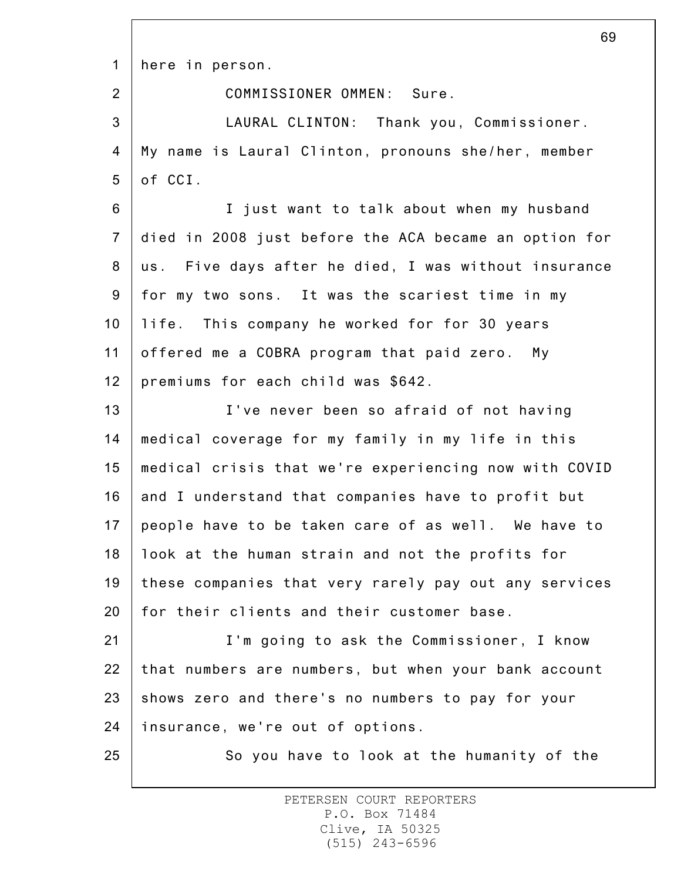here in person.

COMMISSIONER OMMEN: Sure.

LAURAL CLINTON: Thank you, Commissioner. My name is Laural Clinton, pronouns she/her, member of CCI.

I just want to talk about when my husband died in 2008 just before the ACA became an option for us. Five days after he died, I was without insurance for my two sons. It was the scariest time in my life. This company he worked for for 30 years offered me a COBRA program that paid zero. My premiums for each child was $642.

I've never been so afraid of not having medical coverage for my family in my life in this medical crisis that we're experiencing now with COVID and I understand that companies have to profit but people have to be taken care of as well. We have to look at the human strain and not the profits for these companies that very rarely pay out any services for their clients and their customer base.

I'm going to ask the Commissioner, I know that numbers are numbers, but when your bank account shows zero and there's no numbers to pay for your insurance, we're out of options.

So you have to look at the humanity of the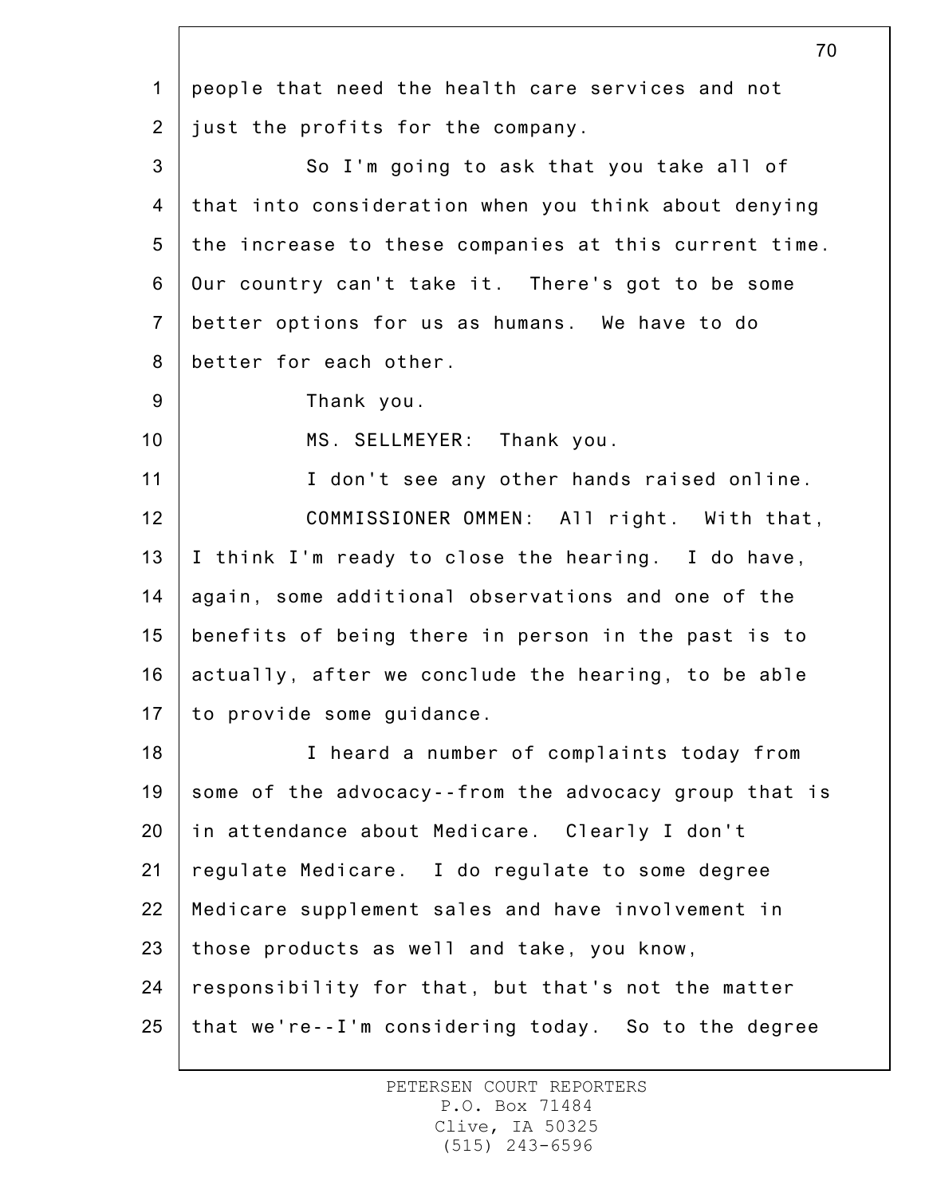people that need the health care services and not just the profits for the company.

So I'm going to ask that you take all of that into consideration when you think about denying the increase to these companies at this current time. Our country can't take it. There's got to be some better options for us as humans. We have to do better for each other.

Thank you.

MS. SELLMEYER: Thank you.

I don't see any other hands raised online.

COMMISSIONER OMMEN: All right. With that, I think I'm ready to close the hearing. I do have, again, some additional observations and one of the benefits of being there in person in the past is to actually, after we conclude the hearing, to be able to provide some guidance.

I heard a number of complaints today from some of the advocacy--from the advocacy group that is in attendance about Medicare. Clearly I don't regulate Medicare. I do regulate to some degree Medicare supplement sales and have involvement in those products as well and take, you know, responsibility for that, but that's not the matter that we're--I'm considering today. So to the degree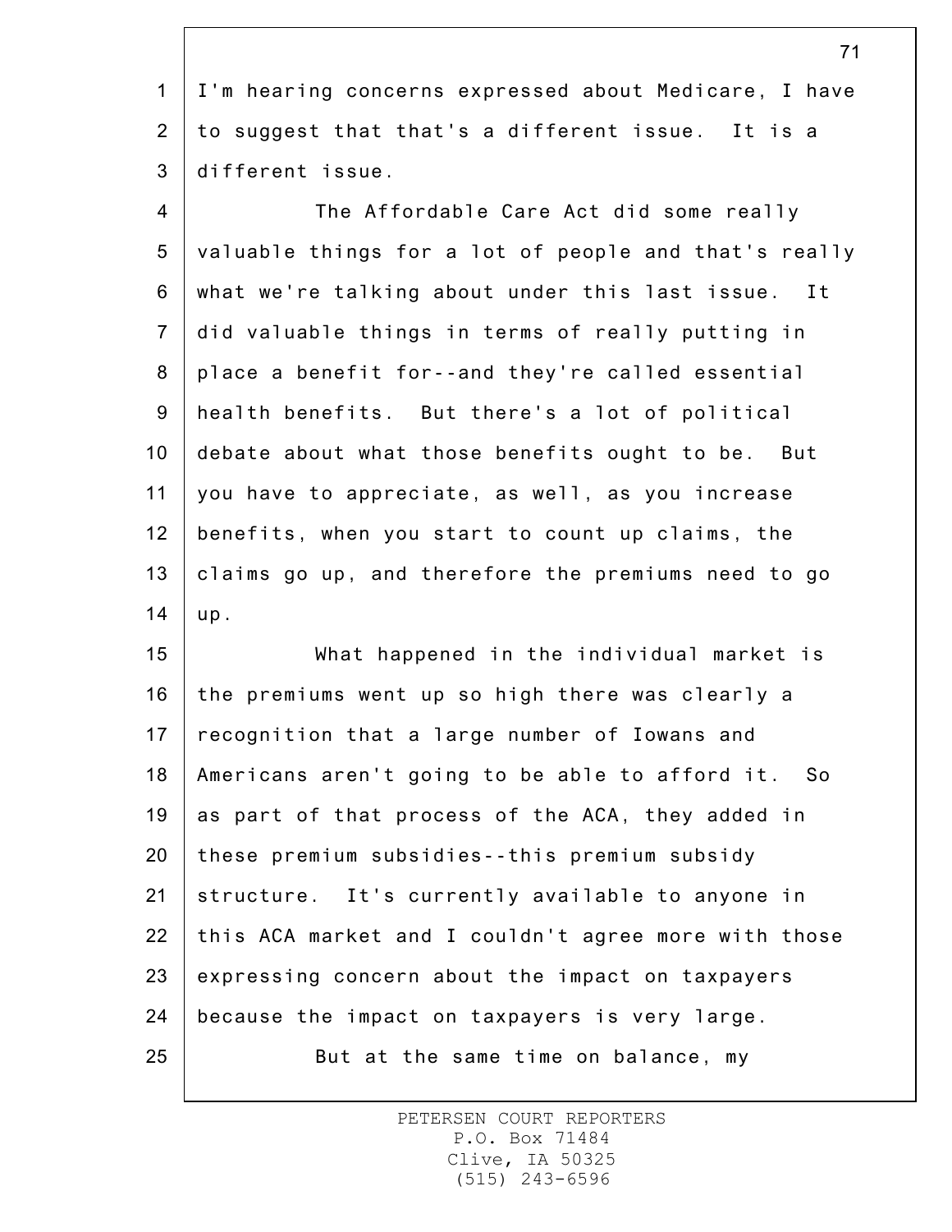I'm hearing concerns expressed about Medicare, I have to suggest that that's a different issue. It is a different issue.

The Affordable Care Act did some really valuable things for a lot of people and that's really what we're talking about under this last issue. It did valuable things in terms of really putting in place a benefit for--and they're called essential health benefits. But there's a lot of political debate about what those benefits ought to be. But you have to appreciate, as well, as you increase benefits, when you start to count up claims, the claims go up, and therefore the premiums need to go up.

What happened in the individual market is the premiums went up so high there was clearly a recognition that a large number of Iowans and Americans aren't going to be able to afford it. So as part of that process of the ACA, they added in these premium subsidies--this premium subsidy structure. It's currently available to anyone in this ACA market and I couldn't agree more with those expressing concern about the impact on taxpayers because the impact on taxpayers is very large.

But at the same time on balance, my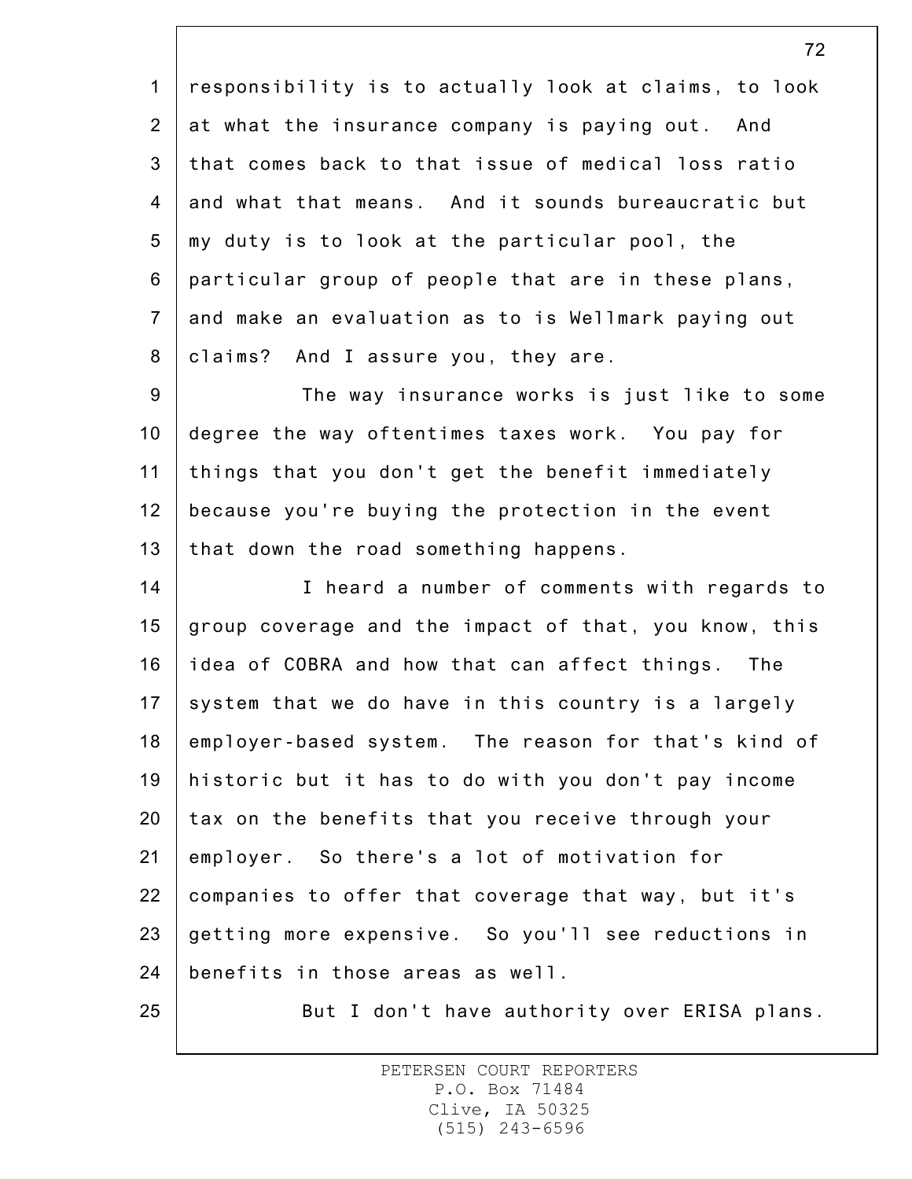responsibility is to actually look at claims, to look at what the insurance company is paying out. And that comes back to that issue of medical loss ratio and what that means. And it sounds bureaucratic but my duty is to look at the particular pool, the particular group of people that are in these plans, and make an evaluation as to is Wellmark paying out claims? And I assure you, they are.

The way insurance works is just like to some degree the way oftentimes taxes work. You pay for things that you don't get the benefit immediately because you're buying the protection in the event that down the road something happens.

I heard a number of comments with regards to group coverage and the impact of that, you know, this idea of COBRA and how that can affect things. The system that we do have in this country is a largely employer-based system. The reason for that's kind of historic but it has to do with you don't pay income tax on the benefits that you receive through your employer. So there's a lot of motivation for companies to offer that coverage that way, but it's getting more expensive. So you'll see reductions in benefits in those areas as well.

But I don't have authority over ERISA plans.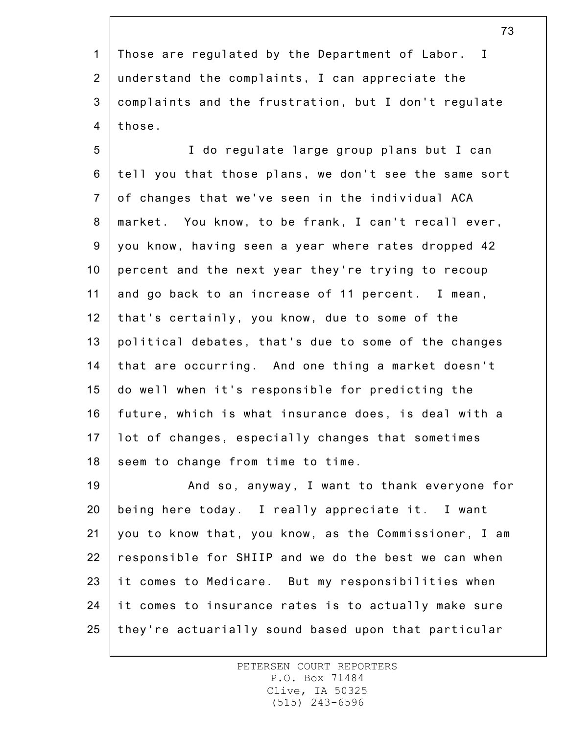Those are regulated by the Department of Labor. I understand the complaints, I can appreciate the complaints and the frustration, but I don't regulate those.

I do regulate large group plans but I can tell you that those plans, we don't see the same sort of changes that we've seen in the individual ACA market. You know, to be frank, I can't recall ever, you know, having seen a year where rates dropped 42 percent and the next year they're trying to recoup and go back to an increase of 11 percent. I mean, that's certainly, you know, due to some of the political debates, that's due to some of the changes that are occurring. And one thing a market doesn't do well when it's responsible for predicting the future, which is what insurance does, is deal with a lot of changes, especially changes that sometimes seem to change from time to time.

And so, anyway, I want to thank everyone for being here today. I really appreciate it. I want you to know that, you know, as the Commissioner, I am responsible for SHIIP and we do the best we can when it comes to Medicare. But my responsibilities when it comes to insurance rates is to actually make sure they're actuarially sound based upon that particular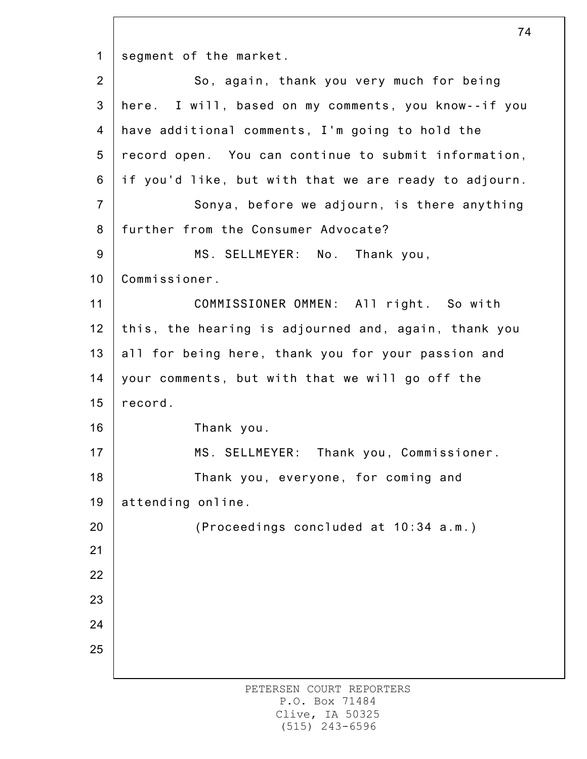segment of the market.

So, again, thank you very much for being here. I will, based on my comments, you know--if you have additional comments, I'm going to hold the record open. You can continue to submit information, if you'd like, but with that we are ready to adjourn.

Sonya, before we adjourn, is there anything further from the Consumer Advocate?

MS. SELLMEYER: No. Thank you, Commissioner.

COMMISSIONER OMMEN: All right. So with this, the hearing is adjourned and, again, thank you all for being here, thank you for your passion and your comments, but with that we will go off the record.

Thank you.

MS. SELLMEYER: Thank you, Commissioner.

Thank you, everyone, for coming and attending online.

(Proceedings concluded at 10:34 a.m.)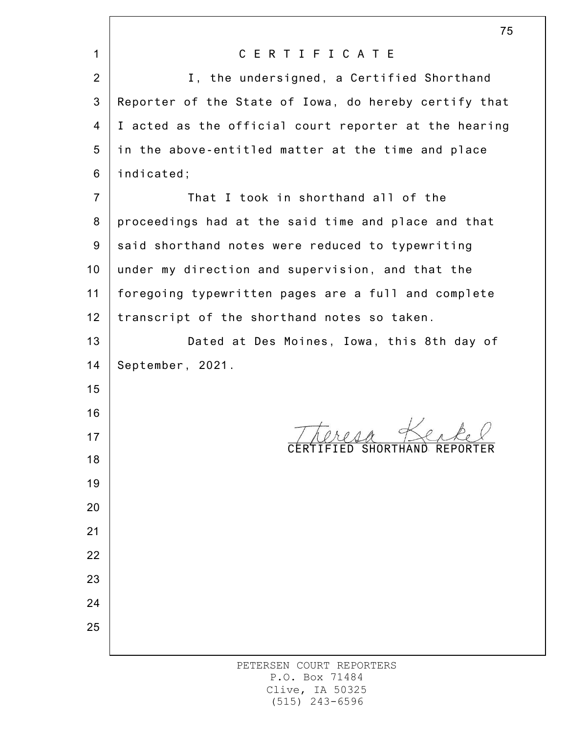# C E R T I F I C A T E

I, the undersigned, a Certified Shorthand Reporter of the State of Iowa, do hereby certify that I acted as the official court reporter at the hearing in the above-entitled matter at the time and place indicated;

That I took in shorthand all of the proceedings had at the said time and place and that said shorthand notes were reduced to typewriting under my direction and supervision, and that the foregoing typewritten pages are a full and complete transcript of the shorthand notes so taken.

Dated at Des Moines, Iowa, this 8th day of September, 2021.

Theresa Kerkel

CERTIFIED SHORTHAND REPORTER

PETERSEN COURT REPORTERS
P.O. Box 71484
Clive, IA 50325
(515) 243-6596